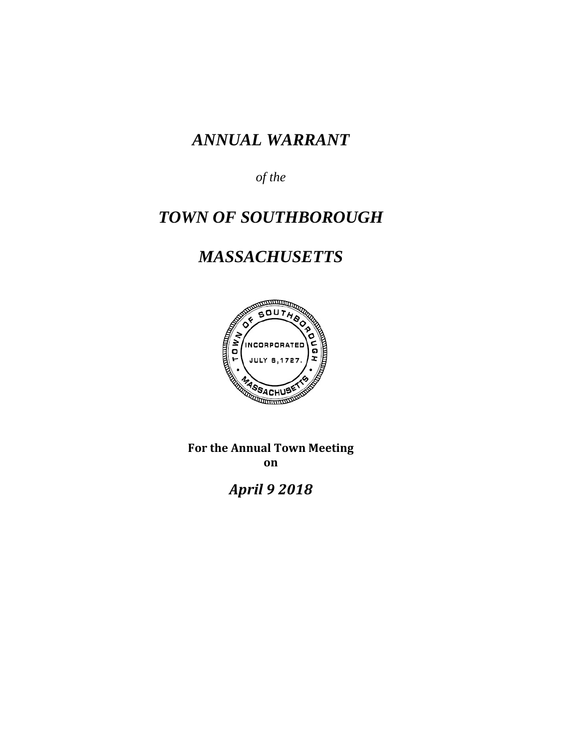# *ANNUAL WARRANT*

*of the*

# *TOWN OF SOUTHBOROUGH*

# *MASSACHUSETTS*

**For the Annual Town Meeting on**

***April 9 2018***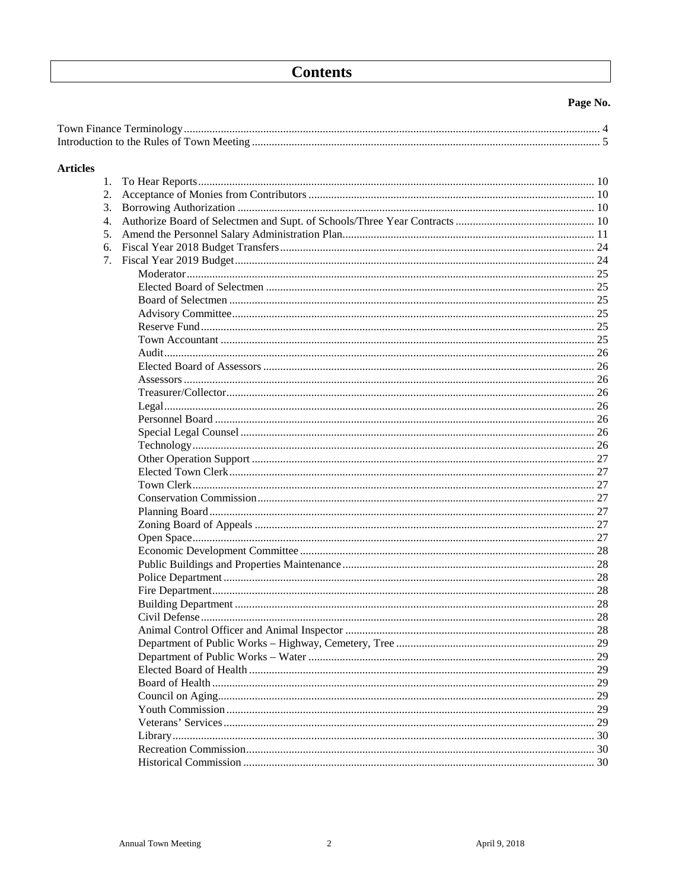# Contents

**Page No.**

Town Finance Terminology ..... 4
Introduction to the Rules of Town Meeting ..... 5

**Articles**

1. To Hear Reports ..... 10
2. Acceptance of Monies from Contributors ..... 10
3. Borrowing Authorization ..... 10
4. Authorize Board of Selectmen and Supt. of Schools/Three Year Contracts ..... 10
5. Amend the Personnel Salary Administration Plan ..... 11
6. Fiscal Year 2018 Budget Transfers ..... 24
7. Fiscal Year 2019 Budget ..... 24
   - Moderator ..... 25
   - Elected Board of Selectmen ..... 25
   - Board of Selectmen ..... 25
   - Advisory Committee ..... 25
   - Reserve Fund ..... 25
   - Town Accountant ..... 25
   - Audit ..... 26
   - Elected Board of Assessors ..... 26
   - Assessors ..... 26
   - Treasurer/Collector ..... 26
   - Legal ..... 26
   - Personnel Board ..... 26
   - Special Legal Counsel ..... 26
   - Technology ..... 26
   - Other Operation Support ..... 27
   - Elected Town Clerk ..... 27
   - Town Clerk ..... 27
   - Conservation Commission ..... 27
   - Planning Board ..... 27
   - Zoning Board of Appeals ..... 27
   - Open Space ..... 27
   - Economic Development Committee ..... 28
   - Public Buildings and Properties Maintenance ..... 28
   - Police Department ..... 28
   - Fire Department ..... 28
   - Building Department ..... 28
   - Civil Defense ..... 28
   - Animal Control Officer and Animal Inspector ..... 28
   - Department of Public Works – Highway, Cemetery, Tree ..... 29
   - Department of Public Works – Water ..... 29
   - Elected Board of Health ..... 29
   - Board of Health ..... 29
   - Council on Aging ..... 29
   - Youth Commission ..... 29
   - Veterans' Services ..... 29
   - Library ..... 30
   - Recreation Commission ..... 30
   - Historical Commission ..... 30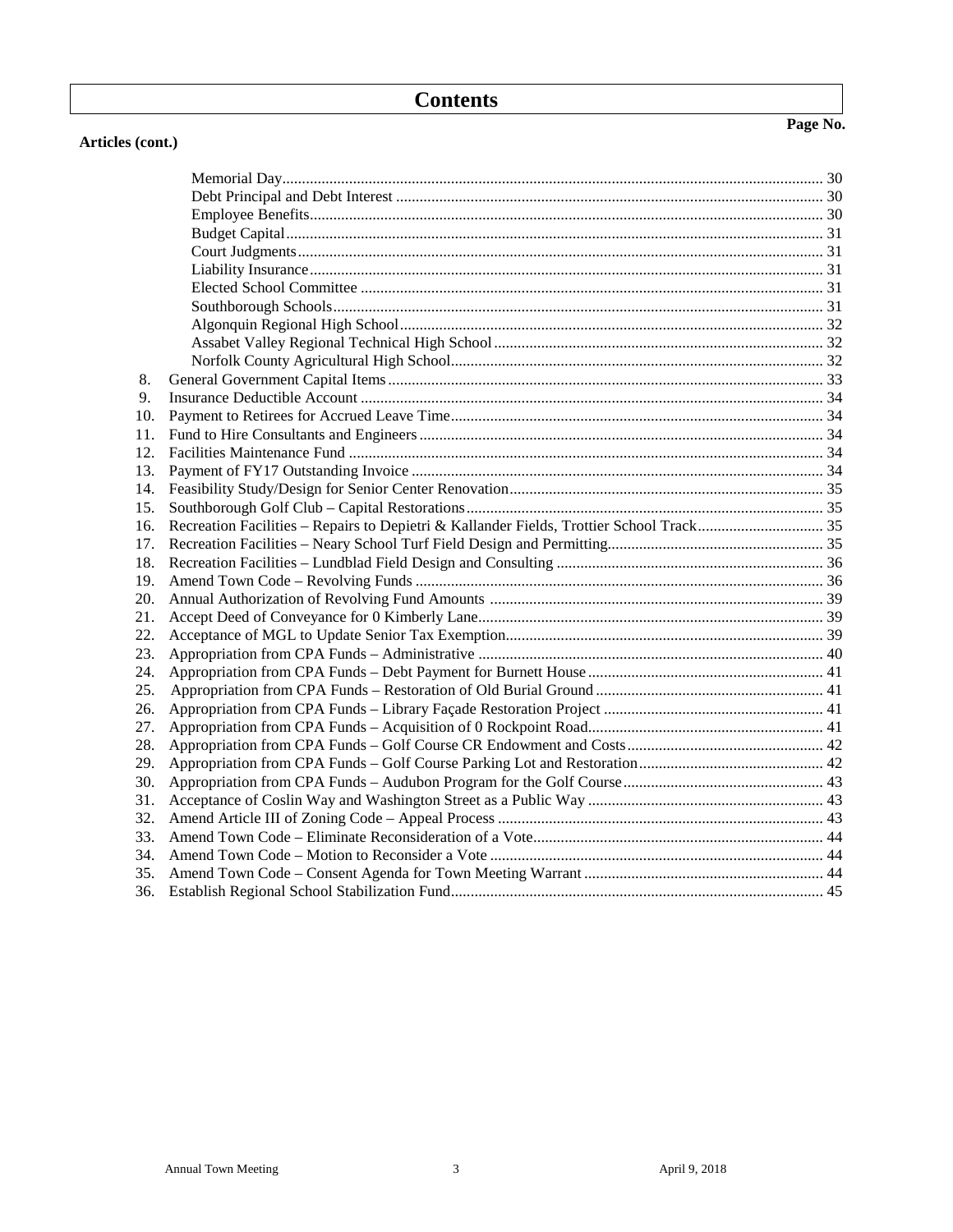# Contents

**Articles (cont.)** **Page No.**

| | | |
|---|---|---|
| | Memorial Day | 30 |
| | Debt Principal and Debt Interest | 30 |
| | Employee Benefits | 30 |
| | Budget Capital | 31 |
| | Court Judgments | 31 |
| | Liability Insurance | 31 |
| | Elected School Committee | 31 |
| | Southborough Schools | 31 |
| | Algonquin Regional High School | 32 |
| | Assabet Valley Regional Technical High School | 32 |
| | Norfolk County Agricultural High School | 32 |
| 8. | General Government Capital Items | 33 |
| 9. | Insurance Deductible Account | 34 |
| 10. | Payment to Retirees for Accrued Leave Time | 34 |
| 11. | Fund to Hire Consultants and Engineers | 34 |
| 12. | Facilities Maintenance Fund | 34 |
| 13. | Payment of FY17 Outstanding Invoice | 34 |
| 14. | Feasibility Study/Design for Senior Center Renovation | 35 |
| 15. | Southborough Golf Club – Capital Restorations | 35 |
| 16. | Recreation Facilities – Repairs to Depietri & Kallander Fields, Trottier School Track | 35 |
| 17. | Recreation Facilities – Neary School Turf Field Design and Permitting | 35 |
| 18. | Recreation Facilities – Lundblad Field Design and Consulting | 36 |
| 19. | Amend Town Code – Revolving Funds | 36 |
| 20. | Annual Authorization of Revolving Fund Amounts | 39 |
| 21. | Accept Deed of Conveyance for 0 Kimberly Lane | 39 |
| 22. | Acceptance of MGL to Update Senior Tax Exemption | 39 |
| 23. | Appropriation from CPA Funds – Administrative | 40 |
| 24. | Appropriation from CPA Funds – Debt Payment for Burnett House | 41 |
| 25. | Appropriation from CPA Funds – Restoration of Old Burial Ground | 41 |
| 26. | Appropriation from CPA Funds – Library Façade Restoration Project | 41 |
| 27. | Appropriation from CPA Funds – Acquisition of 0 Rockpoint Road | 41 |
| 28. | Appropriation from CPA Funds – Golf Course CR Endowment and Costs | 42 |
| 29. | Appropriation from CPA Funds – Golf Course Parking Lot and Restoration | 42 |
| 30. | Appropriation from CPA Funds – Audubon Program for the Golf Course | 43 |
| 31. | Acceptance of Coslin Way and Washington Street as a Public Way | 43 |
| 32. | Amend Article III of Zoning Code – Appeal Process | 43 |
| 33. | Amend Town Code – Eliminate Reconsideration of a Vote | 44 |
| 34. | Amend Town Code – Motion to Reconsider a Vote | 44 |
| 35. | Amend Town Code – Consent Agenda for Town Meeting Warrant | 44 |
| 36. | Establish Regional School Stabilization Fund | 45 |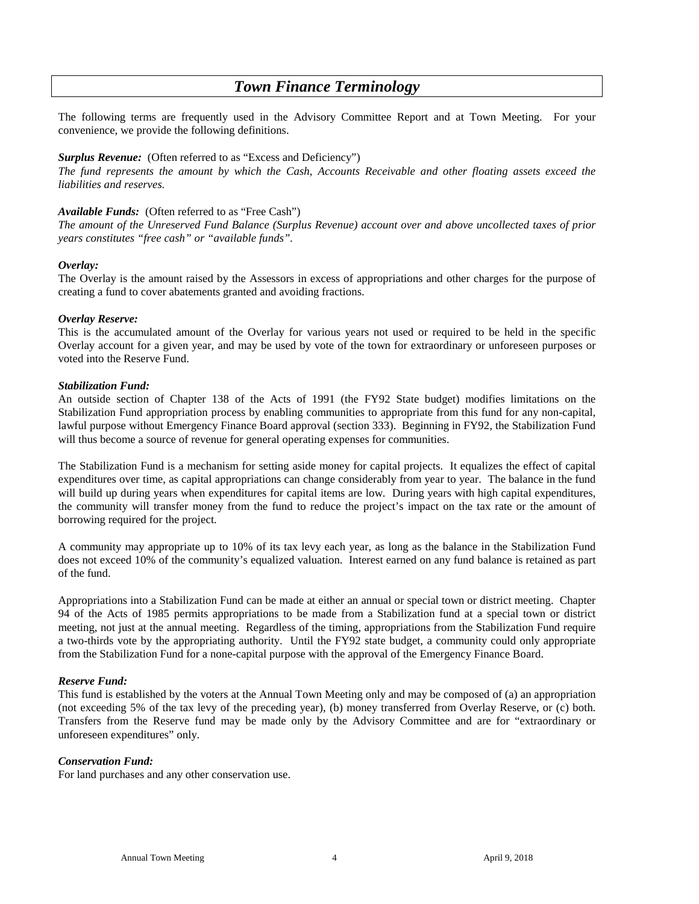# *Town Finance Terminology*

The following terms are frequently used in the Advisory Committee Report and at Town Meeting. For your convenience, we provide the following definitions.

***Surplus Revenue:*** (Often referred to as "Excess and Deficiency")
*The fund represents the amount by which the Cash, Accounts Receivable and other floating assets exceed the liabilities and reserves.*

***Available Funds:*** (Often referred to as "Free Cash")
*The amount of the Unreserved Fund Balance (Surplus Revenue) account over and above uncollected taxes of prior years constitutes "free cash" or "available funds".*

***Overlay:***
The Overlay is the amount raised by the Assessors in excess of appropriations and other charges for the purpose of creating a fund to cover abatements granted and avoiding fractions.

***Overlay Reserve:***
This is the accumulated amount of the Overlay for various years not used or required to be held in the specific Overlay account for a given year, and may be used by vote of the town for extraordinary or unforeseen purposes or voted into the Reserve Fund.

***Stabilization Fund:***
An outside section of Chapter 138 of the Acts of 1991 (the FY92 State budget) modifies limitations on the Stabilization Fund appropriation process by enabling communities to appropriate from this fund for any non-capital, lawful purpose without Emergency Finance Board approval (section 333). Beginning in FY92, the Stabilization Fund will thus become a source of revenue for general operating expenses for communities.

The Stabilization Fund is a mechanism for setting aside money for capital projects. It equalizes the effect of capital expenditures over time, as capital appropriations can change considerably from year to year. The balance in the fund will build up during years when expenditures for capital items are low. During years with high capital expenditures, the community will transfer money from the fund to reduce the project's impact on the tax rate or the amount of borrowing required for the project.

A community may appropriate up to 10% of its tax levy each year, as long as the balance in the Stabilization Fund does not exceed 10% of the community's equalized valuation. Interest earned on any fund balance is retained as part of the fund.

Appropriations into a Stabilization Fund can be made at either an annual or special town or district meeting. Chapter 94 of the Acts of 1985 permits appropriations to be made from a Stabilization fund at a special town or district meeting, not just at the annual meeting. Regardless of the timing, appropriations from the Stabilization Fund require a two-thirds vote by the appropriating authority. Until the FY92 state budget, a community could only appropriate from the Stabilization Fund for a none-capital purpose with the approval of the Emergency Finance Board.

***Reserve Fund:***
This fund is established by the voters at the Annual Town Meeting only and may be composed of (a) an appropriation (not exceeding 5% of the tax levy of the preceding year), (b) money transferred from Overlay Reserve, or (c) both. Transfers from the Reserve fund may be made only by the Advisory Committee and are for "extraordinary or unforeseen expenditures" only.

***Conservation Fund:***
For land purchases and any other conservation use.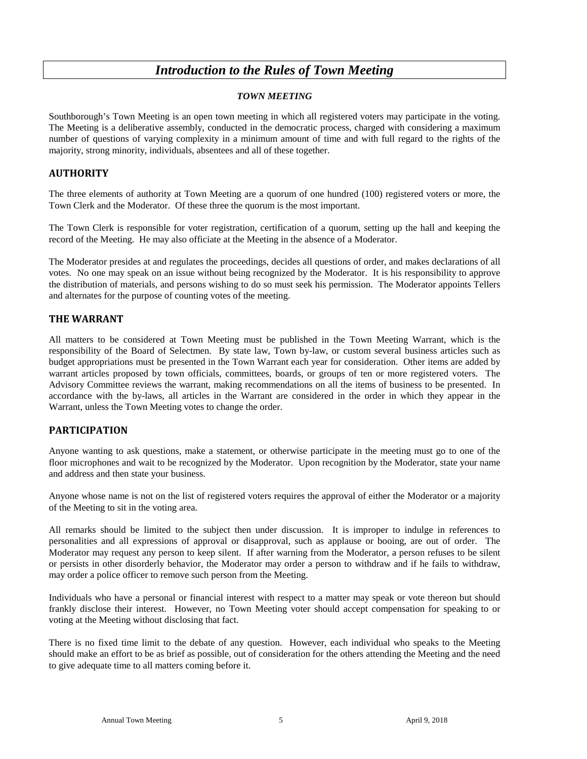# *Introduction to the Rules of Town Meeting*

### *TOWN MEETING*

Southborough's Town Meeting is an open town meeting in which all registered voters may participate in the voting. The Meeting is a deliberative assembly, conducted in the democratic process, charged with considering a maximum number of questions of varying complexity in a minimum amount of time and with full regard to the rights of the majority, strong minority, individuals, absentees and all of these together.

## AUTHORITY

The three elements of authority at Town Meeting are a quorum of one hundred (100) registered voters or more, the Town Clerk and the Moderator. Of these three the quorum is the most important.

The Town Clerk is responsible for voter registration, certification of a quorum, setting up the hall and keeping the record of the Meeting. He may also officiate at the Meeting in the absence of a Moderator.

The Moderator presides at and regulates the proceedings, decides all questions of order, and makes declarations of all votes. No one may speak on an issue without being recognized by the Moderator. It is his responsibility to approve the distribution of materials, and persons wishing to do so must seek his permission. The Moderator appoints Tellers and alternates for the purpose of counting votes of the meeting.

## THE WARRANT

All matters to be considered at Town Meeting must be published in the Town Meeting Warrant, which is the responsibility of the Board of Selectmen. By state law, Town by-law, or custom several business articles such as budget appropriations must be presented in the Town Warrant each year for consideration. Other items are added by warrant articles proposed by town officials, committees, boards, or groups of ten or more registered voters. The Advisory Committee reviews the warrant, making recommendations on all the items of business to be presented. In accordance with the by-laws, all articles in the Warrant are considered in the order in which they appear in the Warrant, unless the Town Meeting votes to change the order.

## PARTICIPATION

Anyone wanting to ask questions, make a statement, or otherwise participate in the meeting must go to one of the floor microphones and wait to be recognized by the Moderator. Upon recognition by the Moderator, state your name and address and then state your business.

Anyone whose name is not on the list of registered voters requires the approval of either the Moderator or a majority of the Meeting to sit in the voting area.

All remarks should be limited to the subject then under discussion. It is improper to indulge in references to personalities and all expressions of approval or disapproval, such as applause or booing, are out of order. The Moderator may request any person to keep silent. If after warning from the Moderator, a person refuses to be silent or persists in other disorderly behavior, the Moderator may order a person to withdraw and if he fails to withdraw, may order a police officer to remove such person from the Meeting.

Individuals who have a personal or financial interest with respect to a matter may speak or vote thereon but should frankly disclose their interest. However, no Town Meeting voter should accept compensation for speaking to or voting at the Meeting without disclosing that fact.

There is no fixed time limit to the debate of any question. However, each individual who speaks to the Meeting should make an effort to be as brief as possible, out of consideration for the others attending the Meeting and the need to give adequate time to all matters coming before it.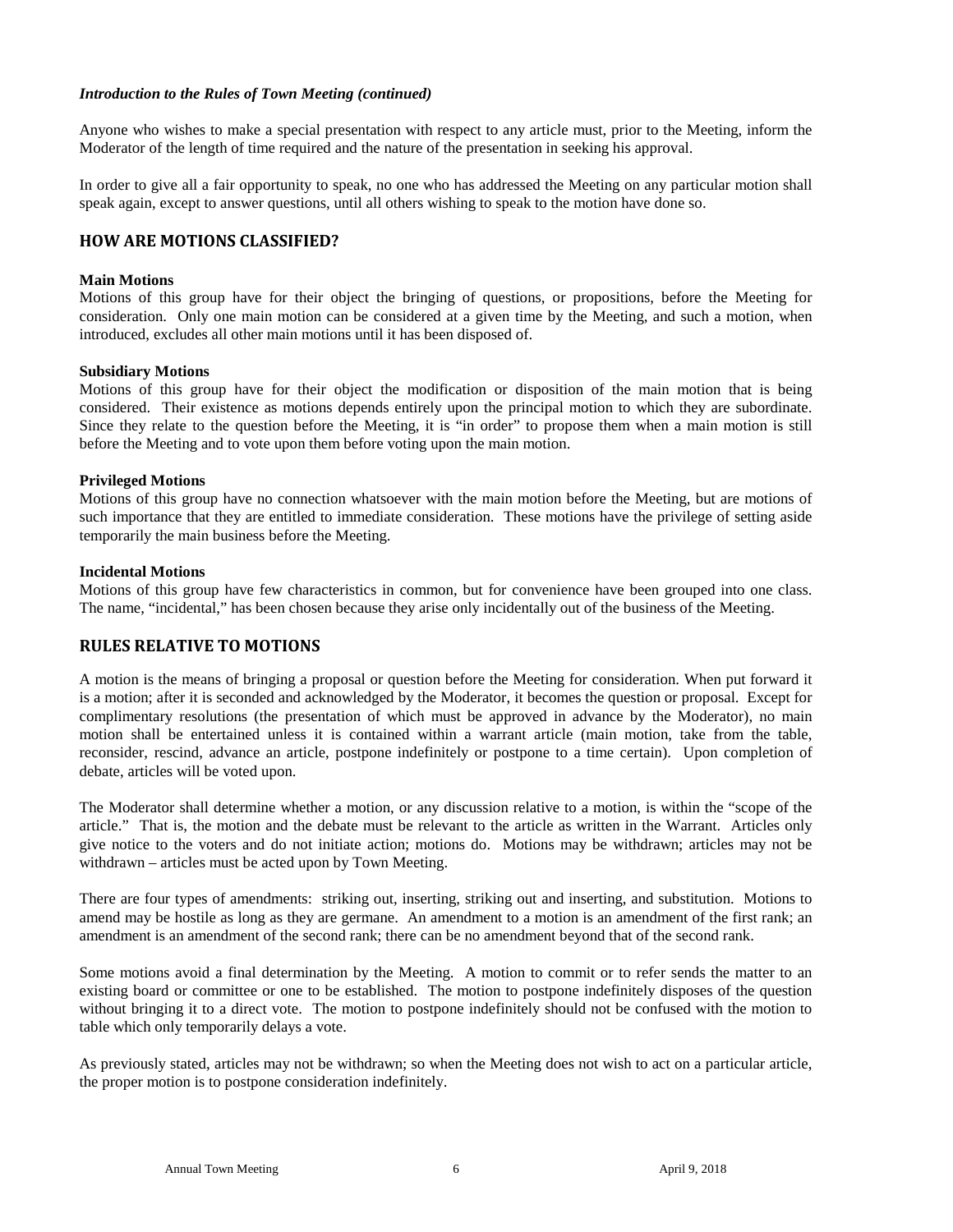*Introduction to the Rules of Town Meeting (continued)*

Anyone who wishes to make a special presentation with respect to any article must, prior to the Meeting, inform the Moderator of the length of time required and the nature of the presentation in seeking his approval.

In order to give all a fair opportunity to speak, no one who has addressed the Meeting on any particular motion shall speak again, except to answer questions, until all others wishing to speak to the motion have done so.

## HOW ARE MOTIONS CLASSIFIED?

**Main Motions**
Motions of this group have for their object the bringing of questions, or propositions, before the Meeting for consideration. Only one main motion can be considered at a given time by the Meeting, and such a motion, when introduced, excludes all other main motions until it has been disposed of.

**Subsidiary Motions**
Motions of this group have for their object the modification or disposition of the main motion that is being considered. Their existence as motions depends entirely upon the principal motion to which they are subordinate. Since they relate to the question before the Meeting, it is "in order" to propose them when a main motion is still before the Meeting and to vote upon them before voting upon the main motion.

**Privileged Motions**
Motions of this group have no connection whatsoever with the main motion before the Meeting, but are motions of such importance that they are entitled to immediate consideration. These motions have the privilege of setting aside temporarily the main business before the Meeting.

**Incidental Motions**
Motions of this group have few characteristics in common, but for convenience have been grouped into one class. The name, "incidental," has been chosen because they arise only incidentally out of the business of the Meeting.

## RULES RELATIVE TO MOTIONS

A motion is the means of bringing a proposal or question before the Meeting for consideration. When put forward it is a motion; after it is seconded and acknowledged by the Moderator, it becomes the question or proposal. Except for complimentary resolutions (the presentation of which must be approved in advance by the Moderator), no main motion shall be entertained unless it is contained within a warrant article (main motion, take from the table, reconsider, rescind, advance an article, postpone indefinitely or postpone to a time certain). Upon completion of debate, articles will be voted upon.

The Moderator shall determine whether a motion, or any discussion relative to a motion, is within the "scope of the article." That is, the motion and the debate must be relevant to the article as written in the Warrant. Articles only give notice to the voters and do not initiate action; motions do. Motions may be withdrawn; articles may not be withdrawn – articles must be acted upon by Town Meeting.

There are four types of amendments: striking out, inserting, striking out and inserting, and substitution. Motions to amend may be hostile as long as they are germane. An amendment to a motion is an amendment of the first rank; an amendment is an amendment of the second rank; there can be no amendment beyond that of the second rank.

Some motions avoid a final determination by the Meeting. A motion to commit or to refer sends the matter to an existing board or committee or one to be established. The motion to postpone indefinitely disposes of the question without bringing it to a direct vote. The motion to postpone indefinitely should not be confused with the motion to table which only temporarily delays a vote.

As previously stated, articles may not be withdrawn; so when the Meeting does not wish to act on a particular article, the proper motion is to postpone consideration indefinitely.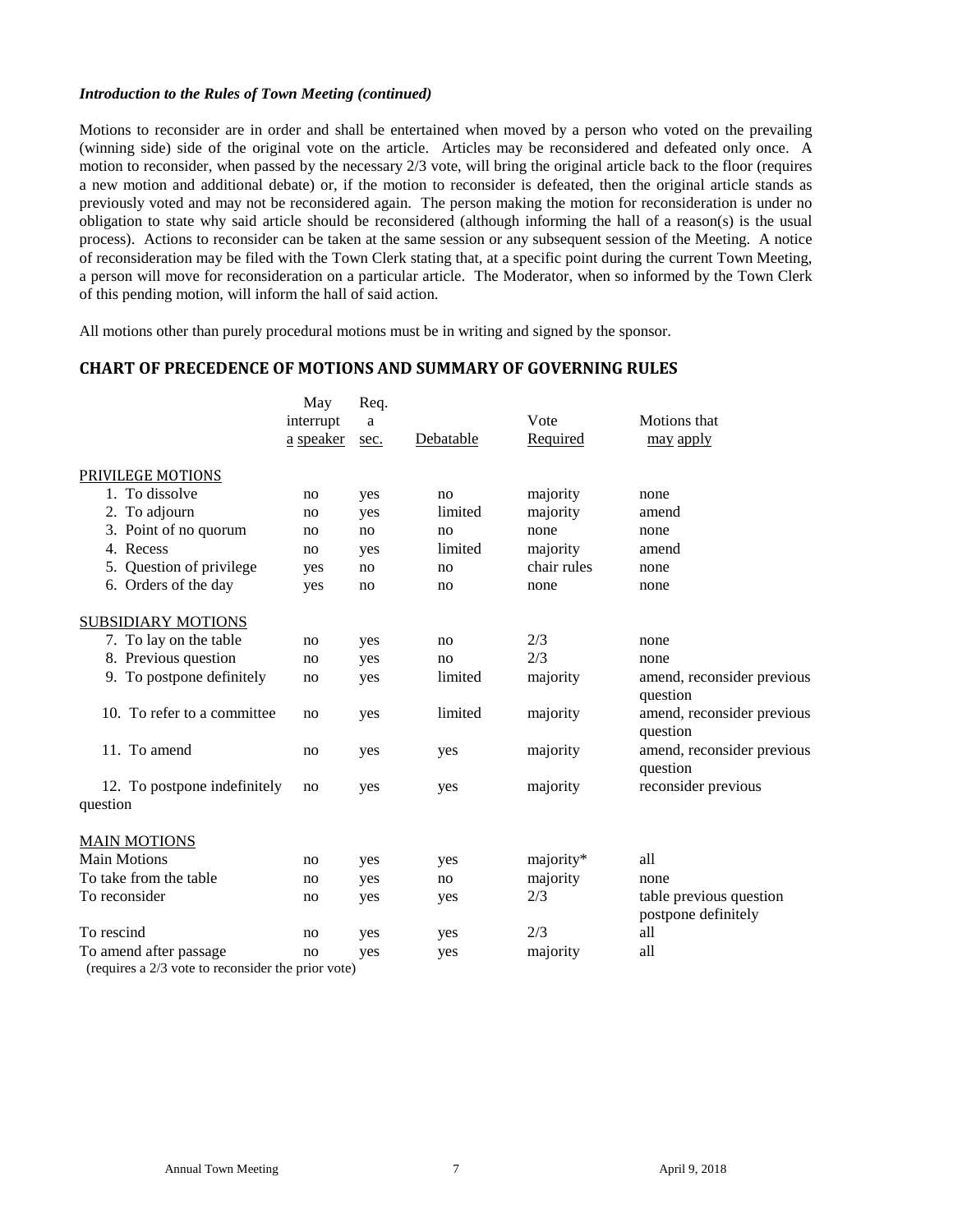*Introduction to the Rules of Town Meeting (continued)*

Motions to reconsider are in order and shall be entertained when moved by a person who voted on the prevailing (winning side) side of the original vote on the article. Articles may be reconsidered and defeated only once. A motion to reconsider, when passed by the necessary 2/3 vote, will bring the original article back to the floor (requires a new motion and additional debate) or, if the motion to reconsider is defeated, then the original article stands as previously voted and may not be reconsidered again. The person making the motion for reconsideration is under no obligation to state why said article should be reconsidered (although informing the hall of a reason(s) is the usual process). Actions to reconsider can be taken at the same session or any subsequent session of the Meeting. A notice of reconsideration may be filed with the Town Clerk stating that, at a specific point during the current Town Meeting, a person will move for reconsideration on a particular article. The Moderator, when so informed by the Town Clerk of this pending motion, will inform the hall of said action.

All motions other than purely procedural motions must be in writing and signed by the sponsor.

## CHART OF PRECEDENCE OF MOTIONS AND SUMMARY OF GOVERNING RULES

| | May interrupt a speaker | Req. a sec. | Debatable | Vote Required | Motions that may apply |
|---|---|---|---|---|---|
| PRIVILEGE MOTIONS | | | | | |
| 1. To dissolve | no | yes | no | majority | none |
| 2. To adjourn | no | yes | limited | majority | amend |
| 3. Point of no quorum | no | no | no | none | none |
| 4. Recess | no | yes | limited | majority | amend |
| 5. Question of privilege | yes | no | no | chair rules | none |
| 6. Orders of the day | yes | no | no | none | none |
| SUBSIDIARY MOTIONS | | | | | |
| 7. To lay on the table | no | yes | no | 2/3 | none |
| 8. Previous question | no | yes | no | 2/3 | none |
| 9. To postpone definitely | no | yes | limited | majority | amend, reconsider previous question |
| 10. To refer to a committee | no | yes | limited | majority | amend, reconsider previous question |
| 11. To amend | no | yes | yes | majority | amend, reconsider previous question |
| 12. To postpone indefinitely | no | yes | yes | majority | reconsider previous question |
| MAIN MOTIONS | | | | | |
| Main Motions | no | yes | yes | majority* | all |
| To take from the table | no | yes | no | majority | none |
| To reconsider | no | yes | yes | 2/3 | table previous question postpone definitely |
| To rescind | no | yes | yes | 2/3 | all |
| To amend after passage (requires a 2/3 vote to reconsider the prior vote) | no | yes | yes | majority | all |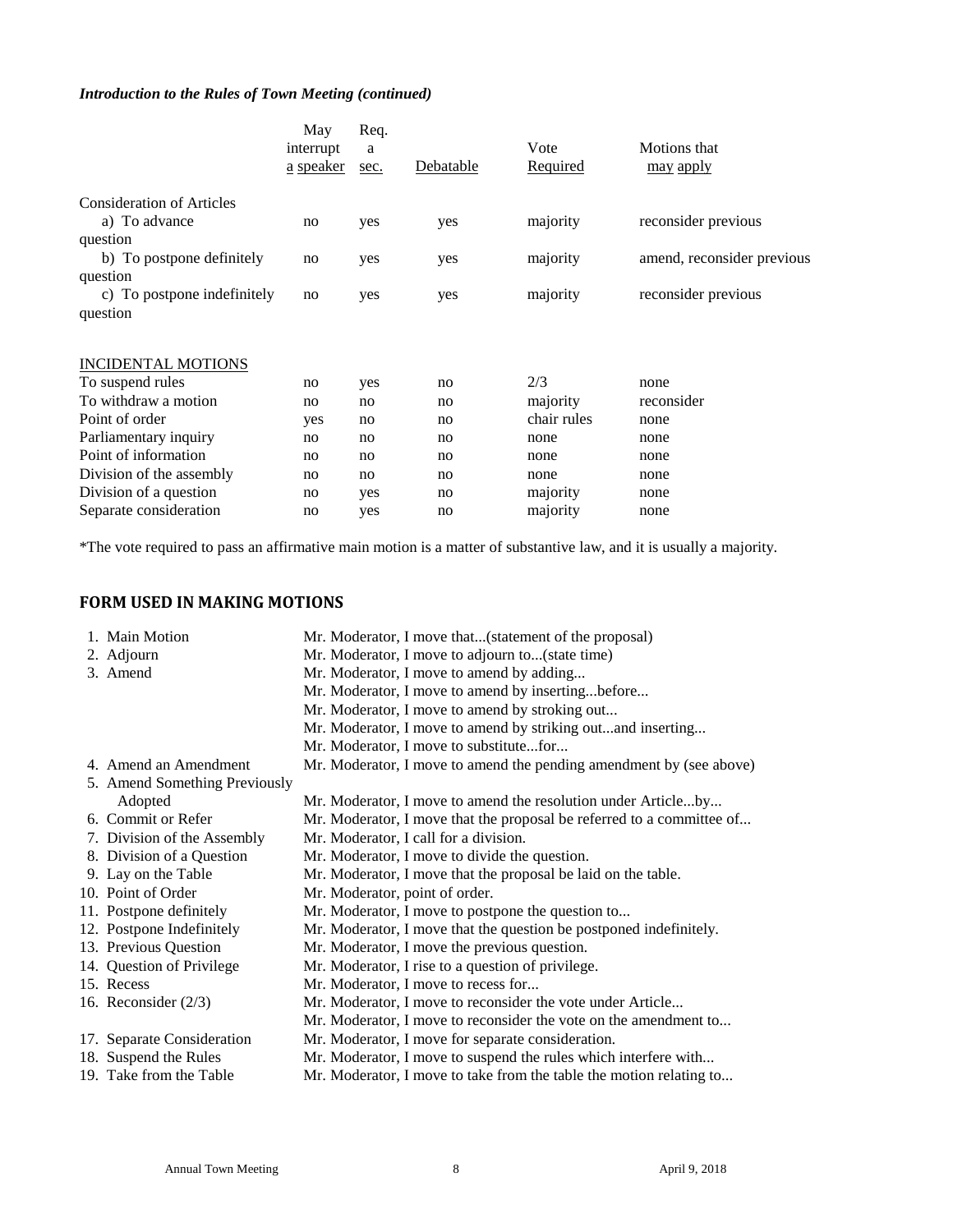*Introduction to the Rules of Town Meeting (continued)*

| | May interrupt a speaker | Req. a sec. | Debatable | Vote Required | Motions that may apply |
|---|---|---|---|---|---|
| Consideration of Articles | | | | | |
| a) To advance question | no | yes | yes | majority | reconsider previous |
| b) To postpone definitely question | no | yes | yes | majority | amend, reconsider previous |
| c) To postpone indefinitely question | no | yes | yes | majority | reconsider previous |
| INCIDENTAL MOTIONS | | | | | |
| To suspend rules | no | yes | no | 2/3 | none |
| To withdraw a motion | no | no | no | majority | reconsider |
| Point of order | yes | no | no | chair rules | none |
| Parliamentary inquiry | no | no | no | none | none |
| Point of information | no | no | no | none | none |
| Division of the assembly | no | no | no | none | none |
| Division of a question | no | yes | no | majority | none |
| Separate consideration | no | yes | no | majority | none |

*The vote required to pass an affirmative main motion is a matter of substantive law, and it is usually a majority.

## FORM USED IN MAKING MOTIONS

| | |
|---|---|
| 1. Main Motion | Mr. Moderator, I move that...(statement of the proposal) |
| 2. Adjourn | Mr. Moderator, I move to adjourn to...(state time) |
| 3. Amend | Mr. Moderator, I move to amend by adding... |
| | Mr. Moderator, I move to amend by inserting...before... |
| | Mr. Moderator, I move to amend by stroking out... |
| | Mr. Moderator, I move to amend by striking out...and inserting... |
| | Mr. Moderator, I move to substitute...for... |
| 4. Amend an Amendment | Mr. Moderator, I move to amend the pending amendment by (see above) |
| 5. Amend Something Previously Adopted | Mr. Moderator, I move to amend the resolution under Article...by... |
| 6. Commit or Refer | Mr. Moderator, I move that the proposal be referred to a committee of... |
| 7. Division of the Assembly | Mr. Moderator, I call for a division. |
| 8. Division of a Question | Mr. Moderator, I move to divide the question. |
| 9. Lay on the Table | Mr. Moderator, I move that the proposal be laid on the table. |
| 10. Point of Order | Mr. Moderator, point of order. |
| 11. Postpone definitely | Mr. Moderator, I move to postpone the question to... |
| 12. Postpone Indefinitely | Mr. Moderator, I move that the question be postponed indefinitely. |
| 13. Previous Question | Mr. Moderator, I move the previous question. |
| 14. Question of Privilege | Mr. Moderator, I rise to a question of privilege. |
| 15. Recess | Mr. Moderator, I move to recess for... |
| 16. Reconsider (2/3) | Mr. Moderator, I move to reconsider the vote under Article... |
| | Mr. Moderator, I move to reconsider the vote on the amendment to... |
| 17. Separate Consideration | Mr. Moderator, I move for separate consideration. |
| 18. Suspend the Rules | Mr. Moderator, I move to suspend the rules which interfere with... |
| 19. Take from the Table | Mr. Moderator, I move to take from the table the motion relating to... |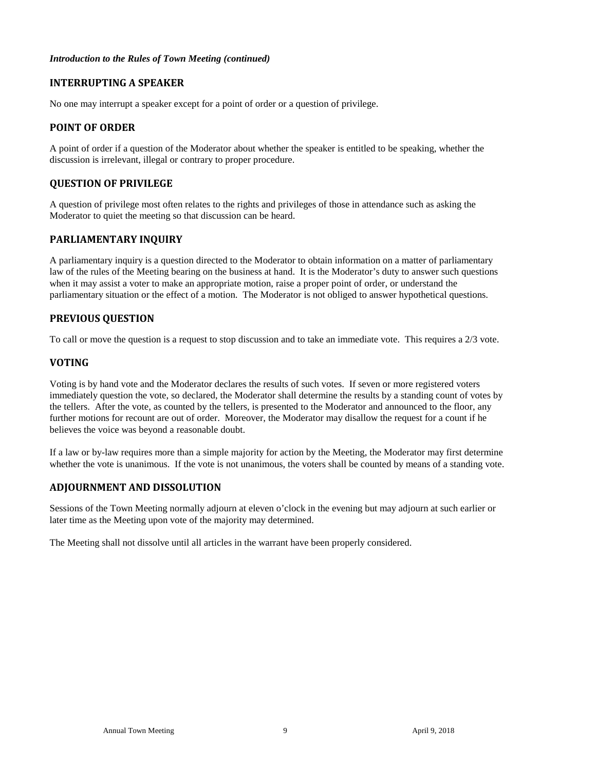*Introduction to the Rules of Town Meeting (continued)*

## INTERRUPTING A SPEAKER

No one may interrupt a speaker except for a point of order or a question of privilege.

## POINT OF ORDER

A point of order if a question of the Moderator about whether the speaker is entitled to be speaking, whether the discussion is irrelevant, illegal or contrary to proper procedure.

## QUESTION OF PRIVILEGE

A question of privilege most often relates to the rights and privileges of those in attendance such as asking the Moderator to quiet the meeting so that discussion can be heard.

## PARLIAMENTARY INQUIRY

A parliamentary inquiry is a question directed to the Moderator to obtain information on a matter of parliamentary law of the rules of the Meeting bearing on the business at hand. It is the Moderator's duty to answer such questions when it may assist a voter to make an appropriate motion, raise a proper point of order, or understand the parliamentary situation or the effect of a motion. The Moderator is not obliged to answer hypothetical questions.

## PREVIOUS QUESTION

To call or move the question is a request to stop discussion and to take an immediate vote. This requires a 2/3 vote.

## VOTING

Voting is by hand vote and the Moderator declares the results of such votes. If seven or more registered voters immediately question the vote, so declared, the Moderator shall determine the results by a standing count of votes by the tellers. After the vote, as counted by the tellers, is presented to the Moderator and announced to the floor, any further motions for recount are out of order. Moreover, the Moderator may disallow the request for a count if he believes the voice was beyond a reasonable doubt.

If a law or by-law requires more than a simple majority for action by the Meeting, the Moderator may first determine whether the vote is unanimous. If the vote is not unanimous, the voters shall be counted by means of a standing vote.

## ADJOURNMENT AND DISSOLUTION

Sessions of the Town Meeting normally adjourn at eleven o'clock in the evening but may adjourn at such earlier or later time as the Meeting upon vote of the majority may determined.

The Meeting shall not dissolve until all articles in the warrant have been properly considered.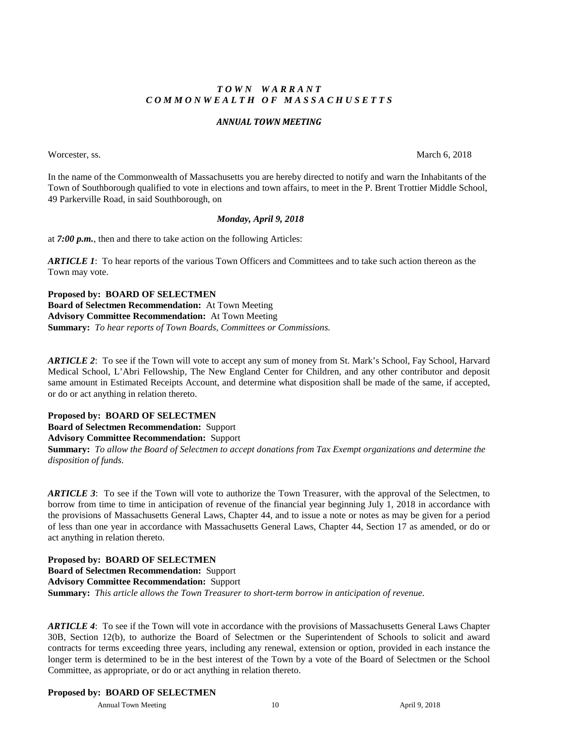***TOWN WARRANT***
***COMMONWEALTH OF MASSACHUSETTS***

***ANNUAL TOWN MEETING***

Worcester, ss. March 6, 2018

In the name of the Commonwealth of Massachusetts you are hereby directed to notify and warn the Inhabitants of the Town of Southborough qualified to vote in elections and town affairs, to meet in the P. Brent Trottier Middle School, 49 Parkerville Road, in said Southborough, on

***Monday, April 9, 2018***

at ***7:00 p.m.***, then and there to take action on the following Articles:

***ARTICLE 1***: To hear reports of the various Town Officers and Committees and to take such action thereon as the Town may vote.

**Proposed by: BOARD OF SELECTMEN**
**Board of Selectmen Recommendation:** At Town Meeting
**Advisory Committee Recommendation:** At Town Meeting
**Summary:** *To hear reports of Town Boards, Committees or Commissions.*

***ARTICLE 2***: To see if the Town will vote to accept any sum of money from St. Mark's School, Fay School, Harvard Medical School, L'Abri Fellowship, The New England Center for Children, and any other contributor and deposit same amount in Estimated Receipts Account, and determine what disposition shall be made of the same, if accepted, or do or act anything in relation thereto.

**Proposed by: BOARD OF SELECTMEN**
**Board of Selectmen Recommendation:** Support
**Advisory Committee Recommendation:** Support
**Summary:** *To allow the Board of Selectmen to accept donations from Tax Exempt organizations and determine the disposition of funds.*

***ARTICLE 3***: To see if the Town will vote to authorize the Town Treasurer, with the approval of the Selectmen, to borrow from time to time in anticipation of revenue of the financial year beginning July 1, 2018 in accordance with the provisions of Massachusetts General Laws, Chapter 44, and to issue a note or notes as may be given for a period of less than one year in accordance with Massachusetts General Laws, Chapter 44, Section 17 as amended, or do or act anything in relation thereto.

**Proposed by: BOARD OF SELECTMEN**
**Board of Selectmen Recommendation:** Support
**Advisory Committee Recommendation:** Support
**Summary:** *This article allows the Town Treasurer to short-term borrow in anticipation of revenue.*

***ARTICLE 4***: To see if the Town will vote in accordance with the provisions of Massachusetts General Laws Chapter 30B, Section 12(b), to authorize the Board of Selectmen or the Superintendent of Schools to solicit and award contracts for terms exceeding three years, including any renewal, extension or option, provided in each instance the longer term is determined to be in the best interest of the Town by a vote of the Board of Selectmen or the School Committee, as appropriate, or do or act anything in relation thereto.

**Proposed by: BOARD OF SELECTMEN**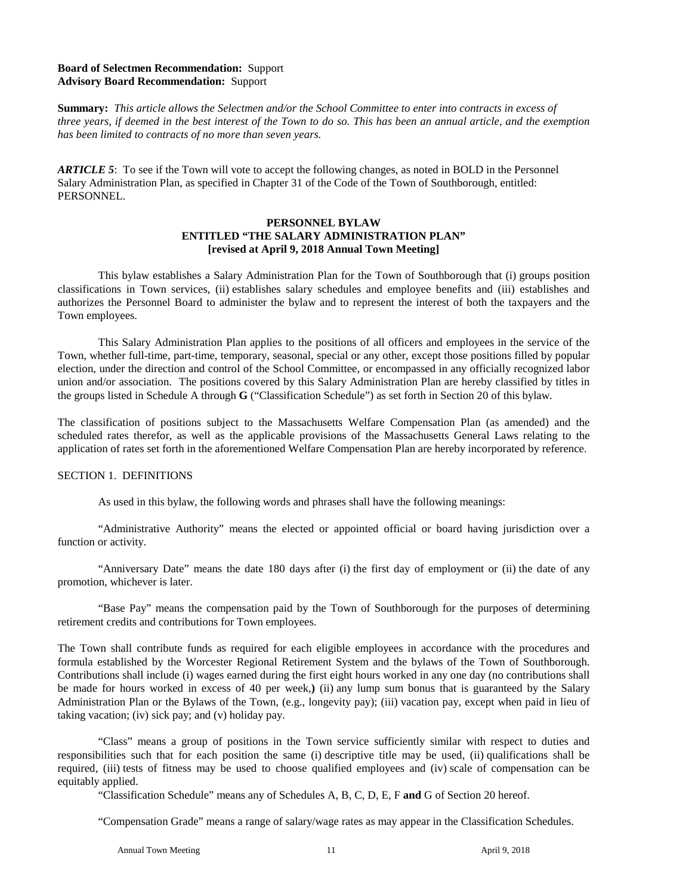**Board of Selectmen Recommendation:** Support
**Advisory Board Recommendation:** Support

**Summary:** *This article allows the Selectmen and/or the School Committee to enter into contracts in excess of three years, if deemed in the best interest of the Town to do so. This has been an annual article, and the exemption has been limited to contracts of no more than seven years.*

***ARTICLE 5***: To see if the Town will vote to accept the following changes, as noted in BOLD in the Personnel Salary Administration Plan, as specified in Chapter 31 of the Code of the Town of Southborough, entitled: PERSONNEL.

**PERSONNEL BYLAW**
**ENTITLED "THE SALARY ADMINISTRATION PLAN"**
**[revised at April 9, 2018 Annual Town Meeting]**

This bylaw establishes a Salary Administration Plan for the Town of Southborough that (i) groups position classifications in Town services, (ii) establishes salary schedules and employee benefits and (iii) establishes and authorizes the Personnel Board to administer the bylaw and to represent the interest of both the taxpayers and the Town employees.

This Salary Administration Plan applies to the positions of all officers and employees in the service of the Town, whether full-time, part-time, temporary, seasonal, special or any other, except those positions filled by popular election, under the direction and control of the School Committee, or encompassed in any officially recognized labor union and/or association. The positions covered by this Salary Administration Plan are hereby classified by titles in the groups listed in Schedule A through **G** ("Classification Schedule") as set forth in Section 20 of this bylaw.

The classification of positions subject to the Massachusetts Welfare Compensation Plan (as amended) and the scheduled rates therefor, as well as the applicable provisions of the Massachusetts General Laws relating to the application of rates set forth in the aforementioned Welfare Compensation Plan are hereby incorporated by reference.

SECTION 1. DEFINITIONS

As used in this bylaw, the following words and phrases shall have the following meanings:

"Administrative Authority" means the elected or appointed official or board having jurisdiction over a function or activity.

"Anniversary Date" means the date 180 days after (i) the first day of employment or (ii) the date of any promotion, whichever is later.

"Base Pay" means the compensation paid by the Town of Southborough for the purposes of determining retirement credits and contributions for Town employees.

The Town shall contribute funds as required for each eligible employees in accordance with the procedures and formula established by the Worcester Regional Retirement System and the bylaws of the Town of Southborough. Contributions shall include (i) wages earned during the first eight hours worked in any one day (no contributions shall be made for hours worked in excess of 40 per week,**)** (ii) any lump sum bonus that is guaranteed by the Salary Administration Plan or the Bylaws of the Town, (e.g., longevity pay); (iii) vacation pay, except when paid in lieu of taking vacation; (iv) sick pay; and (v) holiday pay.

"Class" means a group of positions in the Town service sufficiently similar with respect to duties and responsibilities such that for each position the same (i) descriptive title may be used, (ii) qualifications shall be required, (iii) tests of fitness may be used to choose qualified employees and (iv) scale of compensation can be equitably applied.

"Classification Schedule" means any of Schedules A, B, C, D, E, F **and** G of Section 20 hereof.

"Compensation Grade" means a range of salary/wage rates as may appear in the Classification Schedules.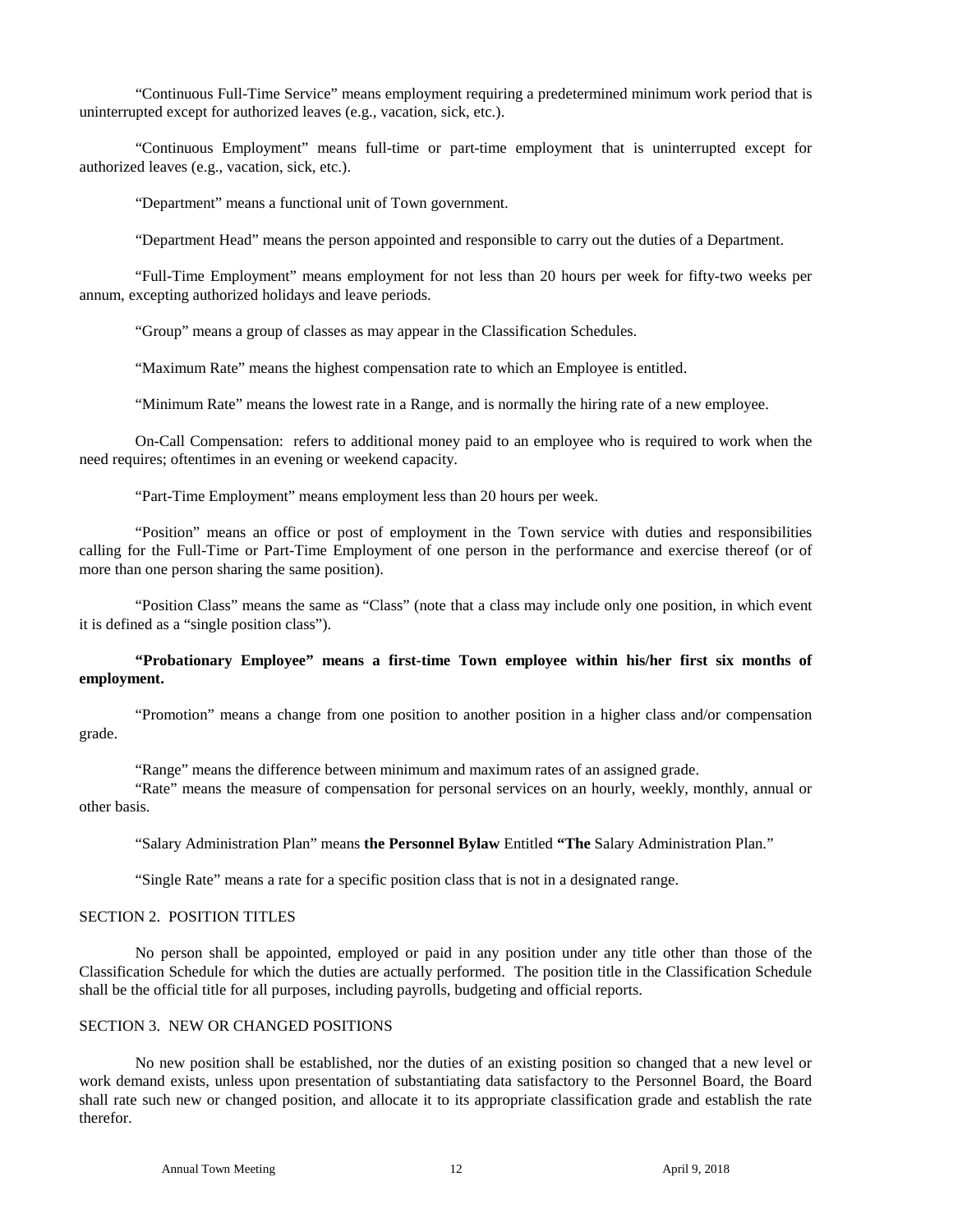"Continuous Full-Time Service" means employment requiring a predetermined minimum work period that is uninterrupted except for authorized leaves (e.g., vacation, sick, etc.).

"Continuous Employment" means full-time or part-time employment that is uninterrupted except for authorized leaves (e.g., vacation, sick, etc.).

"Department" means a functional unit of Town government.

"Department Head" means the person appointed and responsible to carry out the duties of a Department.

"Full-Time Employment" means employment for not less than 20 hours per week for fifty-two weeks per annum, excepting authorized holidays and leave periods.

"Group" means a group of classes as may appear in the Classification Schedules.

"Maximum Rate" means the highest compensation rate to which an Employee is entitled.

"Minimum Rate" means the lowest rate in a Range, and is normally the hiring rate of a new employee.

On-Call Compensation: refers to additional money paid to an employee who is required to work when the need requires; oftentimes in an evening or weekend capacity.

"Part-Time Employment" means employment less than 20 hours per week.

"Position" means an office or post of employment in the Town service with duties and responsibilities calling for the Full-Time or Part-Time Employment of one person in the performance and exercise thereof (or of more than one person sharing the same position).

"Position Class" means the same as "Class" (note that a class may include only one position, in which event it is defined as a "single position class").

**"Probationary Employee" means a first-time Town employee within his/her first six months of employment.**

"Promotion" means a change from one position to another position in a higher class and/or compensation grade.

"Range" means the difference between minimum and maximum rates of an assigned grade.

"Rate" means the measure of compensation for personal services on an hourly, weekly, monthly, annual or other basis.

"Salary Administration Plan" means **the Personnel Bylaw** Entitled **"The** Salary Administration Plan."

"Single Rate" means a rate for a specific position class that is not in a designated range.

## SECTION 2. POSITION TITLES

No person shall be appointed, employed or paid in any position under any title other than those of the Classification Schedule for which the duties are actually performed. The position title in the Classification Schedule shall be the official title for all purposes, including payrolls, budgeting and official reports.

## SECTION 3. NEW OR CHANGED POSITIONS

No new position shall be established, nor the duties of an existing position so changed that a new level or work demand exists, unless upon presentation of substantiating data satisfactory to the Personnel Board, the Board shall rate such new or changed position, and allocate it to its appropriate classification grade and establish the rate therefor.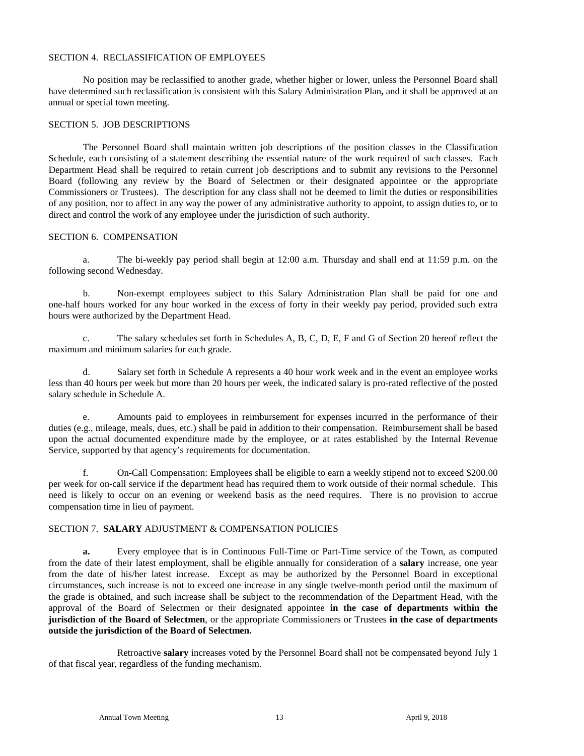## SECTION 4. RECLASSIFICATION OF EMPLOYEES

No position may be reclassified to another grade, whether higher or lower, unless the Personnel Board shall have determined such reclassification is consistent with this Salary Administration Plan**,** and it shall be approved at an annual or special town meeting.

## SECTION 5. JOB DESCRIPTIONS

The Personnel Board shall maintain written job descriptions of the position classes in the Classification Schedule, each consisting of a statement describing the essential nature of the work required of such classes. Each Department Head shall be required to retain current job descriptions and to submit any revisions to the Personnel Board (following any review by the Board of Selectmen or their designated appointee or the appropriate Commissioners or Trustees). The description for any class shall not be deemed to limit the duties or responsibilities of any position, nor to affect in any way the power of any administrative authority to appoint, to assign duties to, or to direct and control the work of any employee under the jurisdiction of such authority.

## SECTION 6. COMPENSATION

a. The bi-weekly pay period shall begin at 12:00 a.m. Thursday and shall end at 11:59 p.m. on the following second Wednesday.

b. Non-exempt employees subject to this Salary Administration Plan shall be paid for one and one-half hours worked for any hour worked in the excess of forty in their weekly pay period, provided such extra hours were authorized by the Department Head.

c. The salary schedules set forth in Schedules A, B, C, D, E, F and G of Section 20 hereof reflect the maximum and minimum salaries for each grade.

d. Salary set forth in Schedule A represents a 40 hour work week and in the event an employee works less than 40 hours per week but more than 20 hours per week, the indicated salary is pro-rated reflective of the posted salary schedule in Schedule A.

e. Amounts paid to employees in reimbursement for expenses incurred in the performance of their duties (e.g., mileage, meals, dues, etc.) shall be paid in addition to their compensation. Reimbursement shall be based upon the actual documented expenditure made by the employee, or at rates established by the Internal Revenue Service, supported by that agency's requirements for documentation.

f. On-Call Compensation: Employees shall be eligible to earn a weekly stipend not to exceed $200.00 per week for on-call service if the department head has required them to work outside of their normal schedule. This need is likely to occur on an evening or weekend basis as the need requires. There is no provision to accrue compensation time in lieu of payment.

## SECTION 7. **SALARY** ADJUSTMENT & COMPENSATION POLICIES

**a.** Every employee that is in Continuous Full-Time or Part-Time service of the Town, as computed from the date of their latest employment, shall be eligible annually for consideration of a **salary** increase, one year from the date of his/her latest increase. Except as may be authorized by the Personnel Board in exceptional circumstances, such increase is not to exceed one increase in any single twelve-month period until the maximum of the grade is obtained, and such increase shall be subject to the recommendation of the Department Head, with the approval of the Board of Selectmen or their designated appointee **in the case of departments within the jurisdiction of the Board of Selectmen**, or the appropriate Commissioners or Trustees **in the case of departments outside the jurisdiction of the Board of Selectmen.**

Retroactive **salary** increases voted by the Personnel Board shall not be compensated beyond July 1 of that fiscal year, regardless of the funding mechanism.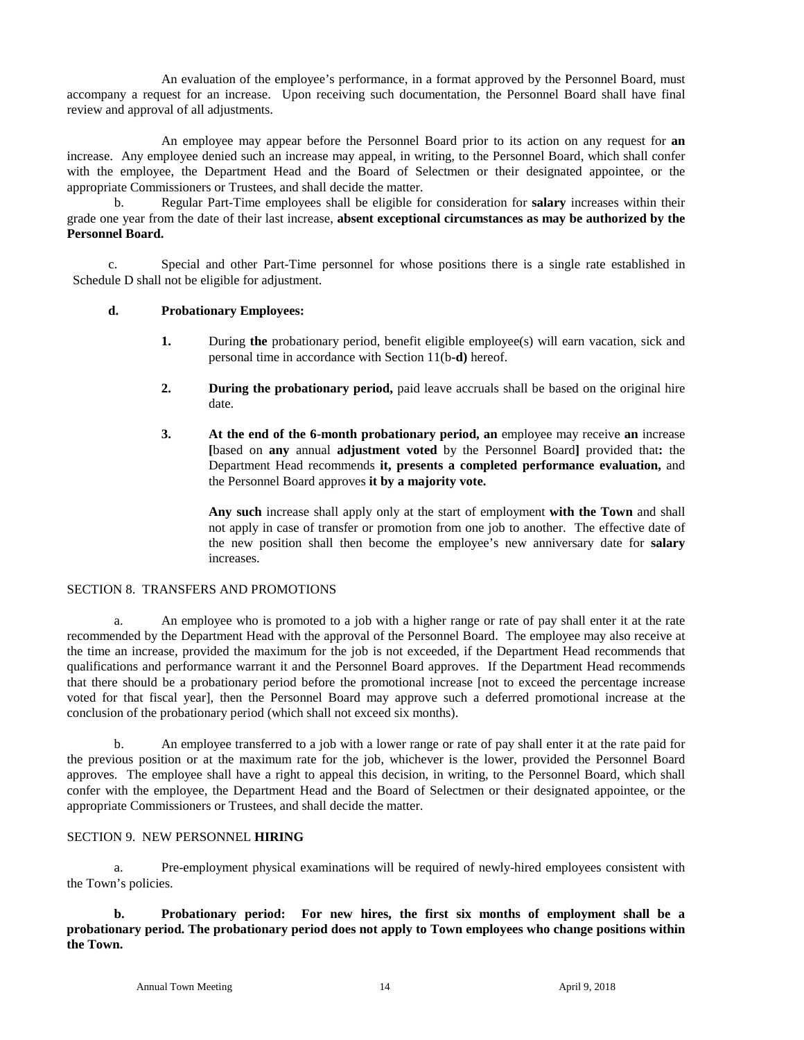An evaluation of the employee's performance, in a format approved by the Personnel Board, must accompany a request for an increase. Upon receiving such documentation, the Personnel Board shall have final review and approval of all adjustments.

An employee may appear before the Personnel Board prior to its action on any request for **an** increase. Any employee denied such an increase may appeal, in writing, to the Personnel Board, which shall confer with the employee, the Department Head and the Board of Selectmen or their designated appointee, or the appropriate Commissioners or Trustees, and shall decide the matter.

b. Regular Part-Time employees shall be eligible for consideration for **salary** increases within their grade one year from the date of their last increase, **absent exceptional circumstances as may be authorized by the Personnel Board.**

c. Special and other Part-Time personnel for whose positions there is a single rate established in Schedule D shall not be eligible for adjustment.

**d. Probationary Employees:**

**1.** During **the** probationary period, benefit eligible employee(s) will earn vacation, sick and personal time in accordance with Section 11(b**-d)** hereof.

**2. During the probationary period,** paid leave accruals shall be based on the original hire date.

**3. At the end of the 6-month probationary period, an** employee may receive **an** increase **[**based on **any** annual **adjustment voted** by the Personnel Board**]** provided that**:** the Department Head recommends **it, presents a completed performance evaluation,** and the Personnel Board approves **it by a majority vote.**

**Any such** increase shall apply only at the start of employment **with the Town** and shall not apply in case of transfer or promotion from one job to another. The effective date of the new position shall then become the employee's new anniversary date for **salary** increases.

SECTION 8. TRANSFERS AND PROMOTIONS

a. An employee who is promoted to a job with a higher range or rate of pay shall enter it at the rate recommended by the Department Head with the approval of the Personnel Board. The employee may also receive at the time an increase, provided the maximum for the job is not exceeded, if the Department Head recommends that qualifications and performance warrant it and the Personnel Board approves. If the Department Head recommends that there should be a probationary period before the promotional increase [not to exceed the percentage increase voted for that fiscal year], then the Personnel Board may approve such a deferred promotional increase at the conclusion of the probationary period (which shall not exceed six months).

b. An employee transferred to a job with a lower range or rate of pay shall enter it at the rate paid for the previous position or at the maximum rate for the job, whichever is the lower, provided the Personnel Board approves. The employee shall have a right to appeal this decision, in writing, to the Personnel Board, which shall confer with the employee, the Department Head and the Board of Selectmen or their designated appointee, or the appropriate Commissioners or Trustees, and shall decide the matter.

SECTION 9. NEW PERSONNEL **HIRING**

a. Pre-employment physical examinations will be required of newly-hired employees consistent with the Town's policies.

**b. Probationary period: For new hires, the first six months of employment shall be a probationary period. The probationary period does not apply to Town employees who change positions within the Town.**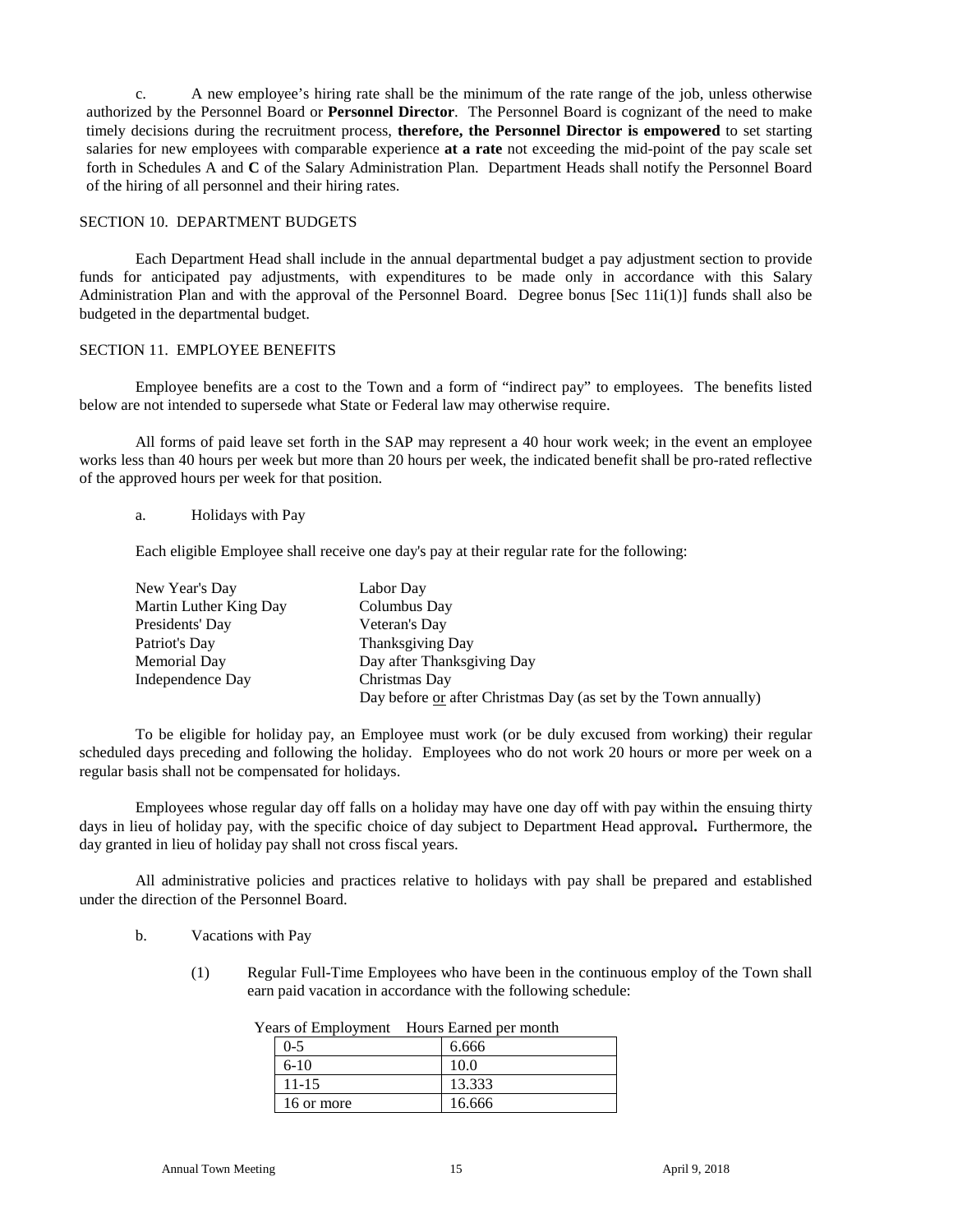c. A new employee's hiring rate shall be the minimum of the rate range of the job, unless otherwise authorized by the Personnel Board or **Personnel Director**. The Personnel Board is cognizant of the need to make timely decisions during the recruitment process, **therefore, the Personnel Director is empowered** to set starting salaries for new employees with comparable experience **at a rate** not exceeding the mid-point of the pay scale set forth in Schedules A and **C** of the Salary Administration Plan. Department Heads shall notify the Personnel Board of the hiring of all personnel and their hiring rates.

## SECTION 10. DEPARTMENT BUDGETS

Each Department Head shall include in the annual departmental budget a pay adjustment section to provide funds for anticipated pay adjustments, with expenditures to be made only in accordance with this Salary Administration Plan and with the approval of the Personnel Board. Degree bonus [Sec 11i(1)] funds shall also be budgeted in the departmental budget.

## SECTION 11. EMPLOYEE BENEFITS

Employee benefits are a cost to the Town and a form of "indirect pay" to employees. The benefits listed below are not intended to supersede what State or Federal law may otherwise require.

All forms of paid leave set forth in the SAP may represent a 40 hour work week; in the event an employee works less than 40 hours per week but more than 20 hours per week, the indicated benefit shall be pro-rated reflective of the approved hours per week for that position.

a. Holidays with Pay

Each eligible Employee shall receive one day's pay at their regular rate for the following:

| | |
|---|---|
| New Year's Day | Labor Day |
| Martin Luther King Day | Columbus Day |
| Presidents' Day | Veteran's Day |
| Patriot's Day | Thanksgiving Day |
| Memorial Day | Day after Thanksgiving Day |
| Independence Day | Christmas Day |
| | Day before or after Christmas Day (as set by the Town annually) |

To be eligible for holiday pay, an Employee must work (or be duly excused from working) their regular scheduled days preceding and following the holiday. Employees who do not work 20 hours or more per week on a regular basis shall not be compensated for holidays.

Employees whose regular day off falls on a holiday may have one day off with pay within the ensuing thirty days in lieu of holiday pay, with the specific choice of day subject to Department Head approval**.** Furthermore, the day granted in lieu of holiday pay shall not cross fiscal years.

All administrative policies and practices relative to holidays with pay shall be prepared and established under the direction of the Personnel Board.

b. Vacations with Pay

(1) Regular Full-Time Employees who have been in the continuous employ of the Town shall earn paid vacation in accordance with the following schedule:

| Years of Employment | Hours Earned per month |
|---|---|
| 0-5 | 6.666 |
| 6-10 | 10.0 |
| 11-15 | 13.333 |
| 16 or more | 16.666 |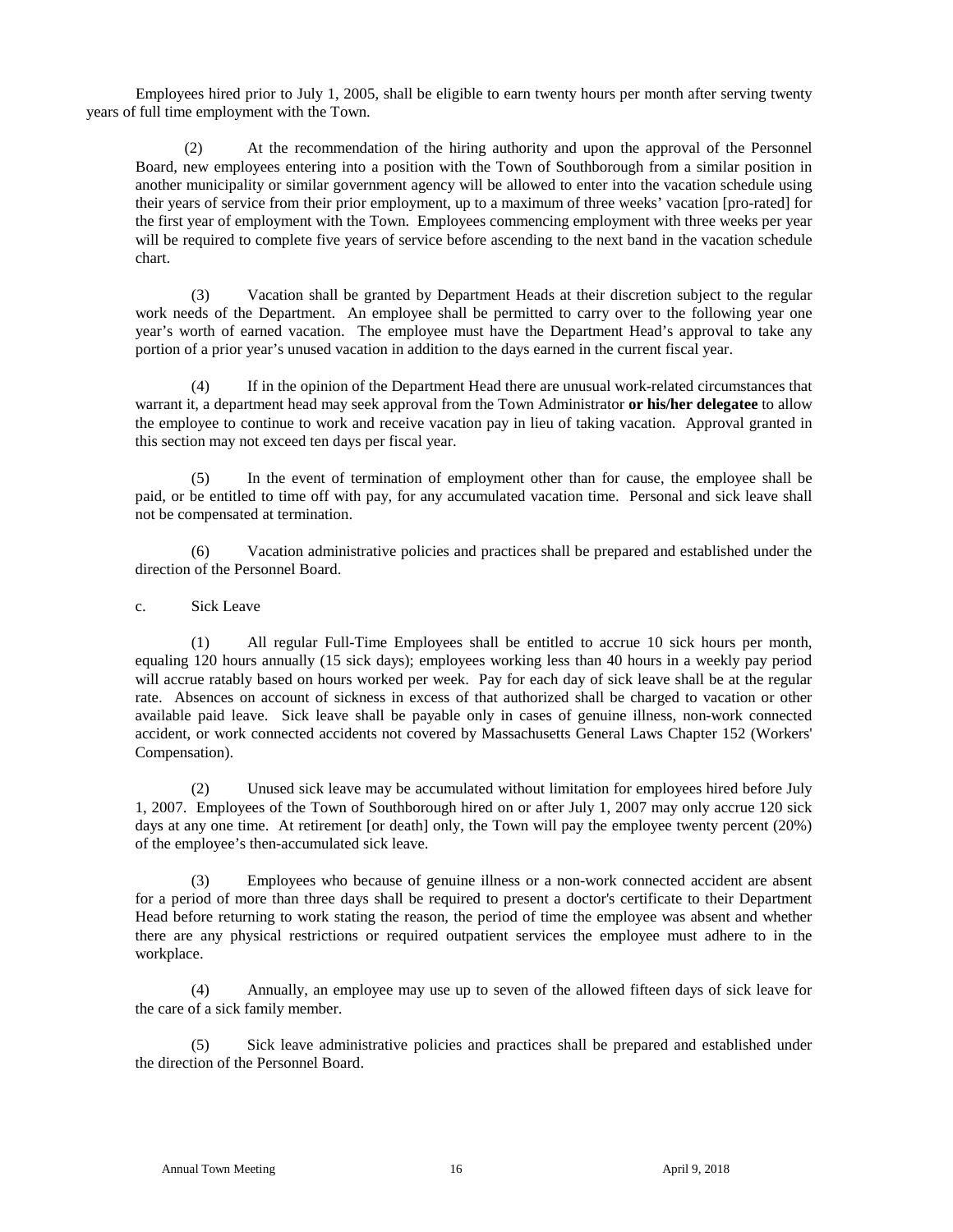Employees hired prior to July 1, 2005, shall be eligible to earn twenty hours per month after serving twenty years of full time employment with the Town.

(2) At the recommendation of the hiring authority and upon the approval of the Personnel Board, new employees entering into a position with the Town of Southborough from a similar position in another municipality or similar government agency will be allowed to enter into the vacation schedule using their years of service from their prior employment, up to a maximum of three weeks' vacation [pro-rated] for the first year of employment with the Town. Employees commencing employment with three weeks per year will be required to complete five years of service before ascending to the next band in the vacation schedule chart.

(3) Vacation shall be granted by Department Heads at their discretion subject to the regular work needs of the Department. An employee shall be permitted to carry over to the following year one year's worth of earned vacation. The employee must have the Department Head's approval to take any portion of a prior year's unused vacation in addition to the days earned in the current fiscal year.

(4) If in the opinion of the Department Head there are unusual work-related circumstances that warrant it, a department head may seek approval from the Town Administrator **or his/her delegatee** to allow the employee to continue to work and receive vacation pay in lieu of taking vacation. Approval granted in this section may not exceed ten days per fiscal year.

(5) In the event of termination of employment other than for cause, the employee shall be paid, or be entitled to time off with pay, for any accumulated vacation time. Personal and sick leave shall not be compensated at termination.

(6) Vacation administrative policies and practices shall be prepared and established under the direction of the Personnel Board.

c. Sick Leave

(1) All regular Full-Time Employees shall be entitled to accrue 10 sick hours per month, equaling 120 hours annually (15 sick days); employees working less than 40 hours in a weekly pay period will accrue ratably based on hours worked per week. Pay for each day of sick leave shall be at the regular rate. Absences on account of sickness in excess of that authorized shall be charged to vacation or other available paid leave. Sick leave shall be payable only in cases of genuine illness, non-work connected accident, or work connected accidents not covered by Massachusetts General Laws Chapter 152 (Workers' Compensation).

(2) Unused sick leave may be accumulated without limitation for employees hired before July 1, 2007. Employees of the Town of Southborough hired on or after July 1, 2007 may only accrue 120 sick days at any one time. At retirement [or death] only, the Town will pay the employee twenty percent (20%) of the employee's then-accumulated sick leave.

(3) Employees who because of genuine illness or a non-work connected accident are absent for a period of more than three days shall be required to present a doctor's certificate to their Department Head before returning to work stating the reason, the period of time the employee was absent and whether there are any physical restrictions or required outpatient services the employee must adhere to in the workplace.

(4) Annually, an employee may use up to seven of the allowed fifteen days of sick leave for the care of a sick family member.

(5) Sick leave administrative policies and practices shall be prepared and established under the direction of the Personnel Board.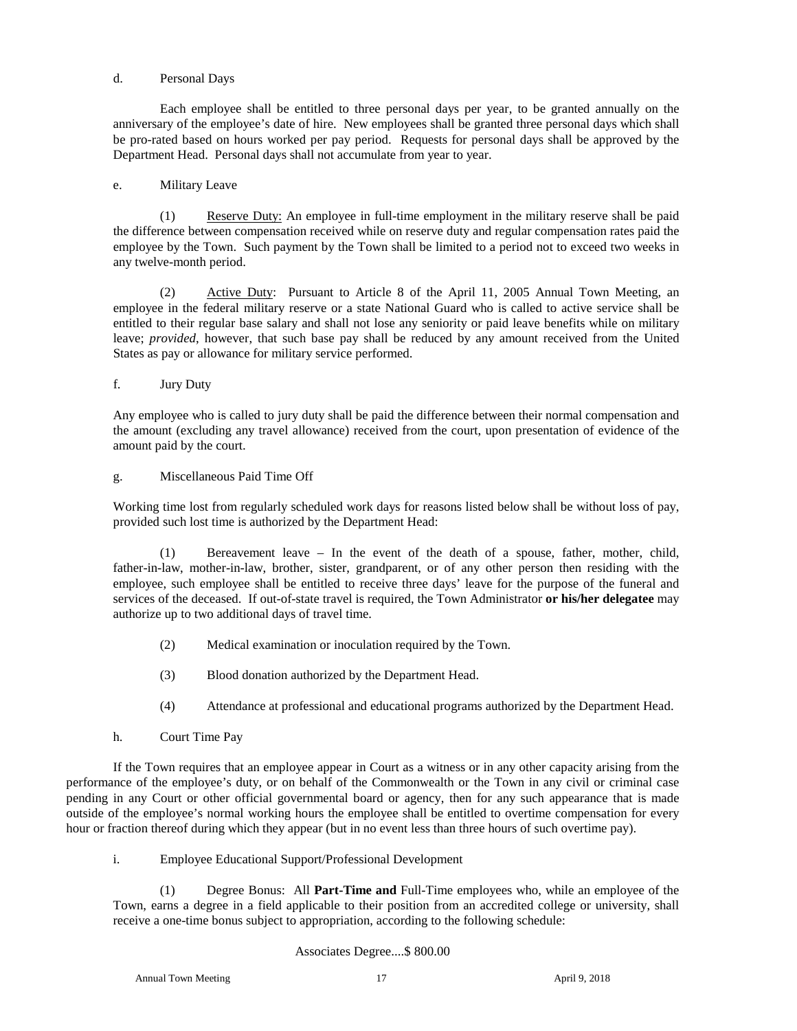d. Personal Days

Each employee shall be entitled to three personal days per year, to be granted annually on the anniversary of the employee's date of hire. New employees shall be granted three personal days which shall be pro-rated based on hours worked per pay period. Requests for personal days shall be approved by the Department Head. Personal days shall not accumulate from year to year.

e. Military Leave

(1) Reserve Duty: An employee in full-time employment in the military reserve shall be paid the difference between compensation received while on reserve duty and regular compensation rates paid the employee by the Town. Such payment by the Town shall be limited to a period not to exceed two weeks in any twelve-month period.

(2) Active Duty: Pursuant to Article 8 of the April 11, 2005 Annual Town Meeting, an employee in the federal military reserve or a state National Guard who is called to active service shall be entitled to their regular base salary and shall not lose any seniority or paid leave benefits while on military leave; *provided*, however, that such base pay shall be reduced by any amount received from the United States as pay or allowance for military service performed.

f. Jury Duty

Any employee who is called to jury duty shall be paid the difference between their normal compensation and the amount (excluding any travel allowance) received from the court, upon presentation of evidence of the amount paid by the court.

g. Miscellaneous Paid Time Off

Working time lost from regularly scheduled work days for reasons listed below shall be without loss of pay, provided such lost time is authorized by the Department Head:

(1) Bereavement leave – In the event of the death of a spouse, father, mother, child, father-in-law, mother-in-law, brother, sister, grandparent, or of any other person then residing with the employee, such employee shall be entitled to receive three days' leave for the purpose of the funeral and services of the deceased. If out-of-state travel is required, the Town Administrator **or his/her delegatee** may authorize up to two additional days of travel time.

(2) Medical examination or inoculation required by the Town.

(3) Blood donation authorized by the Department Head.

(4) Attendance at professional and educational programs authorized by the Department Head.

h. Court Time Pay

If the Town requires that an employee appear in Court as a witness or in any other capacity arising from the performance of the employee's duty, or on behalf of the Commonwealth or the Town in any civil or criminal case pending in any Court or other official governmental board or agency, then for any such appearance that is made outside of the employee's normal working hours the employee shall be entitled to overtime compensation for every hour or fraction thereof during which they appear (but in no event less than three hours of such overtime pay).

i. Employee Educational Support/Professional Development

(1) Degree Bonus: All **Part-Time and** Full-Time employees who, while an employee of the Town, earns a degree in a field applicable to their position from an accredited college or university, shall receive a one-time bonus subject to appropriation, according to the following schedule:

Associates Degree....$ 800.00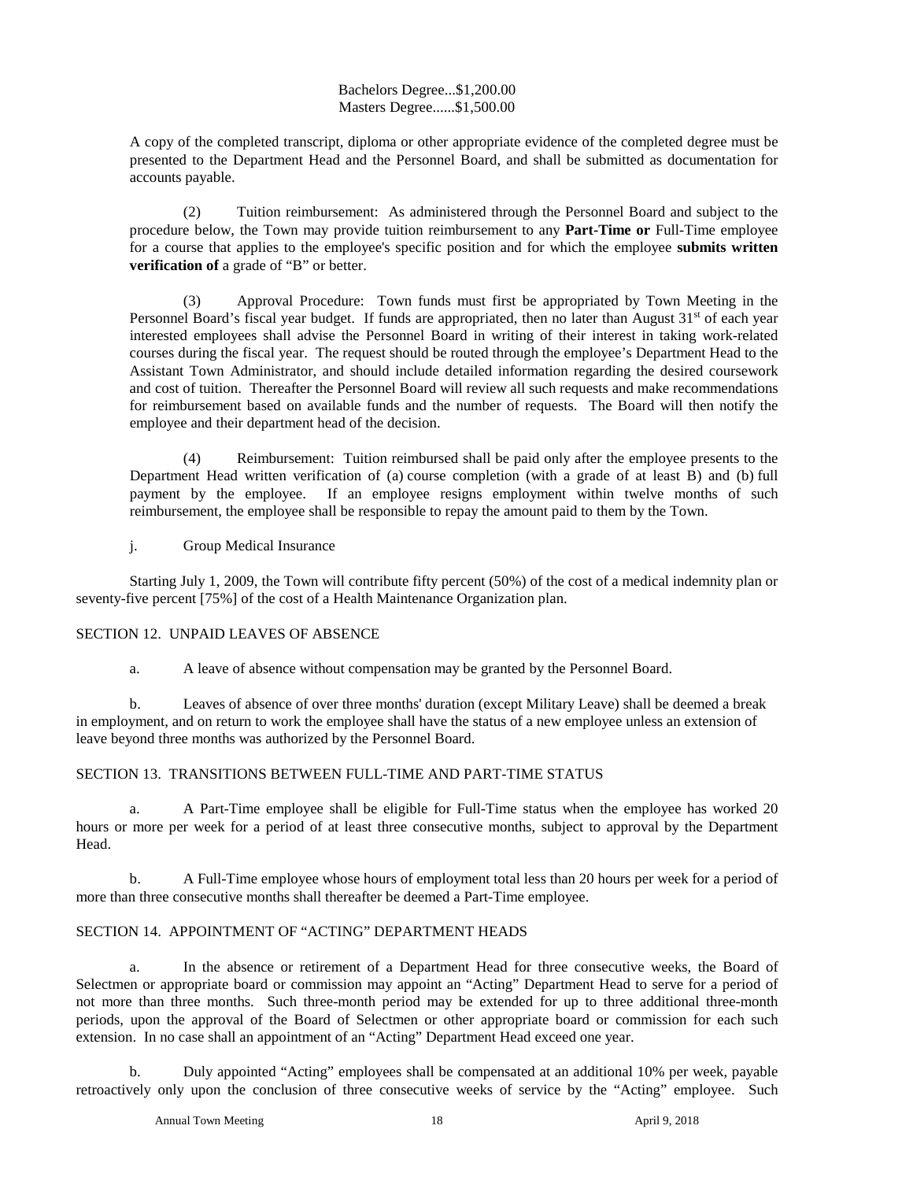Bachelors Degree...$1,200.00
Masters Degree......$1,500.00

A copy of the completed transcript, diploma or other appropriate evidence of the completed degree must be presented to the Department Head and the Personnel Board, and shall be submitted as documentation for accounts payable.

(2) Tuition reimbursement: As administered through the Personnel Board and subject to the procedure below, the Town may provide tuition reimbursement to any **Part-Time or** Full-Time employee for a course that applies to the employee's specific position and for which the employee **submits written verification of** a grade of "B" or better.

(3) Approval Procedure: Town funds must first be appropriated by Town Meeting in the Personnel Board's fiscal year budget. If funds are appropriated, then no later than August 31st of each year interested employees shall advise the Personnel Board in writing of their interest in taking work-related courses during the fiscal year. The request should be routed through the employee's Department Head to the Assistant Town Administrator, and should include detailed information regarding the desired coursework and cost of tuition. Thereafter the Personnel Board will review all such requests and make recommendations for reimbursement based on available funds and the number of requests. The Board will then notify the employee and their department head of the decision.

(4) Reimbursement: Tuition reimbursed shall be paid only after the employee presents to the Department Head written verification of (a) course completion (with a grade of at least B) and (b) full payment by the employee. If an employee resigns employment within twelve months of such reimbursement, the employee shall be responsible to repay the amount paid to them by the Town.

j. Group Medical Insurance

Starting July 1, 2009, the Town will contribute fifty percent (50%) of the cost of a medical indemnity plan or seventy-five percent [75%] of the cost of a Health Maintenance Organization plan.

SECTION 12. UNPAID LEAVES OF ABSENCE

a. A leave of absence without compensation may be granted by the Personnel Board.

b. Leaves of absence of over three months' duration (except Military Leave) shall be deemed a break in employment, and on return to work the employee shall have the status of a new employee unless an extension of leave beyond three months was authorized by the Personnel Board.

SECTION 13. TRANSITIONS BETWEEN FULL-TIME AND PART-TIME STATUS

a. A Part-Time employee shall be eligible for Full-Time status when the employee has worked 20 hours or more per week for a period of at least three consecutive months, subject to approval by the Department Head.

b. A Full-Time employee whose hours of employment total less than 20 hours per week for a period of more than three consecutive months shall thereafter be deemed a Part-Time employee.

SECTION 14. APPOINTMENT OF "ACTING" DEPARTMENT HEADS

a. In the absence or retirement of a Department Head for three consecutive weeks, the Board of Selectmen or appropriate board or commission may appoint an "Acting" Department Head to serve for a period of not more than three months. Such three-month period may be extended for up to three additional three-month periods, upon the approval of the Board of Selectmen or other appropriate board or commission for each such extension. In no case shall an appointment of an "Acting" Department Head exceed one year.

b. Duly appointed "Acting" employees shall be compensated at an additional 10% per week, payable retroactively only upon the conclusion of three consecutive weeks of service by the "Acting" employee. Such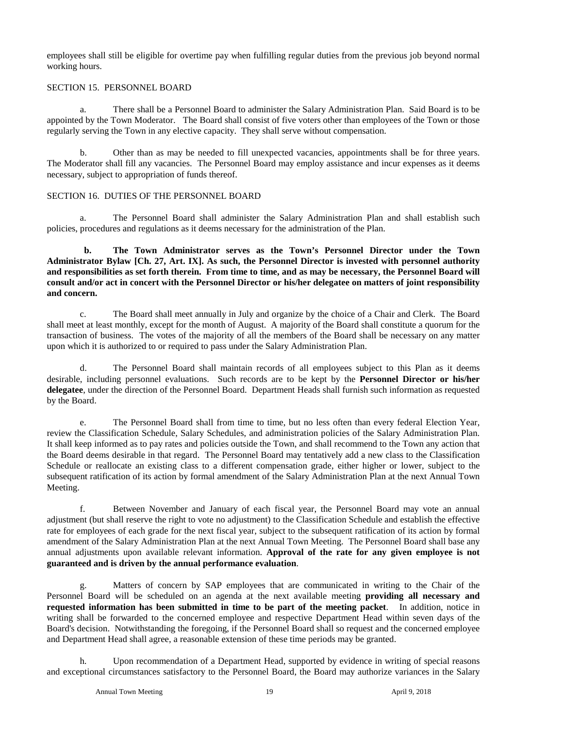employees shall still be eligible for overtime pay when fulfilling regular duties from the previous job beyond normal working hours.

## SECTION 15. PERSONNEL BOARD

a. There shall be a Personnel Board to administer the Salary Administration Plan. Said Board is to be appointed by the Town Moderator. The Board shall consist of five voters other than employees of the Town or those regularly serving the Town in any elective capacity. They shall serve without compensation.

b. Other than as may be needed to fill unexpected vacancies, appointments shall be for three years. The Moderator shall fill any vacancies. The Personnel Board may employ assistance and incur expenses as it deems necessary, subject to appropriation of funds thereof.

## SECTION 16. DUTIES OF THE PERSONNEL BOARD

a. The Personnel Board shall administer the Salary Administration Plan and shall establish such policies, procedures and regulations as it deems necessary for the administration of the Plan.

**b. The Town Administrator serves as the Town's Personnel Director under the Town Administrator Bylaw [Ch. 27, Art. IX]. As such, the Personnel Director is invested with personnel authority and responsibilities as set forth therein. From time to time, and as may be necessary, the Personnel Board will consult and/or act in concert with the Personnel Director or his/her delegatee on matters of joint responsibility and concern.**

c. The Board shall meet annually in July and organize by the choice of a Chair and Clerk. The Board shall meet at least monthly, except for the month of August. A majority of the Board shall constitute a quorum for the transaction of business. The votes of the majority of all the members of the Board shall be necessary on any matter upon which it is authorized to or required to pass under the Salary Administration Plan.

d. The Personnel Board shall maintain records of all employees subject to this Plan as it deems desirable, including personnel evaluations. Such records are to be kept by the **Personnel Director or his/her delegatee**, under the direction of the Personnel Board. Department Heads shall furnish such information as requested by the Board.

e. The Personnel Board shall from time to time, but no less often than every federal Election Year, review the Classification Schedule, Salary Schedules, and administration policies of the Salary Administration Plan. It shall keep informed as to pay rates and policies outside the Town, and shall recommend to the Town any action that the Board deems desirable in that regard. The Personnel Board may tentatively add a new class to the Classification Schedule or reallocate an existing class to a different compensation grade, either higher or lower, subject to the subsequent ratification of its action by formal amendment of the Salary Administration Plan at the next Annual Town Meeting.

f. Between November and January of each fiscal year, the Personnel Board may vote an annual adjustment (but shall reserve the right to vote no adjustment) to the Classification Schedule and establish the effective rate for employees of each grade for the next fiscal year, subject to the subsequent ratification of its action by formal amendment of the Salary Administration Plan at the next Annual Town Meeting. The Personnel Board shall base any annual adjustments upon available relevant information. **Approval of the rate for any given employee is not guaranteed and is driven by the annual performance evaluation**.

g. Matters of concern by SAP employees that are communicated in writing to the Chair of the Personnel Board will be scheduled on an agenda at the next available meeting **providing all necessary and requested information has been submitted in time to be part of the meeting packet**. In addition, notice in writing shall be forwarded to the concerned employee and respective Department Head within seven days of the Board's decision. Notwithstanding the foregoing, if the Personnel Board shall so request and the concerned employee and Department Head shall agree, a reasonable extension of these time periods may be granted.

h. Upon recommendation of a Department Head, supported by evidence in writing of special reasons and exceptional circumstances satisfactory to the Personnel Board, the Board may authorize variances in the Salary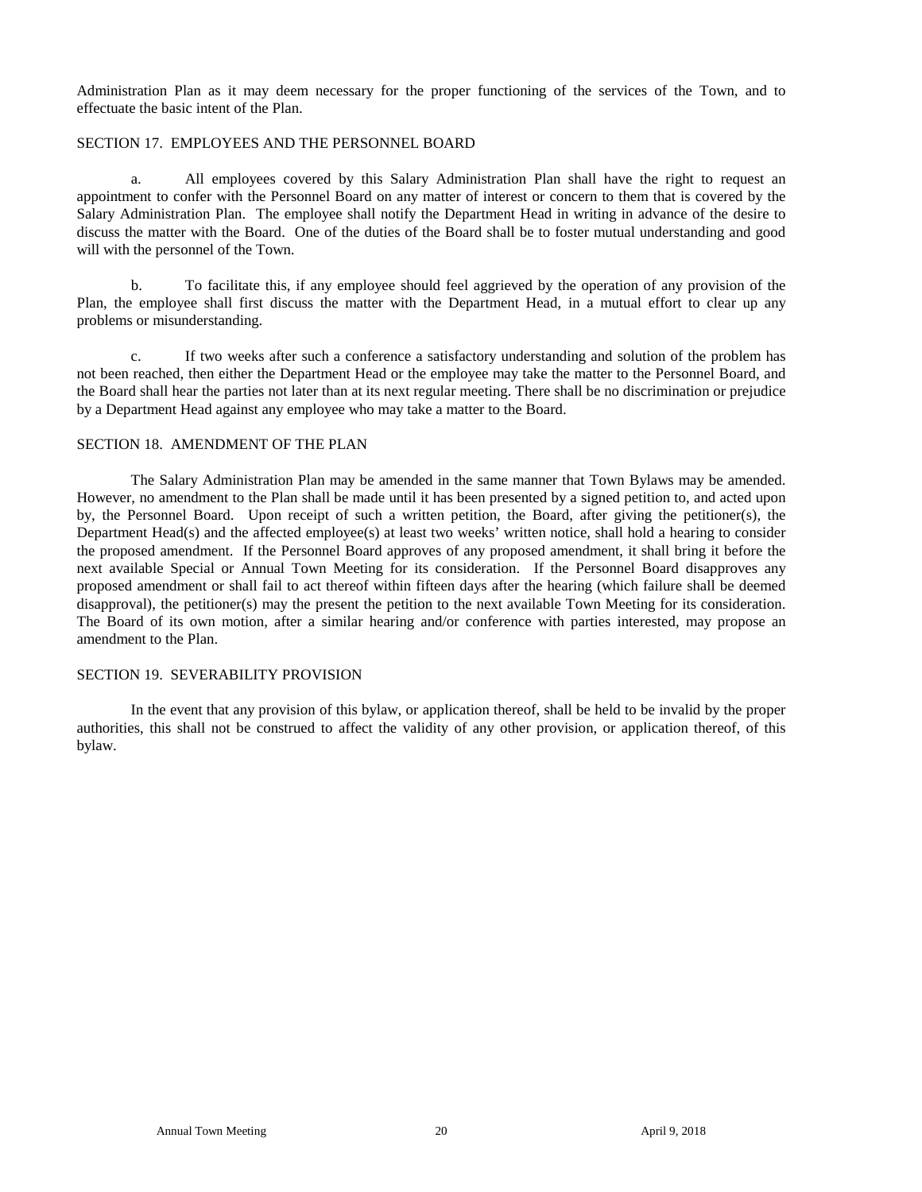Administration Plan as it may deem necessary for the proper functioning of the services of the Town, and to effectuate the basic intent of the Plan.

## SECTION 17. EMPLOYEES AND THE PERSONNEL BOARD

a. All employees covered by this Salary Administration Plan shall have the right to request an appointment to confer with the Personnel Board on any matter of interest or concern to them that is covered by the Salary Administration Plan. The employee shall notify the Department Head in writing in advance of the desire to discuss the matter with the Board. One of the duties of the Board shall be to foster mutual understanding and good will with the personnel of the Town.

b. To facilitate this, if any employee should feel aggrieved by the operation of any provision of the Plan, the employee shall first discuss the matter with the Department Head, in a mutual effort to clear up any problems or misunderstanding.

c. If two weeks after such a conference a satisfactory understanding and solution of the problem has not been reached, then either the Department Head or the employee may take the matter to the Personnel Board, and the Board shall hear the parties not later than at its next regular meeting. There shall be no discrimination or prejudice by a Department Head against any employee who may take a matter to the Board.

## SECTION 18. AMENDMENT OF THE PLAN

The Salary Administration Plan may be amended in the same manner that Town Bylaws may be amended. However, no amendment to the Plan shall be made until it has been presented by a signed petition to, and acted upon by, the Personnel Board. Upon receipt of such a written petition, the Board, after giving the petitioner(s), the Department Head(s) and the affected employee(s) at least two weeks' written notice, shall hold a hearing to consider the proposed amendment. If the Personnel Board approves of any proposed amendment, it shall bring it before the next available Special or Annual Town Meeting for its consideration. If the Personnel Board disapproves any proposed amendment or shall fail to act thereof within fifteen days after the hearing (which failure shall be deemed disapproval), the petitioner(s) may the present the petition to the next available Town Meeting for its consideration. The Board of its own motion, after a similar hearing and/or conference with parties interested, may propose an amendment to the Plan.

## SECTION 19. SEVERABILITY PROVISION

In the event that any provision of this bylaw, or application thereof, shall be held to be invalid by the proper authorities, this shall not be construed to affect the validity of any other provision, or application thereof, of this bylaw.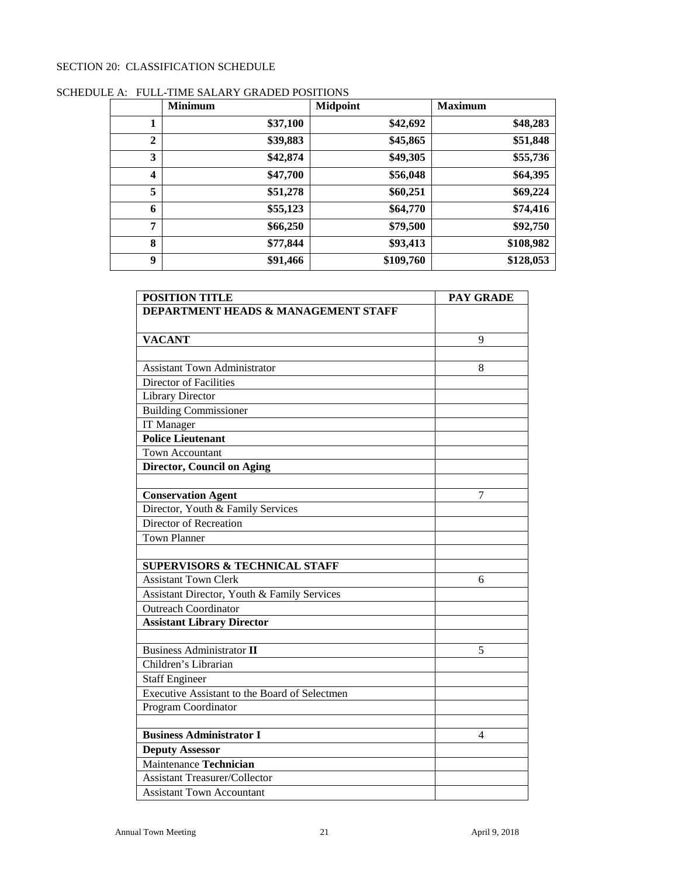SECTION 20: CLASSIFICATION SCHEDULE

SCHEDULE A: FULL-TIME SALARY GRADED POSITIONS

| | Minimum | Midpoint | Maximum |
|---|---|---|---|
| **1** | **$37,100** | **$42,692** | **$48,283** |
| **2** | **$39,883** | **$45,865** | **$51,848** |
| **3** | **$42,874** | **$49,305** | **$55,736** |
| **4** | **$47,700** | **$56,048** | **$64,395** |
| **5** | **$51,278** | **$60,251** | **$69,224** |
| **6** | **$55,123** | **$64,770** | **$74,416** |
| **7** | **$66,250** | **$79,500** | **$92,750** |
| **8** | **$77,844** | **$93,413** | **$108,982** |
| **9** | **$91,466** | **$109,760** | **$128,053** |

| POSITION TITLE | PAY GRADE |
|---|---|
| **DEPARTMENT HEADS & MANAGEMENT STAFF** | |
| **VACANT** | 9 |
| | |
| Assistant Town Administrator | 8 |
| Director of Facilities | |
| Library Director | |
| Building Commissioner | |
| IT Manager | |
| **Police Lieutenant** | |
| Town Accountant | |
| **Director, Council on Aging** | |
| | |
| **Conservation Agent** | 7 |
| Director, Youth & Family Services | |
| Director of Recreation | |
| Town Planner | |
| | |
| **SUPERVISORS & TECHNICAL STAFF** | |
| Assistant Town Clerk | 6 |
| Assistant Director, Youth & Family Services | |
| Outreach Coordinator | |
| **Assistant Library Director** | |
| | |
| Business Administrator **II** | 5 |
| Children's Librarian | |
| Staff Engineer | |
| Executive Assistant to the Board of Selectmen | |
| Program Coordinator | |
| | |
| **Business Administrator I** | 4 |
| **Deputy Assessor** | |
| Maintenance **Technician** | |
| Assistant Treasurer/Collector | |
| Assistant Town Accountant | |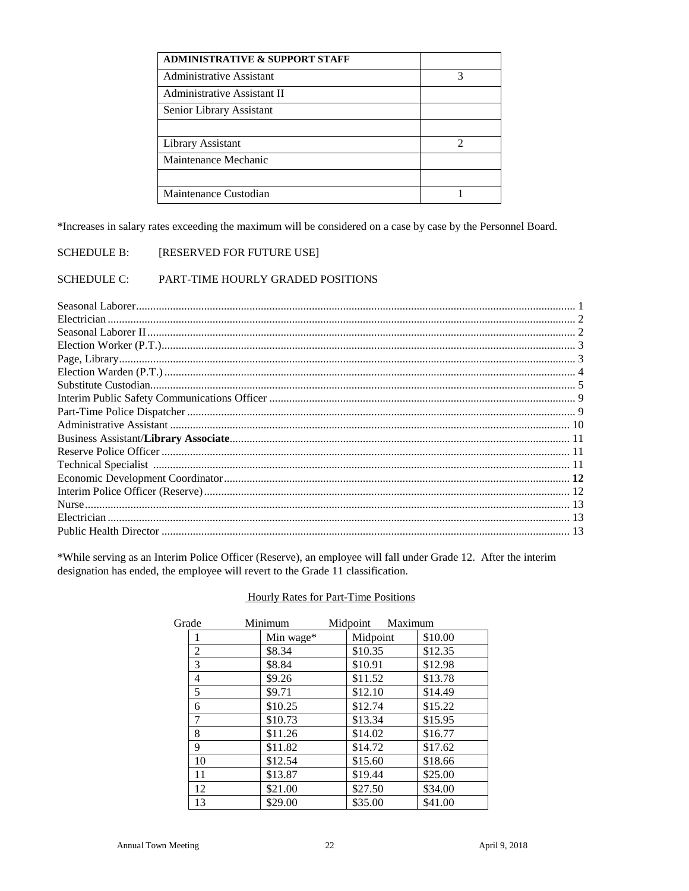| ADMINISTRATIVE & SUPPORT STAFF | |
|---|---|
| Administrative Assistant | 3 |
| Administrative Assistant II | |
| Senior Library Assistant | |
| | |
| Library Assistant | 2 |
| Maintenance Mechanic | |
| | |
| Maintenance Custodian | 1 |

*Increases in salary rates exceeding the maximum will be considered on a case by case by the Personnel Board.

SCHEDULE B: [RESERVED FOR FUTURE USE]

SCHEDULE C: PART-TIME HOURLY GRADED POSITIONS

Seasonal Laborer........ 1
Electrician........ 2
Seasonal Laborer II........ 2
Election Worker (P.T.)........ 3
Page, Library........ 3
Election Warden (P.T.)........ 4
Substitute Custodian........ 5
Interim Public Safety Communications Officer........ 9
Part-Time Police Dispatcher........ 9
Administrative Assistant........ 10
Business Assistant/**Library Associate**........ 11
Reserve Police Officer........ 11
Technical Specialist........ 11
Economic Development Coordinator........ **12**
Interim Police Officer (Reserve)........ 12
Nurse........ 13
Electrician........ 13
Public Health Director........ 13

*While serving as an Interim Police Officer (Reserve), an employee will fall under Grade 12. After the interim designation has ended, the employee will revert to the Grade 11 classification.

Hourly Rates for Part-Time Positions

| Grade | Minimum | Midpoint | Maximum |
|---|---|---|---|
| 1 | Min wage* | Midpoint | $10.00 |
| 2 | $8.34 | $10.35 | $12.35 |
| 3 | $8.84 | $10.91 | $12.98 |
| 4 | $9.26 | $11.52 | $13.78 |
| 5 | $9.71 | $12.10 | $14.49 |
| 6 | $10.25 | $12.74 | $15.22 |
| 7 | $10.73 | $13.34 | $15.95 |
| 8 | $11.26 | $14.02 | $16.77 |
| 9 | $11.82 | $14.72 | $17.62 |
| 10 | $12.54 | $15.60 | $18.66 |
| 11 | $13.87 | $19.44 | $25.00 |
| 12 | $21.00 | $27.50 | $34.00 |
| 13 | $29.00 | $35.00 | $41.00 |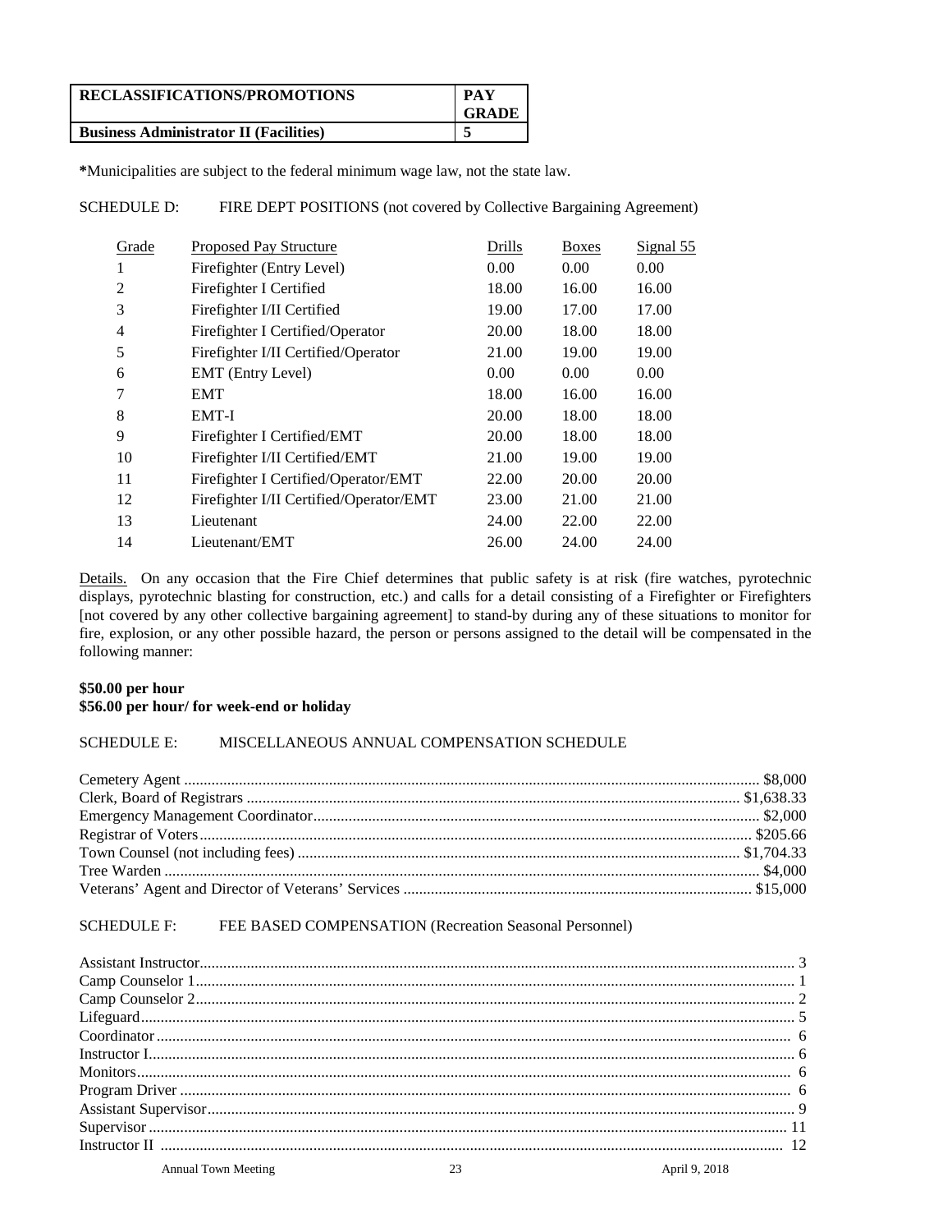| RECLASSIFICATIONS/PROMOTIONS | PAY GRADE |
|---|---|
| Business Administrator II (Facilities) | 5 |

***Municipalities are subject to the federal minimum wage law, not the state law.**

SCHEDULE D: FIRE DEPT POSITIONS (not covered by Collective Bargaining Agreement)

| Grade | Proposed Pay Structure | Drills | Boxes | Signal 55 |
|---|---|---|---|---|
| 1 | Firefighter (Entry Level) | 0.00 | 0.00 | 0.00 |
| 2 | Firefighter I Certified | 18.00 | 16.00 | 16.00 |
| 3 | Firefighter I/II Certified | 19.00 | 17.00 | 17.00 |
| 4 | Firefighter I Certified/Operator | 20.00 | 18.00 | 18.00 |
| 5 | Firefighter I/II Certified/Operator | 21.00 | 19.00 | 19.00 |
| 6 | EMT (Entry Level) | 0.00 | 0.00 | 0.00 |
| 7 | EMT | 18.00 | 16.00 | 16.00 |
| 8 | EMT-I | 20.00 | 18.00 | 18.00 |
| 9 | Firefighter I Certified/EMT | 20.00 | 18.00 | 18.00 |
| 10 | Firefighter I/II Certified/EMT | 21.00 | 19.00 | 19.00 |
| 11 | Firefighter I Certified/Operator/EMT | 22.00 | 20.00 | 20.00 |
| 12 | Firefighter I/II Certified/Operator/EMT | 23.00 | 21.00 | 21.00 |
| 13 | Lieutenant | 24.00 | 22.00 | 22.00 |
| 14 | Lieutenant/EMT | 26.00 | 24.00 | 24.00 |

Details. On any occasion that the Fire Chief determines that public safety is at risk (fire watches, pyrotechnic displays, pyrotechnic blasting for construction, etc.) and calls for a detail consisting of a Firefighter or Firefighters [not covered by any other collective bargaining agreement] to stand-by during any of these situations to monitor for fire, explosion, or any other possible hazard, the person or persons assigned to the detail will be compensated in the following manner:

**$50.00 per hour**
**$56.00 per hour/ for week-end or holiday**

SCHEDULE E: MISCELLANEOUS ANNUAL COMPENSATION SCHEDULE

| Position | Compensation |
|---|---|
| Cemetery Agent | $8,000 |
| Clerk, Board of Registrars | $1,638.33 |
| Emergency Management Coordinator | $2,000 |
| Registrar of Voters | $205.66 |
| Town Counsel (not including fees) | $1,704.33 |
| Tree Warden | $4,000 |
| Veterans' Agent and Director of Veterans' Services | $15,000 |

SCHEDULE F: FEE BASED COMPENSATION (Recreation Seasonal Personnel)

| Position | Grade |
|---|---|
| Assistant Instructor | 3 |
| Camp Counselor 1 | 1 |
| Camp Counselor 2 | 2 |
| Lifeguard | 5 |
| Coordinator | 6 |
| Instructor I | 6 |
| Monitors | 6 |
| Program Driver | 6 |
| Assistant Supervisor | 9 |
| Supervisor | 11 |
| Instructor II | 12 |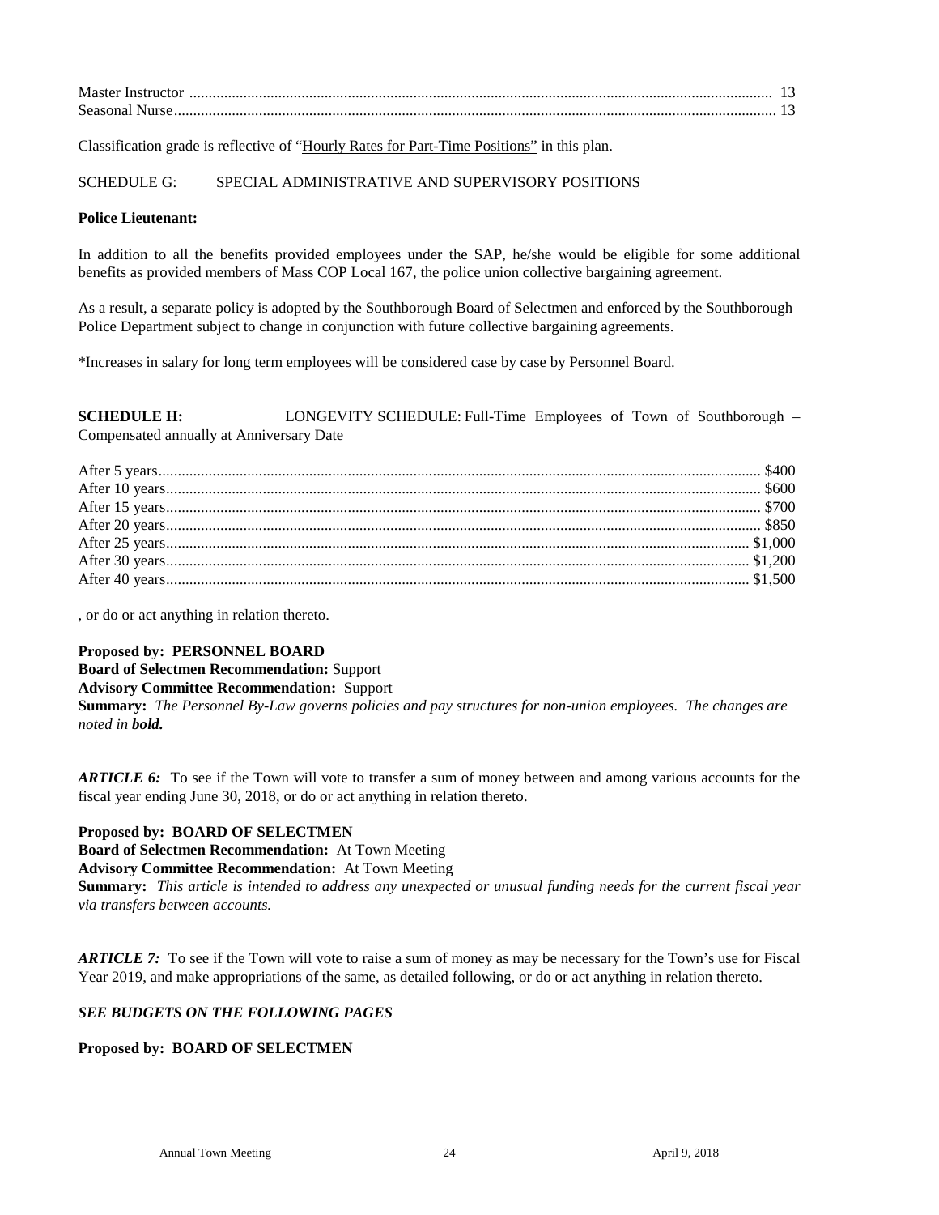| | |
|---|---|
| Master Instructor | 13 |
| Seasonal Nurse | 13 |

Classification grade is reflective of "Hourly Rates for Part-Time Positions" in this plan.

SCHEDULE G: SPECIAL ADMINISTRATIVE AND SUPERVISORY POSITIONS

**Police Lieutenant:**

In addition to all the benefits provided employees under the SAP, he/she would be eligible for some additional benefits as provided members of Mass COP Local 167, the police union collective bargaining agreement.

As a result, a separate policy is adopted by the Southborough Board of Selectmen and enforced by the Southborough Police Department subject to change in conjunction with future collective bargaining agreements.

*Increases in salary for long term employees will be considered case by case by Personnel Board.

**SCHEDULE H:** LONGEVITY SCHEDULE: Full-Time Employees of Town of Southborough – Compensated annually at Anniversary Date

| | |
|---|---|
| After 5 years | $400 |
| After 10 years | $600 |
| After 15 years | $700 |
| After 20 years | $850 |
| After 25 years | $1,000 |
| After 30 years | $1,200 |
| After 40 years | $1,500 |

, or do or act anything in relation thereto.

**Proposed by: PERSONNEL BOARD**
**Board of Selectmen Recommendation:** Support
**Advisory Committee Recommendation:** Support
**Summary:** *The Personnel By-Law governs policies and pay structures for non-union employees. The changes are noted in **bold.***

***ARTICLE 6:*** To see if the Town will vote to transfer a sum of money between and among various accounts for the fiscal year ending June 30, 2018, or do or act anything in relation thereto.

**Proposed by: BOARD OF SELECTMEN**
**Board of Selectmen Recommendation:** At Town Meeting
**Advisory Committee Recommendation:** At Town Meeting
**Summary:** *This article is intended to address any unexpected or unusual funding needs for the current fiscal year via transfers between accounts.*

***ARTICLE 7:*** To see if the Town will vote to raise a sum of money as may be necessary for the Town's use for Fiscal Year 2019, and make appropriations of the same, as detailed following, or do or act anything in relation thereto.

***SEE BUDGETS ON THE FOLLOWING PAGES***

**Proposed by: BOARD OF SELECTMEN**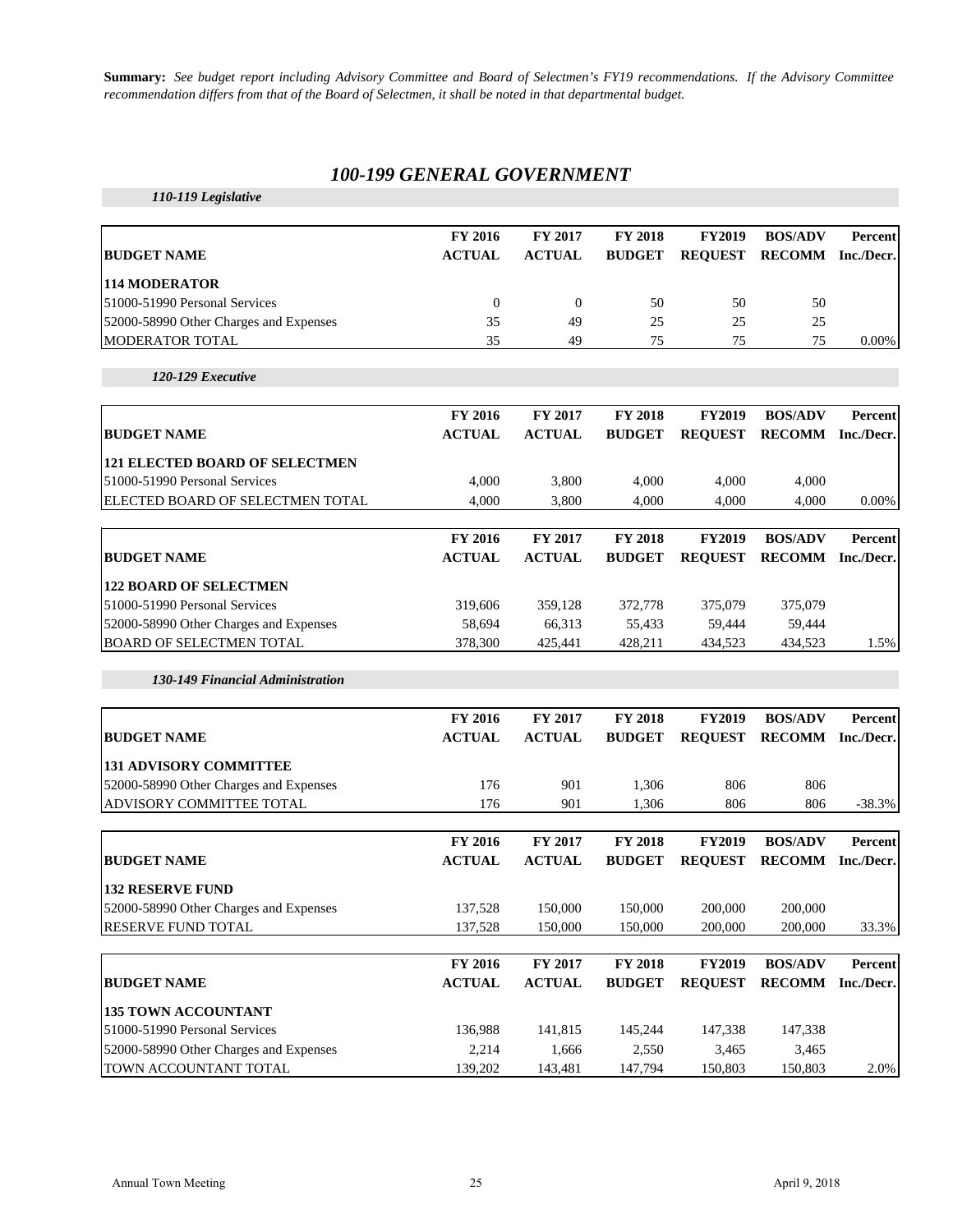**Summary:** *See budget report including Advisory Committee and Board of Selectmen's FY19 recommendations. If the Advisory Committee recommendation differs from that of the Board of Selectmen, it shall be noted in that departmental budget.*

# *100-199 GENERAL GOVERNMENT*

### *110-119 Legislative*

| BUDGET NAME | FY 2016 ACTUAL | FY 2017 ACTUAL | FY 2018 BUDGET | FY2019 REQUEST | BOS/ADV RECOMM | Percent Inc./Decr. |
|---|---|---|---|---|---|---|
| **114 MODERATOR** | | | | | | |
| 51000-51990 Personal Services | 0 | 0 | 50 | 50 | 50 | |
| 52000-58990 Other Charges and Expenses | 35 | 49 | 25 | 25 | 25 | |
| MODERATOR TOTAL | 35 | 49 | 75 | 75 | 75 | 0.00% |

### *120-129 Executive*

| BUDGET NAME | FY 2016 ACTUAL | FY 2017 ACTUAL | FY 2018 BUDGET | FY2019 REQUEST | BOS/ADV RECOMM | Percent Inc./Decr. |
|---|---|---|---|---|---|---|
| **121 ELECTED BOARD OF SELECTMEN** | | | | | | |
| 51000-51990 Personal Services | 4,000 | 3,800 | 4,000 | 4,000 | 4,000 | |
| ELECTED BOARD OF SELECTMEN TOTAL | 4,000 | 3,800 | 4,000 | 4,000 | 4,000 | 0.00% |

| BUDGET NAME | FY 2016 ACTUAL | FY 2017 ACTUAL | FY 2018 BUDGET | FY2019 REQUEST | BOS/ADV RECOMM | Percent Inc./Decr. |
|---|---|---|---|---|---|---|
| **122 BOARD OF SELECTMEN** | | | | | | |
| 51000-51990 Personal Services | 319,606 | 359,128 | 372,778 | 375,079 | 375,079 | |
| 52000-58990 Other Charges and Expenses | 58,694 | 66,313 | 55,433 | 59,444 | 59,444 | |
| BOARD OF SELECTMEN TOTAL | 378,300 | 425,441 | 428,211 | 434,523 | 434,523 | 1.5% |

### *130-149 Financial Administration*

| BUDGET NAME | FY 2016 ACTUAL | FY 2017 ACTUAL | FY 2018 BUDGET | FY2019 REQUEST | BOS/ADV RECOMM | Percent Inc./Decr. |
|---|---|---|---|---|---|---|
| **131 ADVISORY COMMITTEE** | | | | | | |
| 52000-58990 Other Charges and Expenses | 176 | 901 | 1,306 | 806 | 806 | |
| ADVISORY COMMITTEE TOTAL | 176 | 901 | 1,306 | 806 | 806 | -38.3% |

| BUDGET NAME | FY 2016 ACTUAL | FY 2017 ACTUAL | FY 2018 BUDGET | FY2019 REQUEST | BOS/ADV RECOMM | Percent Inc./Decr. |
|---|---|---|---|---|---|---|
| **132 RESERVE FUND** | | | | | | |
| 52000-58990 Other Charges and Expenses | 137,528 | 150,000 | 150,000 | 200,000 | 200,000 | |
| RESERVE FUND TOTAL | 137,528 | 150,000 | 150,000 | 200,000 | 200,000 | 33.3% |

| BUDGET NAME | FY 2016 ACTUAL | FY 2017 ACTUAL | FY 2018 BUDGET | FY2019 REQUEST | BOS/ADV RECOMM | Percent Inc./Decr. |
|---|---|---|---|---|---|---|
| **135 TOWN ACCOUNTANT** | | | | | | |
| 51000-51990 Personal Services | 136,988 | 141,815 | 145,244 | 147,338 | 147,338 | |
| 52000-58990 Other Charges and Expenses | 2,214 | 1,666 | 2,550 | 3,465 | 3,465 | |
| TOWN ACCOUNTANT TOTAL | 139,202 | 143,481 | 147,794 | 150,803 | 150,803 | 2.0% |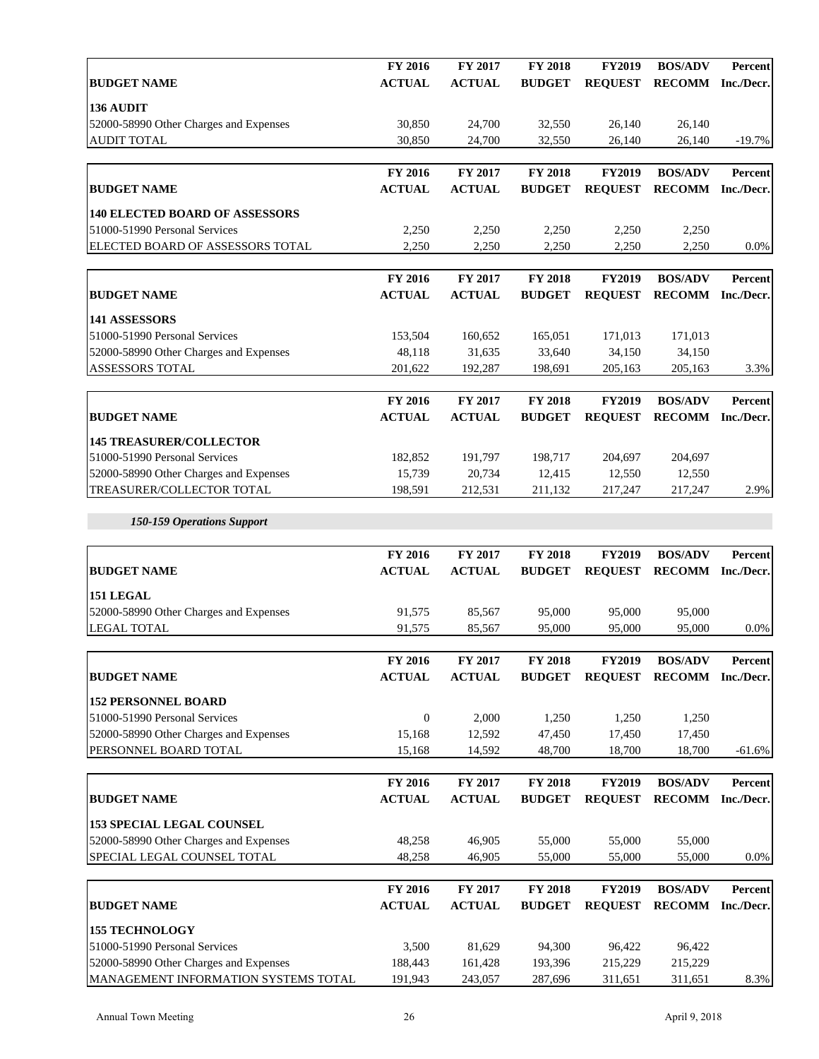| BUDGET NAME | FY 2016 ACTUAL | FY 2017 ACTUAL | FY 2018 BUDGET | FY2019 REQUEST | BOS/ADV RECOMM | Percent Inc./Decr. |
|---|---|---|---|---|---|---|
| **136 AUDIT** | | | | | | |
| 52000-58990 Other Charges and Expenses | 30,850 | 24,700 | 32,550 | 26,140 | 26,140 | |
| AUDIT TOTAL | 30,850 | 24,700 | 32,550 | 26,140 | 26,140 | -19.7% |

| BUDGET NAME | FY 2016 ACTUAL | FY 2017 ACTUAL | FY 2018 BUDGET | FY2019 REQUEST | BOS/ADV RECOMM | Percent Inc./Decr. |
|---|---|---|---|---|---|---|
| **140 ELECTED BOARD OF ASSESSORS** | | | | | | |
| 51000-51990 Personal Services | 2,250 | 2,250 | 2,250 | 2,250 | 2,250 | |
| ELECTED BOARD OF ASSESSORS TOTAL | 2,250 | 2,250 | 2,250 | 2,250 | 2,250 | 0.0% |

| BUDGET NAME | FY 2016 ACTUAL | FY 2017 ACTUAL | FY 2018 BUDGET | FY2019 REQUEST | BOS/ADV RECOMM | Percent Inc./Decr. |
|---|---|---|---|---|---|---|
| **141 ASSESSORS** | | | | | | |
| 51000-51990 Personal Services | 153,504 | 160,652 | 165,051 | 171,013 | 171,013 | |
| 52000-58990 Other Charges and Expenses | 48,118 | 31,635 | 33,640 | 34,150 | 34,150 | |
| ASSESSORS TOTAL | 201,622 | 192,287 | 198,691 | 205,163 | 205,163 | 3.3% |

| BUDGET NAME | FY 2016 ACTUAL | FY 2017 ACTUAL | FY 2018 BUDGET | FY2019 REQUEST | BOS/ADV RECOMM | Percent Inc./Decr. |
|---|---|---|---|---|---|---|
| **145 TREASURER/COLLECTOR** | | | | | | |
| 51000-51990 Personal Services | 182,852 | 191,797 | 198,717 | 204,697 | 204,697 | |
| 52000-58990 Other Charges and Expenses | 15,739 | 20,734 | 12,415 | 12,550 | 12,550 | |
| TREASURER/COLLECTOR TOTAL | 198,591 | 212,531 | 211,132 | 217,247 | 217,247 | 2.9% |

***150-159 Operations Support***

| BUDGET NAME | FY 2016 ACTUAL | FY 2017 ACTUAL | FY 2018 BUDGET | FY2019 REQUEST | BOS/ADV RECOMM | Percent Inc./Decr. |
|---|---|---|---|---|---|---|
| **151 LEGAL** | | | | | | |
| 52000-58990 Other Charges and Expenses | 91,575 | 85,567 | 95,000 | 95,000 | 95,000 | |
| LEGAL TOTAL | 91,575 | 85,567 | 95,000 | 95,000 | 95,000 | 0.0% |

| BUDGET NAME | FY 2016 ACTUAL | FY 2017 ACTUAL | FY 2018 BUDGET | FY2019 REQUEST | BOS/ADV RECOMM | Percent Inc./Decr. |
|---|---|---|---|---|---|---|
| **152 PERSONNEL BOARD** | | | | | | |
| 51000-51990 Personal Services | 0 | 2,000 | 1,250 | 1,250 | 1,250 | |
| 52000-58990 Other Charges and Expenses | 15,168 | 12,592 | 47,450 | 17,450 | 17,450 | |
| PERSONNEL BOARD TOTAL | 15,168 | 14,592 | 48,700 | 18,700 | 18,700 | -61.6% |

| BUDGET NAME | FY 2016 ACTUAL | FY 2017 ACTUAL | FY 2018 BUDGET | FY2019 REQUEST | BOS/ADV RECOMM | Percent Inc./Decr. |
|---|---|---|---|---|---|---|
| **153 SPECIAL LEGAL COUNSEL** | | | | | | |
| 52000-58990 Other Charges and Expenses | 48,258 | 46,905 | 55,000 | 55,000 | 55,000 | |
| SPECIAL LEGAL COUNSEL TOTAL | 48,258 | 46,905 | 55,000 | 55,000 | 55,000 | 0.0% |

| BUDGET NAME | FY 2016 ACTUAL | FY 2017 ACTUAL | FY 2018 BUDGET | FY2019 REQUEST | BOS/ADV RECOMM | Percent Inc./Decr. |
|---|---|---|---|---|---|---|
| **155 TECHNOLOGY** | | | | | | |
| 51000-51990 Personal Services | 3,500 | 81,629 | 94,300 | 96,422 | 96,422 | |
| 52000-58990 Other Charges and Expenses | 188,443 | 161,428 | 193,396 | 215,229 | 215,229 | |
| MANAGEMENT INFORMATION SYSTEMS TOTAL | 191,943 | 243,057 | 287,696 | 311,651 | 311,651 | 8.3% |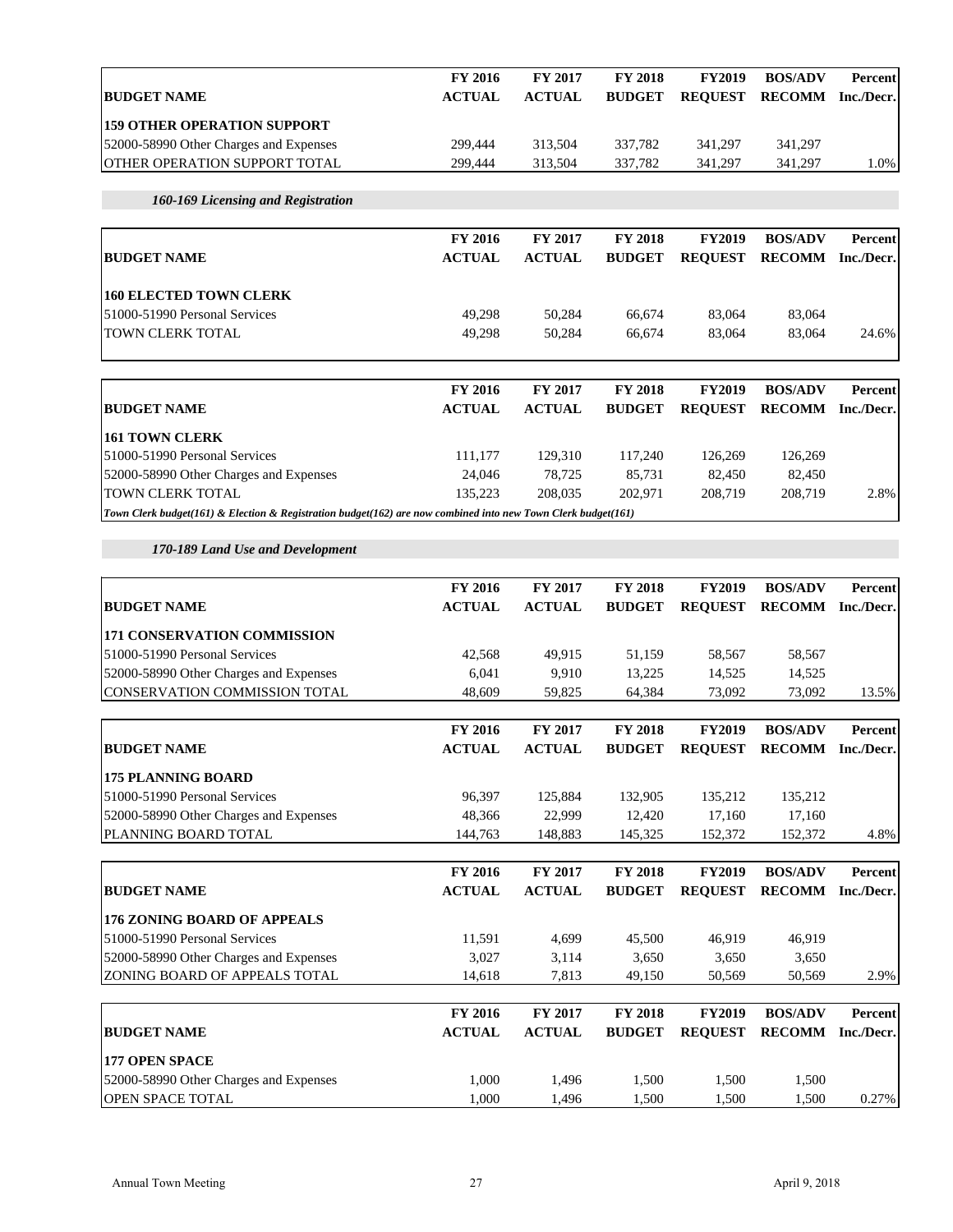| BUDGET NAME | FY 2016 ACTUAL | FY 2017 ACTUAL | FY 2018 BUDGET | FY2019 REQUEST | BOS/ADV RECOMM | Percent Inc./Decr. |
|---|---|---|---|---|---|---|
| **159 OTHER OPERATION SUPPORT** | | | | | | |
| 52000-58990 Other Charges and Expenses | 299,444 | 313,504 | 337,782 | 341,297 | 341,297 | |
| OTHER OPERATION SUPPORT TOTAL | 299,444 | 313,504 | 337,782 | 341,297 | 341,297 | 1.0% |

***160-169 Licensing and Registration***

| BUDGET NAME | FY 2016 ACTUAL | FY 2017 ACTUAL | FY 2018 BUDGET | FY2019 REQUEST | BOS/ADV RECOMM | Percent Inc./Decr. |
|---|---|---|---|---|---|---|
| **160 ELECTED TOWN CLERK** | | | | | | |
| 51000-51990 Personal Services | 49,298 | 50,284 | 66,674 | 83,064 | 83,064 | |
| TOWN CLERK TOTAL | 49,298 | 50,284 | 66,674 | 83,064 | 83,064 | 24.6% |

| BUDGET NAME | FY 2016 ACTUAL | FY 2017 ACTUAL | FY 2018 BUDGET | FY2019 REQUEST | BOS/ADV RECOMM | Percent Inc./Decr. |
|---|---|---|---|---|---|---|
| **161 TOWN CLERK** | | | | | | |
| 51000-51990 Personal Services | 111,177 | 129,310 | 117,240 | 126,269 | 126,269 | |
| 52000-58990 Other Charges and Expenses | 24,046 | 78,725 | 85,731 | 82,450 | 82,450 | |
| TOWN CLERK TOTAL | 135,223 | 208,035 | 202,971 | 208,719 | 208,719 | 2.8% |

***Town Clerk budget(161) & Election & Registration budget(162) are now combined into new Town Clerk budget(161)***

***170-189 Land Use and Development***

| BUDGET NAME | FY 2016 ACTUAL | FY 2017 ACTUAL | FY 2018 BUDGET | FY2019 REQUEST | BOS/ADV RECOMM | Percent Inc./Decr. |
|---|---|---|---|---|---|---|
| **171 CONSERVATION COMMISSION** | | | | | | |
| 51000-51990 Personal Services | 42,568 | 49,915 | 51,159 | 58,567 | 58,567 | |
| 52000-58990 Other Charges and Expenses | 6,041 | 9,910 | 13,225 | 14,525 | 14,525 | |
| CONSERVATION COMMISSION TOTAL | 48,609 | 59,825 | 64,384 | 73,092 | 73,092 | 13.5% |

| BUDGET NAME | FY 2016 ACTUAL | FY 2017 ACTUAL | FY 2018 BUDGET | FY2019 REQUEST | BOS/ADV RECOMM | Percent Inc./Decr. |
|---|---|---|---|---|---|---|
| **175 PLANNING BOARD** | | | | | | |
| 51000-51990 Personal Services | 96,397 | 125,884 | 132,905 | 135,212 | 135,212 | |
| 52000-58990 Other Charges and Expenses | 48,366 | 22,999 | 12,420 | 17,160 | 17,160 | |
| PLANNING BOARD TOTAL | 144,763 | 148,883 | 145,325 | 152,372 | 152,372 | 4.8% |

| BUDGET NAME | FY 2016 ACTUAL | FY 2017 ACTUAL | FY 2018 BUDGET | FY2019 REQUEST | BOS/ADV RECOMM | Percent Inc./Decr. |
|---|---|---|---|---|---|---|
| **176 ZONING BOARD OF APPEALS** | | | | | | |
| 51000-51990 Personal Services | 11,591 | 4,699 | 45,500 | 46,919 | 46,919 | |
| 52000-58990 Other Charges and Expenses | 3,027 | 3,114 | 3,650 | 3,650 | 3,650 | |
| ZONING BOARD OF APPEALS TOTAL | 14,618 | 7,813 | 49,150 | 50,569 | 50,569 | 2.9% |

| BUDGET NAME | FY 2016 ACTUAL | FY 2017 ACTUAL | FY 2018 BUDGET | FY2019 REQUEST | BOS/ADV RECOMM | Percent Inc./Decr. |
|---|---|---|---|---|---|---|
| **177 OPEN SPACE** | | | | | | |
| 52000-58990 Other Charges and Expenses | 1,000 | 1,496 | 1,500 | 1,500 | 1,500 | |
| OPEN SPACE TOTAL | 1,000 | 1,496 | 1,500 | 1,500 | 1,500 | 0.27% |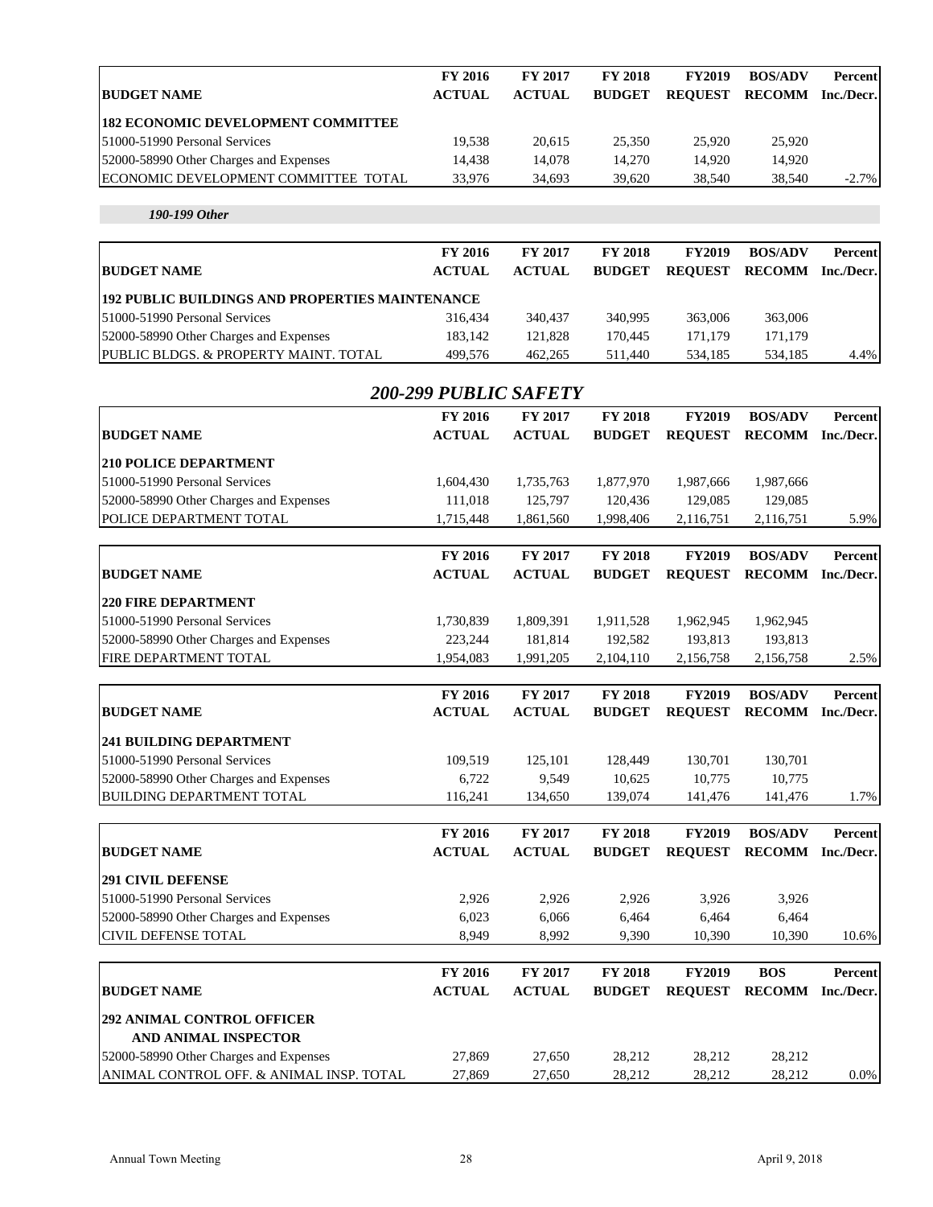| BUDGET NAME | FY 2016 ACTUAL | FY 2017 ACTUAL | FY 2018 BUDGET | FY2019 REQUEST | BOS/ADV RECOMM | Percent Inc./Decr. |
|---|---|---|---|---|---|---|
| **182 ECONOMIC DEVELOPMENT COMMITTEE** | | | | | | |
| 51000-51990 Personal Services | 19,538 | 20,615 | 25,350 | 25,920 | 25,920 | |
| 52000-58990 Other Charges and Expenses | 14,438 | 14,078 | 14,270 | 14,920 | 14,920 | |
| ECONOMIC DEVELOPMENT COMMITTEE TOTAL | 33,976 | 34,693 | 39,620 | 38,540 | 38,540 | -2.7% |

***190-199 Other***

| BUDGET NAME | FY 2016 ACTUAL | FY 2017 ACTUAL | FY 2018 BUDGET | FY2019 REQUEST | BOS/ADV RECOMM | Percent Inc./Decr. |
|---|---|---|---|---|---|---|
| **192 PUBLIC BUILDINGS AND PROPERTIES MAINTENANCE** | | | | | | |
| 51000-51990 Personal Services | 316,434 | 340,437 | 340,995 | 363,006 | 363,006 | |
| 52000-58990 Other Charges and Expenses | 183,142 | 121,828 | 170,445 | 171,179 | 171,179 | |
| PUBLIC BLDGS. & PROPERTY MAINT. TOTAL | 499,576 | 462,265 | 511,440 | 534,185 | 534,185 | 4.4% |

## *200-299 PUBLIC SAFETY*

| BUDGET NAME | FY 2016 ACTUAL | FY 2017 ACTUAL | FY 2018 BUDGET | FY2019 REQUEST | BOS/ADV RECOMM | Percent Inc./Decr. |
|---|---|---|---|---|---|---|
| **210 POLICE DEPARTMENT** | | | | | | |
| 51000-51990 Personal Services | 1,604,430 | 1,735,763 | 1,877,970 | 1,987,666 | 1,987,666 | |
| 52000-58990 Other Charges and Expenses | 111,018 | 125,797 | 120,436 | 129,085 | 129,085 | |
| POLICE DEPARTMENT TOTAL | 1,715,448 | 1,861,560 | 1,998,406 | 2,116,751 | 2,116,751 | 5.9% |

| BUDGET NAME | FY 2016 ACTUAL | FY 2017 ACTUAL | FY 2018 BUDGET | FY2019 REQUEST | BOS/ADV RECOMM | Percent Inc./Decr. |
|---|---|---|---|---|---|---|
| **220 FIRE DEPARTMENT** | | | | | | |
| 51000-51990 Personal Services | 1,730,839 | 1,809,391 | 1,911,528 | 1,962,945 | 1,962,945 | |
| 52000-58990 Other Charges and Expenses | 223,244 | 181,814 | 192,582 | 193,813 | 193,813 | |
| FIRE DEPARTMENT TOTAL | 1,954,083 | 1,991,205 | 2,104,110 | 2,156,758 | 2,156,758 | 2.5% |

| BUDGET NAME | FY 2016 ACTUAL | FY 2017 ACTUAL | FY 2018 BUDGET | FY2019 REQUEST | BOS/ADV RECOMM | Percent Inc./Decr. |
|---|---|---|---|---|---|---|
| **241 BUILDING DEPARTMENT** | | | | | | |
| 51000-51990 Personal Services | 109,519 | 125,101 | 128,449 | 130,701 | 130,701 | |
| 52000-58990 Other Charges and Expenses | 6,722 | 9,549 | 10,625 | 10,775 | 10,775 | |
| BUILDING DEPARTMENT TOTAL | 116,241 | 134,650 | 139,074 | 141,476 | 141,476 | 1.7% |

| BUDGET NAME | FY 2016 ACTUAL | FY 2017 ACTUAL | FY 2018 BUDGET | FY2019 REQUEST | BOS/ADV RECOMM | Percent Inc./Decr. |
|---|---|---|---|---|---|---|
| **291 CIVIL DEFENSE** | | | | | | |
| 51000-51990 Personal Services | 2,926 | 2,926 | 2,926 | 3,926 | 3,926 | |
| 52000-58990 Other Charges and Expenses | 6,023 | 6,066 | 6,464 | 6,464 | 6,464 | |
| CIVIL DEFENSE TOTAL | 8,949 | 8,992 | 9,390 | 10,390 | 10,390 | 10.6% |

| BUDGET NAME | FY 2016 ACTUAL | FY 2017 ACTUAL | FY 2018 BUDGET | FY2019 REQUEST | BOS RECOMM | Percent Inc./Decr. |
|---|---|---|---|---|---|---|
| **292 ANIMAL CONTROL OFFICER AND ANIMAL INSPECTOR** | | | | | | |
| 52000-58990 Other Charges and Expenses | 27,869 | 27,650 | 28,212 | 28,212 | 28,212 | |
| ANIMAL CONTROL OFF. & ANIMAL INSP. TOTAL | 27,869 | 27,650 | 28,212 | 28,212 | 28,212 | 0.0% |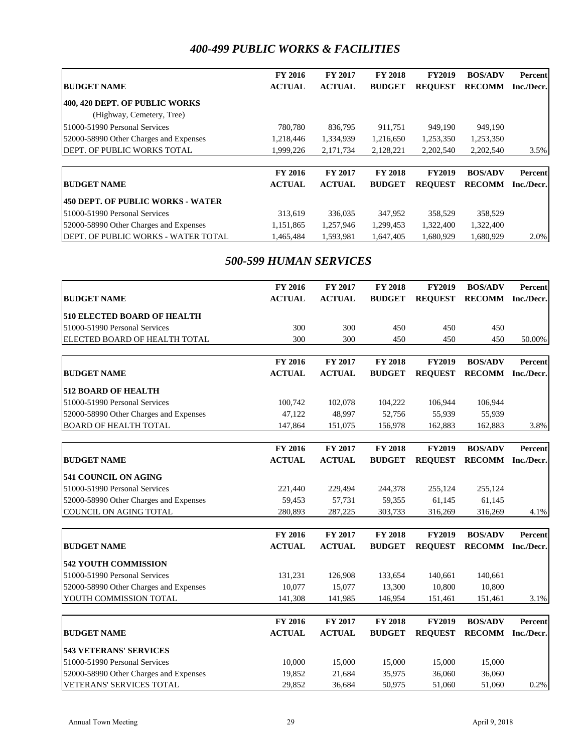## 400-499 PUBLIC WORKS & FACILITIES

| BUDGET NAME | FY 2016 ACTUAL | FY 2017 ACTUAL | FY 2018 BUDGET | FY2019 REQUEST | BOS/ADV RECOMM | Percent Inc./Decr. |
|---|---|---|---|---|---|---|
| **400, 420 DEPT. OF PUBLIC WORKS** | | | | | | |
| (Highway, Cemetery, Tree) | | | | | | |
| 51000-51990 Personal Services | 780,780 | 836,795 | 911,751 | 949,190 | 949,190 | |
| 52000-58990 Other Charges and Expenses | 1,218,446 | 1,334,939 | 1,216,650 | 1,253,350 | 1,253,350 | |
| DEPT. OF PUBLIC WORKS TOTAL | 1,999,226 | 2,171,734 | 2,128,221 | 2,202,540 | 2,202,540 | 3.5% |

| BUDGET NAME | FY 2016 ACTUAL | FY 2017 ACTUAL | FY 2018 BUDGET | FY2019 REQUEST | BOS/ADV RECOMM | Percent Inc./Decr. |
|---|---|---|---|---|---|---|
| **450 DEPT. OF PUBLIC WORKS - WATER** | | | | | | |
| 51000-51990 Personal Services | 313,619 | 336,035 | 347,952 | 358,529 | 358,529 | |
| 52000-58990 Other Charges and Expenses | 1,151,865 | 1,257,946 | 1,299,453 | 1,322,400 | 1,322,400 | |
| DEPT. OF PUBLIC WORKS - WATER TOTAL | 1,465,484 | 1,593,981 | 1,647,405 | 1,680,929 | 1,680,929 | 2.0% |

## 500-599 HUMAN SERVICES

| BUDGET NAME | FY 2016 ACTUAL | FY 2017 ACTUAL | FY 2018 BUDGET | FY2019 REQUEST | BOS/ADV RECOMM | Percent Inc./Decr. |
|---|---|---|---|---|---|---|
| **510 ELECTED BOARD OF HEALTH** | | | | | | |
| 51000-51990 Personal Services | 300 | 300 | 450 | 450 | 450 | |
| ELECTED BOARD OF HEALTH TOTAL | 300 | 300 | 450 | 450 | 450 | 50.00% |

| BUDGET NAME | FY 2016 ACTUAL | FY 2017 ACTUAL | FY 2018 BUDGET | FY2019 REQUEST | BOS/ADV RECOMM | Percent Inc./Decr. |
|---|---|---|---|---|---|---|
| **512 BOARD OF HEALTH** | | | | | | |
| 51000-51990 Personal Services | 100,742 | 102,078 | 104,222 | 106,944 | 106,944 | |
| 52000-58990 Other Charges and Expenses | 47,122 | 48,997 | 52,756 | 55,939 | 55,939 | |
| BOARD OF HEALTH TOTAL | 147,864 | 151,075 | 156,978 | 162,883 | 162,883 | 3.8% |

| BUDGET NAME | FY 2016 ACTUAL | FY 2017 ACTUAL | FY 2018 BUDGET | FY2019 REQUEST | BOS/ADV RECOMM | Percent Inc./Decr. |
|---|---|---|---|---|---|---|
| **541 COUNCIL ON AGING** | | | | | | |
| 51000-51990 Personal Services | 221,440 | 229,494 | 244,378 | 255,124 | 255,124 | |
| 52000-58990 Other Charges and Expenses | 59,453 | 57,731 | 59,355 | 61,145 | 61,145 | |
| COUNCIL ON AGING TOTAL | 280,893 | 287,225 | 303,733 | 316,269 | 316,269 | 4.1% |

| BUDGET NAME | FY 2016 ACTUAL | FY 2017 ACTUAL | FY 2018 BUDGET | FY2019 REQUEST | BOS/ADV RECOMM | Percent Inc./Decr. |
|---|---|---|---|---|---|---|
| **542 YOUTH COMMISSION** | | | | | | |
| 51000-51990 Personal Services | 131,231 | 126,908 | 133,654 | 140,661 | 140,661 | |
| 52000-58990 Other Charges and Expenses | 10,077 | 15,077 | 13,300 | 10,800 | 10,800 | |
| YOUTH COMMISSION TOTAL | 141,308 | 141,985 | 146,954 | 151,461 | 151,461 | 3.1% |

| BUDGET NAME | FY 2016 ACTUAL | FY 2017 ACTUAL | FY 2018 BUDGET | FY2019 REQUEST | BOS/ADV RECOMM | Percent Inc./Decr. |
|---|---|---|---|---|---|---|
| **543 VETERANS' SERVICES** | | | | | | |
| 51000-51990 Personal Services | 10,000 | 15,000 | 15,000 | 15,000 | 15,000 | |
| 52000-58990 Other Charges and Expenses | 19,852 | 21,684 | 35,975 | 36,060 | 36,060 | |
| VETERANS' SERVICES TOTAL | 29,852 | 36,684 | 50,975 | 51,060 | 51,060 | 0.2% |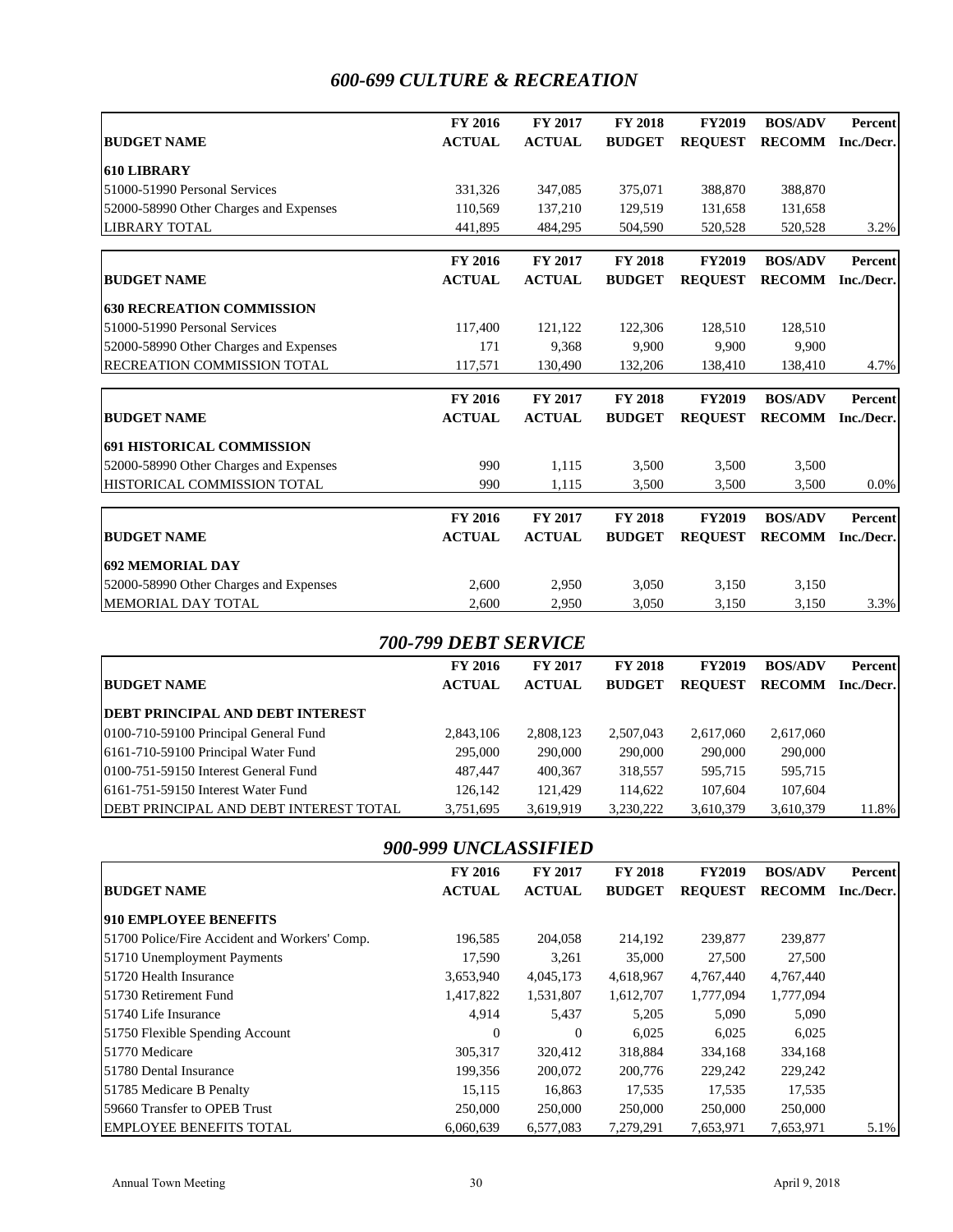## *600-699 CULTURE & RECREATION*

| BUDGET NAME | FY 2016 ACTUAL | FY 2017 ACTUAL | FY 2018 BUDGET | FY2019 REQUEST | BOS/ADV RECOMM | Percent Inc./Decr. |
|---|---|---|---|---|---|---|
| **610 LIBRARY** | | | | | | |
| 51000-51990 Personal Services | 331,326 | 347,085 | 375,071 | 388,870 | 388,870 | |
| 52000-58990 Other Charges and Expenses | 110,569 | 137,210 | 129,519 | 131,658 | 131,658 | |
| LIBRARY TOTAL | 441,895 | 484,295 | 504,590 | 520,528 | 520,528 | 3.2% |

| BUDGET NAME | FY 2016 ACTUAL | FY 2017 ACTUAL | FY 2018 BUDGET | FY2019 REQUEST | BOS/ADV RECOMM | Percent Inc./Decr. |
|---|---|---|---|---|---|---|
| **630 RECREATION COMMISSION** | | | | | | |
| 51000-51990 Personal Services | 117,400 | 121,122 | 122,306 | 128,510 | 128,510 | |
| 52000-58990 Other Charges and Expenses | 171 | 9,368 | 9,900 | 9,900 | 9,900 | |
| RECREATION COMMISSION TOTAL | 117,571 | 130,490 | 132,206 | 138,410 | 138,410 | 4.7% |

| BUDGET NAME | FY 2016 ACTUAL | FY 2017 ACTUAL | FY 2018 BUDGET | FY2019 REQUEST | BOS/ADV RECOMM | Percent Inc./Decr. |
|---|---|---|---|---|---|---|
| **691 HISTORICAL COMMISSION** | | | | | | |
| 52000-58990 Other Charges and Expenses | 990 | 1,115 | 3,500 | 3,500 | 3,500 | |
| HISTORICAL COMMISSION TOTAL | 990 | 1,115 | 3,500 | 3,500 | 3,500 | 0.0% |

| BUDGET NAME | FY 2016 ACTUAL | FY 2017 ACTUAL | FY 2018 BUDGET | FY2019 REQUEST | BOS/ADV RECOMM | Percent Inc./Decr. |
|---|---|---|---|---|---|---|
| **692 MEMORIAL DAY** | | | | | | |
| 52000-58990 Other Charges and Expenses | 2,600 | 2,950 | 3,050 | 3,150 | 3,150 | |
| MEMORIAL DAY TOTAL | 2,600 | 2,950 | 3,050 | 3,150 | 3,150 | 3.3% |

## *700-799 DEBT SERVICE*

| BUDGET NAME | FY 2016 ACTUAL | FY 2017 ACTUAL | FY 2018 BUDGET | FY2019 REQUEST | BOS/ADV RECOMM | Percent Inc./Decr. |
|---|---|---|---|---|---|---|
| **DEBT PRINCIPAL AND DEBT INTEREST** | | | | | | |
| 0100-710-59100 Principal General Fund | 2,843,106 | 2,808,123 | 2,507,043 | 2,617,060 | 2,617,060 | |
| 6161-710-59100 Principal Water Fund | 295,000 | 290,000 | 290,000 | 290,000 | 290,000 | |
| 0100-751-59150 Interest General Fund | 487,447 | 400,367 | 318,557 | 595,715 | 595,715 | |
| 6161-751-59150 Interest Water Fund | 126,142 | 121,429 | 114,622 | 107,604 | 107,604 | |
| DEBT PRINCIPAL AND DEBT INTEREST TOTAL | 3,751,695 | 3,619,919 | 3,230,222 | 3,610,379 | 3,610,379 | 11.8% |

## *900-999 UNCLASSIFIED*

| BUDGET NAME | FY 2016 ACTUAL | FY 2017 ACTUAL | FY 2018 BUDGET | FY2019 REQUEST | BOS/ADV RECOMM | Percent Inc./Decr. |
|---|---|---|---|---|---|---|
| **910 EMPLOYEE BENEFITS** | | | | | | |
| 51700 Police/Fire Accident and Workers' Comp. | 196,585 | 204,058 | 214,192 | 239,877 | 239,877 | |
| 51710 Unemployment Payments | 17,590 | 3,261 | 35,000 | 27,500 | 27,500 | |
| 51720 Health Insurance | 3,653,940 | 4,045,173 | 4,618,967 | 4,767,440 | 4,767,440 | |
| 51730 Retirement Fund | 1,417,822 | 1,531,807 | 1,612,707 | 1,777,094 | 1,777,094 | |
| 51740 Life Insurance | 4,914 | 5,437 | 5,205 | 5,090 | 5,090 | |
| 51750 Flexible Spending Account | 0 | 0 | 6,025 | 6,025 | 6,025 | |
| 51770 Medicare | 305,317 | 320,412 | 318,884 | 334,168 | 334,168 | |
| 51780 Dental Insurance | 199,356 | 200,072 | 200,776 | 229,242 | 229,242 | |
| 51785 Medicare B Penalty | 15,115 | 16,863 | 17,535 | 17,535 | 17,535 | |
| 59660 Transfer to OPEB Trust | 250,000 | 250,000 | 250,000 | 250,000 | 250,000 | |
| EMPLOYEE BENEFITS TOTAL | 6,060,639 | 6,577,083 | 7,279,291 | 7,653,971 | 7,653,971 | 5.1% |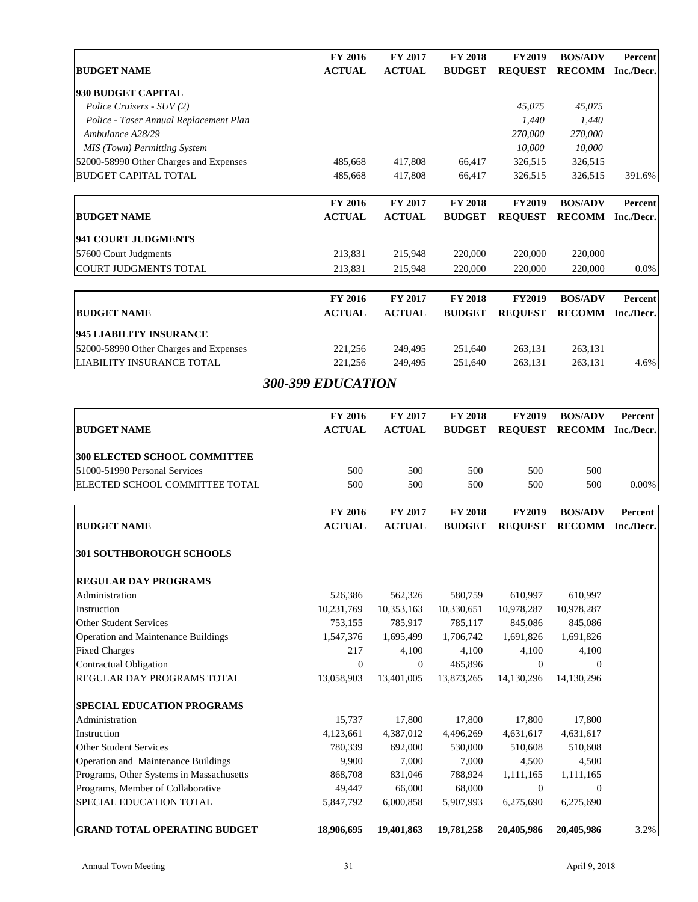| BUDGET NAME | FY 2016 ACTUAL | FY 2017 ACTUAL | FY 2018 BUDGET | FY2019 REQUEST | BOS/ADV RECOMM | Percent Inc./Decr. |
|---|---|---|---|---|---|---|
| **930 BUDGET CAPITAL** | | | | | | |
| *Police Cruisers - SUV (2)* | | | | *45,075* | *45,075* | |
| *Police - Taser Annual Replacement Plan* | | | | *1,440* | *1,440* | |
| *Ambulance A28/29* | | | | *270,000* | *270,000* | |
| *MIS (Town) Permitting System* | | | | *10,000* | *10,000* | |
| 52000-58990 Other Charges and Expenses | 485,668 | 417,808 | 66,417 | 326,515 | 326,515 | |
| BUDGET CAPITAL TOTAL | 485,668 | 417,808 | 66,417 | 326,515 | 326,515 | 391.6% |

| BUDGET NAME | FY 2016 ACTUAL | FY 2017 ACTUAL | FY 2018 BUDGET | FY2019 REQUEST | BOS/ADV RECOMM | Percent Inc./Decr. |
|---|---|---|---|---|---|---|
| **941 COURT JUDGMENTS** | | | | | | |
| 57600 Court Judgments | 213,831 | 215,948 | 220,000 | 220,000 | 220,000 | |
| COURT JUDGMENTS TOTAL | 213,831 | 215,948 | 220,000 | 220,000 | 220,000 | 0.0% |

| BUDGET NAME | FY 2016 ACTUAL | FY 2017 ACTUAL | FY 2018 BUDGET | FY2019 REQUEST | BOS/ADV RECOMM | Percent Inc./Decr. |
|---|---|---|---|---|---|---|
| **945 LIABILITY INSURANCE** | | | | | | |
| 52000-58990 Other Charges and Expenses | 221,256 | 249,495 | 251,640 | 263,131 | 263,131 | |
| LIABILITY INSURANCE TOTAL | 221,256 | 249,495 | 251,640 | 263,131 | 263,131 | 4.6% |

## *300-399 EDUCATION*

| BUDGET NAME | FY 2016 ACTUAL | FY 2017 ACTUAL | FY 2018 BUDGET | FY2019 REQUEST | BOS/ADV RECOMM | Percent Inc./Decr. |
|---|---|---|---|---|---|---|
| **300 ELECTED SCHOOL COMMITTEE** | | | | | | |
| 51000-51990 Personal Services | 500 | 500 | 500 | 500 | 500 | |
| ELECTED SCHOOL COMMITTEE TOTAL | 500 | 500 | 500 | 500 | 500 | 0.00% |

| BUDGET NAME | FY 2016 ACTUAL | FY 2017 ACTUAL | FY 2018 BUDGET | FY2019 REQUEST | BOS/ADV RECOMM | Percent Inc./Decr. |
|---|---|---|---|---|---|---|
| **301 SOUTHBOROUGH SCHOOLS** | | | | | | |
| **REGULAR DAY PROGRAMS** | | | | | | |
| Administration | 526,386 | 562,326 | 580,759 | 610,997 | 610,997 | |
| Instruction | 10,231,769 | 10,353,163 | 10,330,651 | 10,978,287 | 10,978,287 | |
| Other Student Services | 753,155 | 785,917 | 785,117 | 845,086 | 845,086 | |
| Operation and Maintenance Buildings | 1,547,376 | 1,695,499 | 1,706,742 | 1,691,826 | 1,691,826 | |
| Fixed Charges | 217 | 4,100 | 4,100 | 4,100 | 4,100 | |
| Contractual Obligation | 0 | 0 | 465,896 | 0 | 0 | |
| REGULAR DAY PROGRAMS TOTAL | 13,058,903 | 13,401,005 | 13,873,265 | 14,130,296 | 14,130,296 | |
| **SPECIAL EDUCATION PROGRAMS** | | | | | | |
| Administration | 15,737 | 17,800 | 17,800 | 17,800 | 17,800 | |
| Instruction | 4,123,661 | 4,387,012 | 4,496,269 | 4,631,617 | 4,631,617 | |
| Other Student Services | 780,339 | 692,000 | 530,000 | 510,608 | 510,608 | |
| Operation and Maintenance Buildings | 9,900 | 7,000 | 7,000 | 4,500 | 4,500 | |
| Programs, Other Systems in Massachusetts | 868,708 | 831,046 | 788,924 | 1,111,165 | 1,111,165 | |
| Programs, Member of Collaborative | 49,447 | 66,000 | 68,000 | 0 | 0 | |
| SPECIAL EDUCATION TOTAL | 5,847,792 | 6,000,858 | 5,907,993 | 6,275,690 | 6,275,690 | |
| **GRAND TOTAL OPERATING BUDGET** | **18,906,695** | **19,401,863** | **19,781,258** | **20,405,986** | **20,405,986** | 3.2% |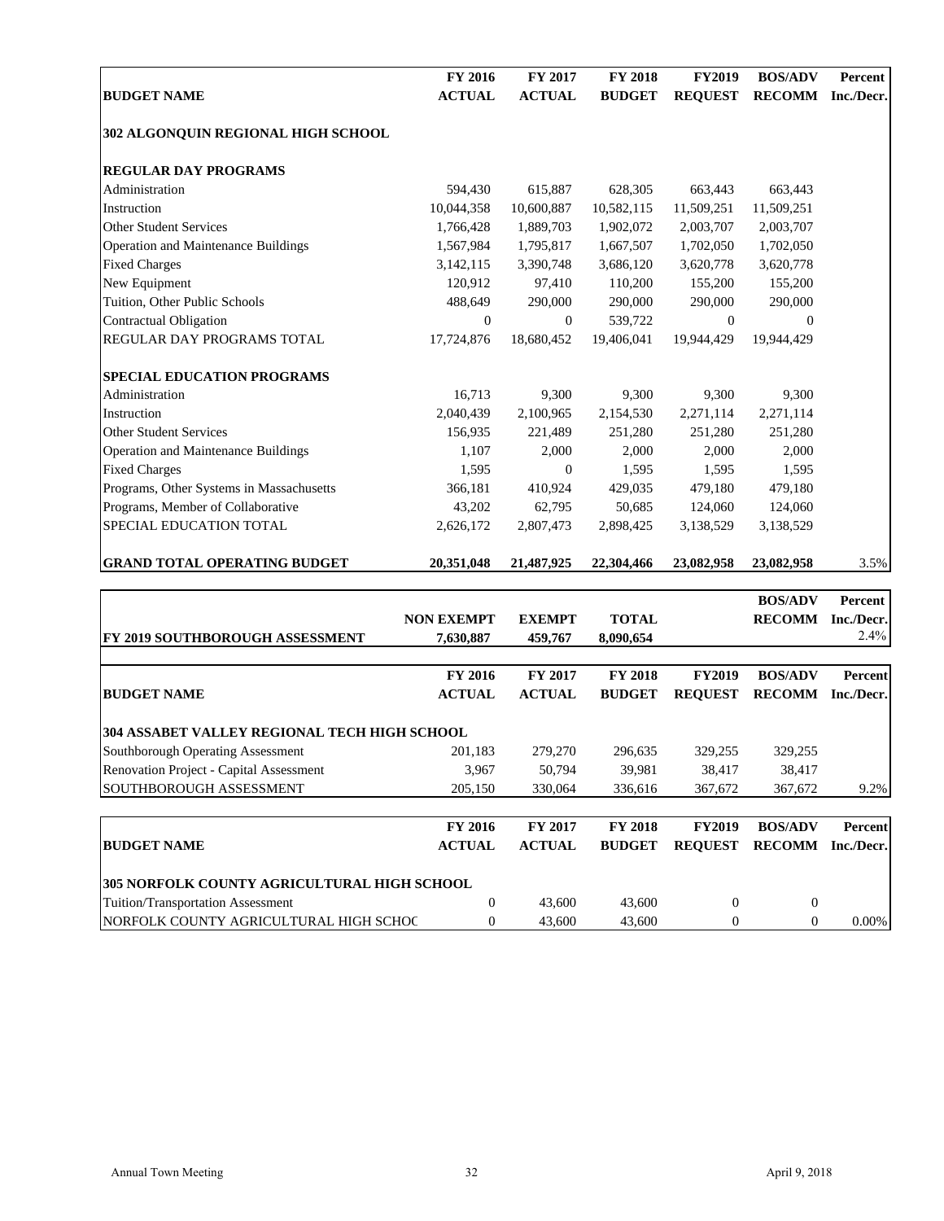| BUDGET NAME | FY 2016 ACTUAL | FY 2017 ACTUAL | FY 2018 BUDGET | FY2019 REQUEST | BOS/ADV RECOMM | Percent Inc./Decr. |
|---|---|---|---|---|---|---|
| **302 ALGONQUIN REGIONAL HIGH SCHOOL** | | | | | | |
| **REGULAR DAY PROGRAMS** | | | | | | |
| Administration | 594,430 | 615,887 | 628,305 | 663,443 | 663,443 | |
| Instruction | 10,044,358 | 10,600,887 | 10,582,115 | 11,509,251 | 11,509,251 | |
| Other Student Services | 1,766,428 | 1,889,703 | 1,902,072 | 2,003,707 | 2,003,707 | |
| Operation and Maintenance Buildings | 1,567,984 | 1,795,817 | 1,667,507 | 1,702,050 | 1,702,050 | |
| Fixed Charges | 3,142,115 | 3,390,748 | 3,686,120 | 3,620,778 | 3,620,778 | |
| New Equipment | 120,912 | 97,410 | 110,200 | 155,200 | 155,200 | |
| Tuition, Other Public Schools | 488,649 | 290,000 | 290,000 | 290,000 | 290,000 | |
| Contractual Obligation | 0 | 0 | 539,722 | 0 | 0 | |
| REGULAR DAY PROGRAMS TOTAL | 17,724,876 | 18,680,452 | 19,406,041 | 19,944,429 | 19,944,429 | |
| **SPECIAL EDUCATION PROGRAMS** | | | | | | |
| Administration | 16,713 | 9,300 | 9,300 | 9,300 | 9,300 | |
| Instruction | 2,040,439 | 2,100,965 | 2,154,530 | 2,271,114 | 2,271,114 | |
| Other Student Services | 156,935 | 221,489 | 251,280 | 251,280 | 251,280 | |
| Operation and Maintenance Buildings | 1,107 | 2,000 | 2,000 | 2,000 | 2,000 | |
| Fixed Charges | 1,595 | 0 | 1,595 | 1,595 | 1,595 | |
| Programs, Other Systems in Massachusetts | 366,181 | 410,924 | 429,035 | 479,180 | 479,180 | |
| Programs, Member of Collaborative | 43,202 | 62,795 | 50,685 | 124,060 | 124,060 | |
| SPECIAL EDUCATION TOTAL | 2,626,172 | 2,807,473 | 2,898,425 | 3,138,529 | 3,138,529 | |
| **GRAND TOTAL OPERATING BUDGET** | **20,351,048** | **21,487,925** | **22,304,466** | **23,082,958** | **23,082,958** | 3.5% |

| | NON EXEMPT | EXEMPT | TOTAL | | BOS/ADV RECOMM | Percent Inc./Decr. |
|---|---|---|---|---|---|---|
| **FY 2019 SOUTHBOROUGH ASSESSMENT** | **7,630,887** | **459,767** | **8,090,654** | | | 2.4% |

| BUDGET NAME | FY 2016 ACTUAL | FY 2017 ACTUAL | FY 2018 BUDGET | FY2019 REQUEST | BOS/ADV RECOMM | Percent Inc./Decr. |
|---|---|---|---|---|---|---|
| **304 ASSABET VALLEY REGIONAL TECH HIGH SCHOOL** | | | | | | |
| Southborough Operating Assessment | 201,183 | 279,270 | 296,635 | 329,255 | 329,255 | |
| Renovation Project - Capital Assessment | 3,967 | 50,794 | 39,981 | 38,417 | 38,417 | |
| SOUTHBOROUGH ASSESSMENT | 205,150 | 330,064 | 336,616 | 367,672 | 367,672 | 9.2% |

| BUDGET NAME | FY 2016 ACTUAL | FY 2017 ACTUAL | FY 2018 BUDGET | FY2019 REQUEST | BOS/ADV RECOMM | Percent Inc./Decr. |
|---|---|---|---|---|---|---|
| **305 NORFOLK COUNTY AGRICULTURAL HIGH SCHOOL** | | | | | | |
| Tuition/Transportation Assessment | 0 | 43,600 | 43,600 | 0 | 0 | |
| NORFOLK COUNTY AGRICULTURAL HIGH SCHOC | 0 | 43,600 | 43,600 | 0 | 0 | 0.00% |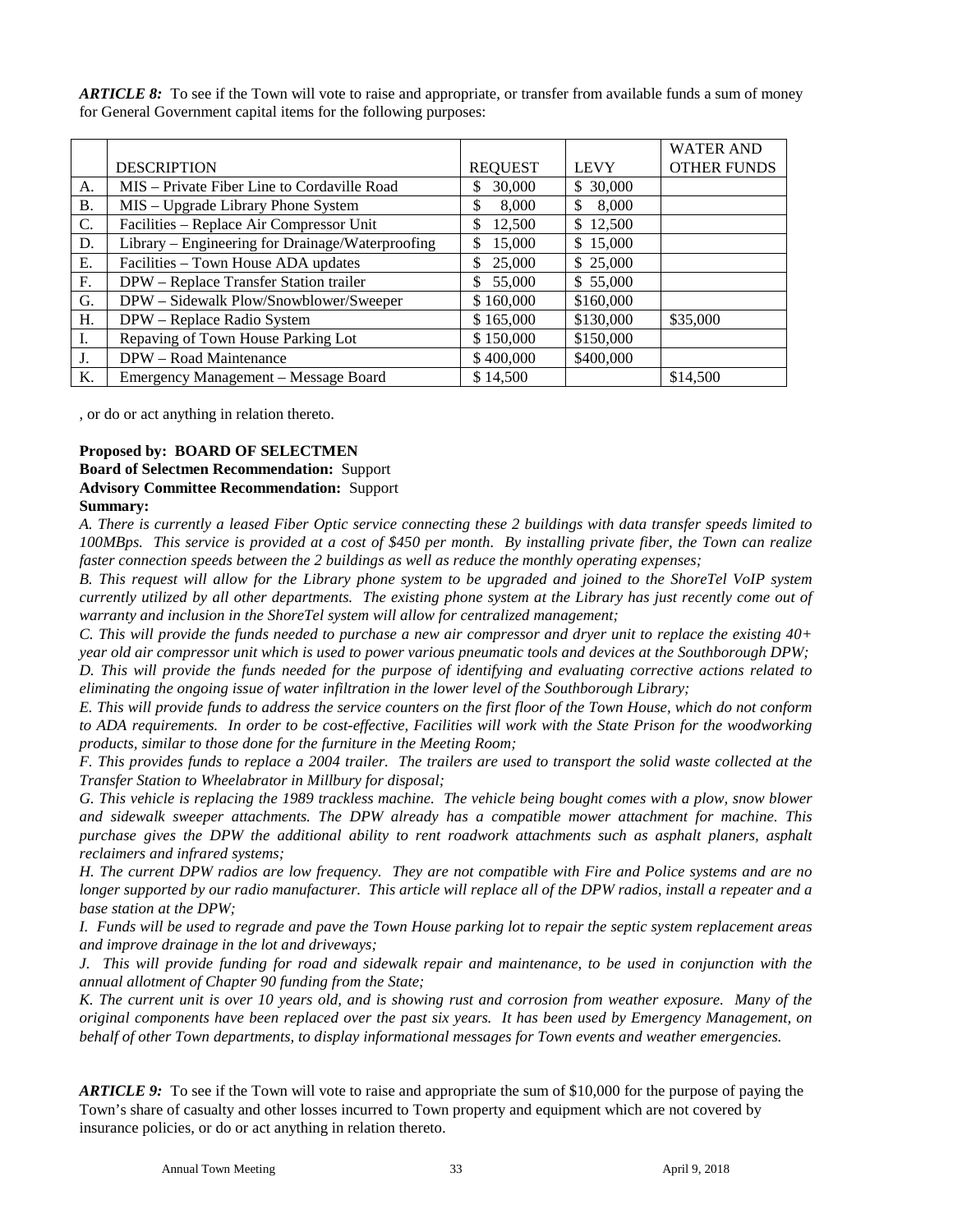***ARTICLE 8:*** To see if the Town will vote to raise and appropriate, or transfer from available funds a sum of money for General Government capital items for the following purposes:

| | DESCRIPTION | REQUEST | LEVY | WATER AND OTHER FUNDS |
|---|---|---|---|---|
| A. | MIS – Private Fiber Line to Cordaville Road | $ 30,000 | $ 30,000 | |
| B. | MIS – Upgrade Library Phone System | $ 8,000 | $ 8,000 | |
| C. | Facilities – Replace Air Compressor Unit | $ 12,500 | $ 12,500 | |
| D. | Library – Engineering for Drainage/Waterproofing | $ 15,000 | $ 15,000 | |
| E. | Facilities – Town House ADA updates | $ 25,000 | $ 25,000 | |
| F. | DPW – Replace Transfer Station trailer | $ 55,000 | $ 55,000 | |
| G. | DPW – Sidewalk Plow/Snowblower/Sweeper | $ 160,000 | $160,000 | |
| H. | DPW – Replace Radio System | $ 165,000 | $130,000 | $35,000 |
| I. | Repaving of Town House Parking Lot | $ 150,000 | $150,000 | |
| J. | DPW – Road Maintenance | $ 400,000 | $400,000 | |
| K. | Emergency Management – Message Board | $ 14,500 | | $14,500 |

, or do or act anything in relation thereto.

**Proposed by: BOARD OF SELECTMEN**
**Board of Selectmen Recommendation:** Support
**Advisory Committee Recommendation:** Support
**Summary:**

*A. There is currently a leased Fiber Optic service connecting these 2 buildings with data transfer speeds limited to 100MBps. This service is provided at a cost of $450 per month. By installing private fiber, the Town can realize faster connection speeds between the 2 buildings as well as reduce the monthly operating expenses;*

*B. This request will allow for the Library phone system to be upgraded and joined to the ShoreTel VoIP system currently utilized by all other departments. The existing phone system at the Library has just recently come out of warranty and inclusion in the ShoreTel system will allow for centralized management;*

*C. This will provide the funds needed to purchase a new air compressor and dryer unit to replace the existing 40+ year old air compressor unit which is used to power various pneumatic tools and devices at the Southborough DPW;*

*D. This will provide the funds needed for the purpose of identifying and evaluating corrective actions related to eliminating the ongoing issue of water infiltration in the lower level of the Southborough Library;*

*E. This will provide funds to address the service counters on the first floor of the Town House, which do not conform to ADA requirements. In order to be cost-effective, Facilities will work with the State Prison for the woodworking products, similar to those done for the furniture in the Meeting Room;*

*F. This provides funds to replace a 2004 trailer. The trailers are used to transport the solid waste collected at the Transfer Station to Wheelabrator in Millbury for disposal;*

*G. This vehicle is replacing the 1989 trackless machine. The vehicle being bought comes with a plow, snow blower and sidewalk sweeper attachments. The DPW already has a compatible mower attachment for machine. This purchase gives the DPW the additional ability to rent roadwork attachments such as asphalt planers, asphalt reclaimers and infrared systems;*

*H. The current DPW radios are low frequency. They are not compatible with Fire and Police systems and are no longer supported by our radio manufacturer. This article will replace all of the DPW radios, install a repeater and a base station at the DPW;*

*I. Funds will be used to regrade and pave the Town House parking lot to repair the septic system replacement areas and improve drainage in the lot and driveways;*

*J. This will provide funding for road and sidewalk repair and maintenance, to be used in conjunction with the annual allotment of Chapter 90 funding from the State;*

*K. The current unit is over 10 years old, and is showing rust and corrosion from weather exposure. Many of the original components have been replaced over the past six years. It has been used by Emergency Management, on behalf of other Town departments, to display informational messages for Town events and weather emergencies.*

***ARTICLE 9:*** To see if the Town will vote to raise and appropriate the sum of $10,000 for the purpose of paying the Town's share of casualty and other losses incurred to Town property and equipment which are not covered by insurance policies, or do or act anything in relation thereto.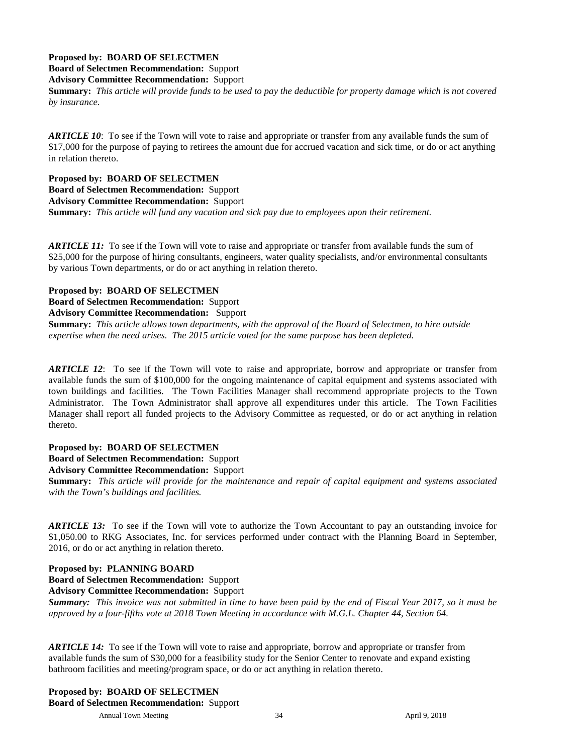**Proposed by: BOARD OF SELECTMEN**
**Board of Selectmen Recommendation:** Support
**Advisory Committee Recommendation:** Support
**Summary:** *This article will provide funds to be used to pay the deductible for property damage which is not covered by insurance.*

***ARTICLE 10***: To see if the Town will vote to raise and appropriate or transfer from any available funds the sum of $17,000 for the purpose of paying to retirees the amount due for accrued vacation and sick time, or do or act anything in relation thereto.

**Proposed by: BOARD OF SELECTMEN**
**Board of Selectmen Recommendation:** Support
**Advisory Committee Recommendation:** Support
**Summary:** *This article will fund any vacation and sick pay due to employees upon their retirement.*

***ARTICLE 11:*** To see if the Town will vote to raise and appropriate or transfer from available funds the sum of $25,000 for the purpose of hiring consultants, engineers, water quality specialists, and/or environmental consultants by various Town departments, or do or act anything in relation thereto.

**Proposed by: BOARD OF SELECTMEN**
**Board of Selectmen Recommendation:** Support
**Advisory Committee Recommendation:** Support
**Summary:** *This article allows town departments, with the approval of the Board of Selectmen, to hire outside expertise when the need arises. The 2015 article voted for the same purpose has been depleted.*

***ARTICLE 12***: To see if the Town will vote to raise and appropriate, borrow and appropriate or transfer from available funds the sum of $100,000 for the ongoing maintenance of capital equipment and systems associated with town buildings and facilities. The Town Facilities Manager shall recommend appropriate projects to the Town Administrator. The Town Administrator shall approve all expenditures under this article. The Town Facilities Manager shall report all funded projects to the Advisory Committee as requested, or do or act anything in relation thereto.

**Proposed by: BOARD OF SELECTMEN**
**Board of Selectmen Recommendation:** Support
**Advisory Committee Recommendation:** Support
**Summary:** *This article will provide for the maintenance and repair of capital equipment and systems associated with the Town's buildings and facilities.*

***ARTICLE 13:*** To see if the Town will vote to authorize the Town Accountant to pay an outstanding invoice for $1,050.00 to RKG Associates, Inc. for services performed under contract with the Planning Board in September, 2016, or do or act anything in relation thereto.

**Proposed by: PLANNING BOARD**
**Board of Selectmen Recommendation:** Support
**Advisory Committee Recommendation:** Support
***Summary:*** *This invoice was not submitted in time to have been paid by the end of Fiscal Year 2017, so it must be approved by a four-fifths vote at 2018 Town Meeting in accordance with M.G.L. Chapter 44, Section 64.*

***ARTICLE 14:*** To see if the Town will vote to raise and appropriate, borrow and appropriate or transfer from available funds the sum of $30,000 for a feasibility study for the Senior Center to renovate and expand existing bathroom facilities and meeting/program space, or do or act anything in relation thereto.

**Proposed by: BOARD OF SELECTMEN**
**Board of Selectmen Recommendation:** Support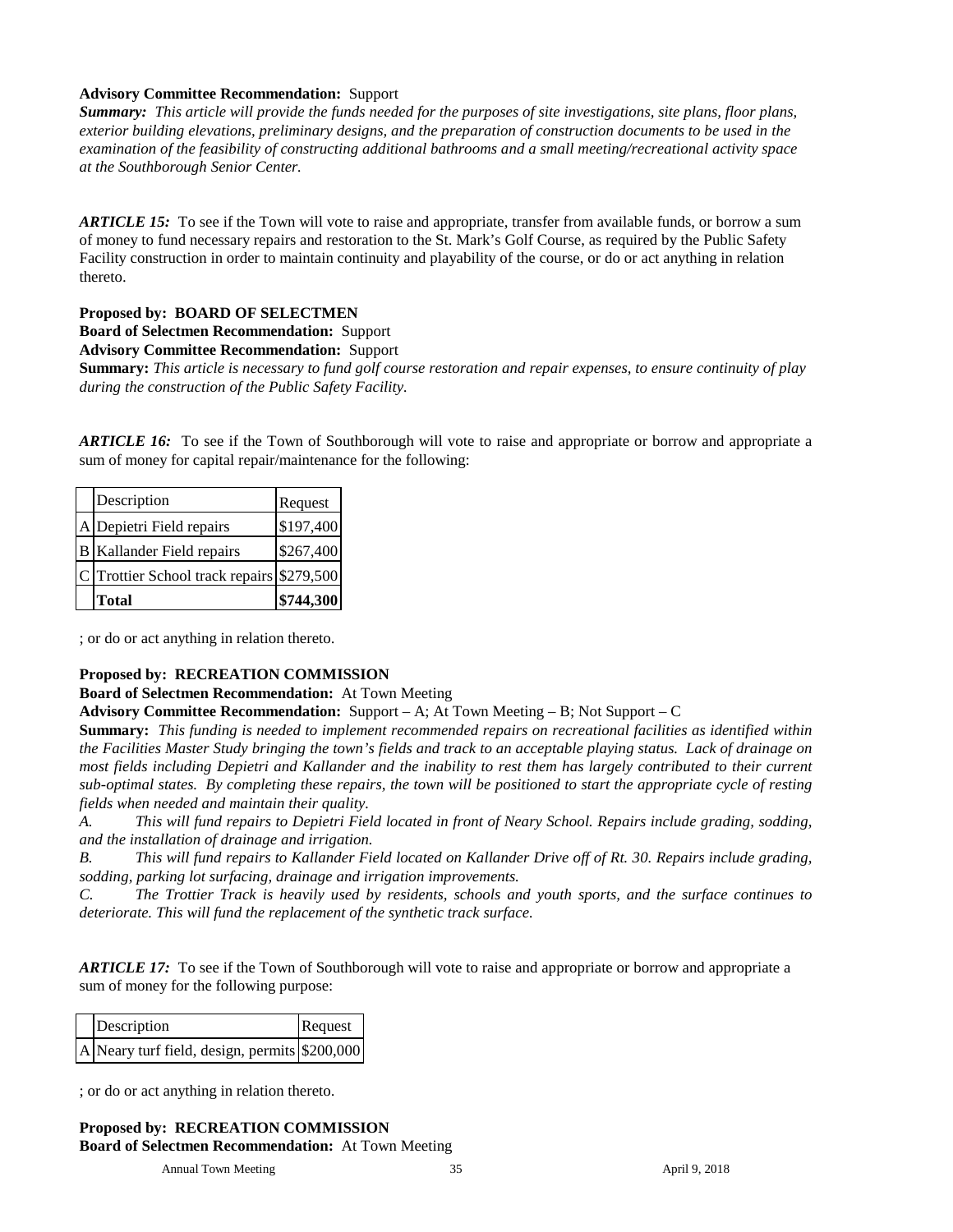**Advisory Committee Recommendation:** Support

***Summary:*** *This article will provide the funds needed for the purposes of site investigations, site plans, floor plans, exterior building elevations, preliminary designs, and the preparation of construction documents to be used in the examination of the feasibility of constructing additional bathrooms and a small meeting/recreational activity space at the Southborough Senior Center.*

***ARTICLE 15:*** To see if the Town will vote to raise and appropriate, transfer from available funds, or borrow a sum of money to fund necessary repairs and restoration to the St. Mark's Golf Course, as required by the Public Safety Facility construction in order to maintain continuity and playability of the course, or do or act anything in relation thereto.

**Proposed by: BOARD OF SELECTMEN**
**Board of Selectmen Recommendation:** Support
**Advisory Committee Recommendation:** Support
**Summary:** *This article is necessary to fund golf course restoration and repair expenses, to ensure continuity of play during the construction of the Public Safety Facility.*

***ARTICLE 16:*** To see if the Town of Southborough will vote to raise and appropriate or borrow and appropriate a sum of money for capital repair/maintenance for the following:

| | Description | Request |
|---|---|---|
| A | Depietri Field repairs | $197,400 |
| B | Kallander Field repairs | $267,400 |
| C | Trottier School track repairs | $279,500 |
| | **Total** | **$744,300** |

; or do or act anything in relation thereto.

**Proposed by: RECREATION COMMISSION**
**Board of Selectmen Recommendation:** At Town Meeting
**Advisory Committee Recommendation:** Support – A; At Town Meeting – B; Not Support – C
**Summary:** *This funding is needed to implement recommended repairs on recreational facilities as identified within the Facilities Master Study bringing the town's fields and track to an acceptable playing status. Lack of drainage on most fields including Depietri and Kallander and the inability to rest them has largely contributed to their current sub-optimal states. By completing these repairs, the town will be positioned to start the appropriate cycle of resting fields when needed and maintain their quality.*

*A. This will fund repairs to Depietri Field located in front of Neary School. Repairs include grading, sodding, and the installation of drainage and irrigation.*

*B. This will fund repairs to Kallander Field located on Kallander Drive off of Rt. 30. Repairs include grading, sodding, parking lot surfacing, drainage and irrigation improvements.*

*C. The Trottier Track is heavily used by residents, schools and youth sports, and the surface continues to deteriorate. This will fund the replacement of the synthetic track surface.*

***ARTICLE 17:*** To see if the Town of Southborough will vote to raise and appropriate or borrow and appropriate a sum of money for the following purpose:

| | Description | Request |
|---|---|---|
| A | Neary turf field, design, permits | $200,000 |

; or do or act anything in relation thereto.

**Proposed by: RECREATION COMMISSION**
**Board of Selectmen Recommendation:** At Town Meeting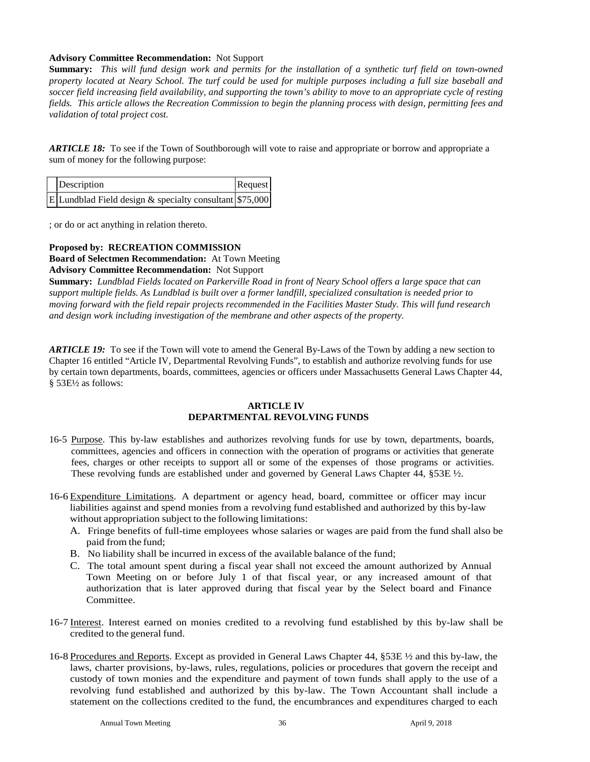**Advisory Committee Recommendation:** Not Support

**Summary:** *This will fund design work and permits for the installation of a synthetic turf field on town-owned property located at Neary School. The turf could be used for multiple purposes including a full size baseball and soccer field increasing field availability, and supporting the town's ability to move to an appropriate cycle of resting fields. This article allows the Recreation Commission to begin the planning process with design, permitting fees and validation of total project cost.*

***ARTICLE 18:*** To see if the Town of Southborough will vote to raise and appropriate or borrow and appropriate a sum of money for the following purpose:

| | Description | Request |
|---|---|---|
| E | Lundblad Field design & specialty consultant | $75,000 |

; or do or act anything in relation thereto.

**Proposed by: RECREATION COMMISSION**
**Board of Selectmen Recommendation:** At Town Meeting
**Advisory Committee Recommendation:** Not Support
**Summary:** *Lundblad Fields located on Parkerville Road in front of Neary School offers a large space that can support multiple fields. As Lundblad is built over a former landfill, specialized consultation is needed prior to moving forward with the field repair projects recommended in the Facilities Master Study. This will fund research and design work including investigation of the membrane and other aspects of the property.*

***ARTICLE 19:*** To see if the Town will vote to amend the General By-Laws of the Town by adding a new section to Chapter 16 entitled "Article IV, Departmental Revolving Funds", to establish and authorize revolving funds for use by certain town departments, boards, committees, agencies or officers under Massachusetts General Laws Chapter 44, § 53E½ as follows:

**ARTICLE IV**
**DEPARTMENTAL REVOLVING FUNDS**

16-5 Purpose. This by-law establishes and authorizes revolving funds for use by town, departments, boards, committees, agencies and officers in connection with the operation of programs or activities that generate fees, charges or other receipts to support all or some of the expenses of those programs or activities. These revolving funds are established under and governed by General Laws Chapter 44, §53E ½.

16-6 Expenditure Limitations. A department or agency head, board, committee or officer may incur liabilities against and spend monies from a revolving fund established and authorized by this by-law without appropriation subject to the following limitations:

A. Fringe benefits of full-time employees whose salaries or wages are paid from the fund shall also be paid from the fund;
B. No liability shall be incurred in excess of the available balance of the fund;
C. The total amount spent during a fiscal year shall not exceed the amount authorized by Annual Town Meeting on or before July 1 of that fiscal year, or any increased amount of that authorization that is later approved during that fiscal year by the Select board and Finance Committee.

16-7 Interest. Interest earned on monies credited to a revolving fund established by this by-law shall be credited to the general fund.

16-8 Procedures and Reports. Except as provided in General Laws Chapter 44, §53E ½ and this by-law, the laws, charter provisions, by-laws, rules, regulations, policies or procedures that govern the receipt and custody of town monies and the expenditure and payment of town funds shall apply to the use of a revolving fund established and authorized by this by-law. The Town Accountant shall include a statement on the collections credited to the fund, the encumbrances and expenditures charged to each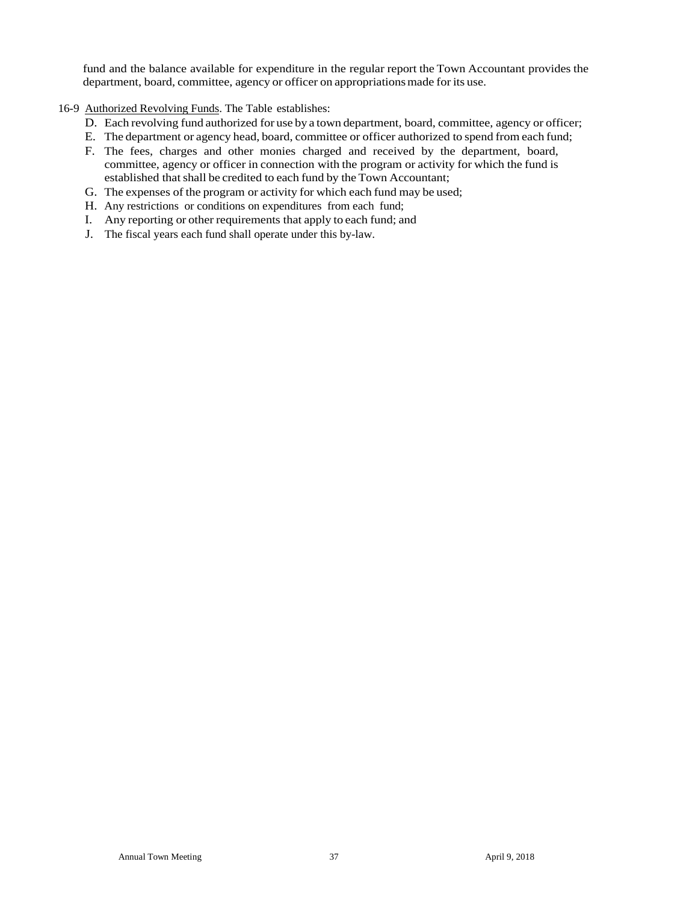fund and the balance available for expenditure in the regular report the Town Accountant provides the department, board, committee, agency or officer on appropriations made for its use.

16-9 Authorized Revolving Funds. The Table establishes:

D. Each revolving fund authorized for use by a town department, board, committee, agency or officer;
E. The department or agency head, board, committee or officer authorized to spend from each fund;
F. The fees, charges and other monies charged and received by the department, board, committee, agency or officer in connection with the program or activity for which the fund is established that shall be credited to each fund by the Town Accountant;
G. The expenses of the program or activity for which each fund may be used;
H. Any restrictions or conditions on expenditures from each fund;
I. Any reporting or other requirements that apply to each fund; and
J. The fiscal years each fund shall operate under this by-law.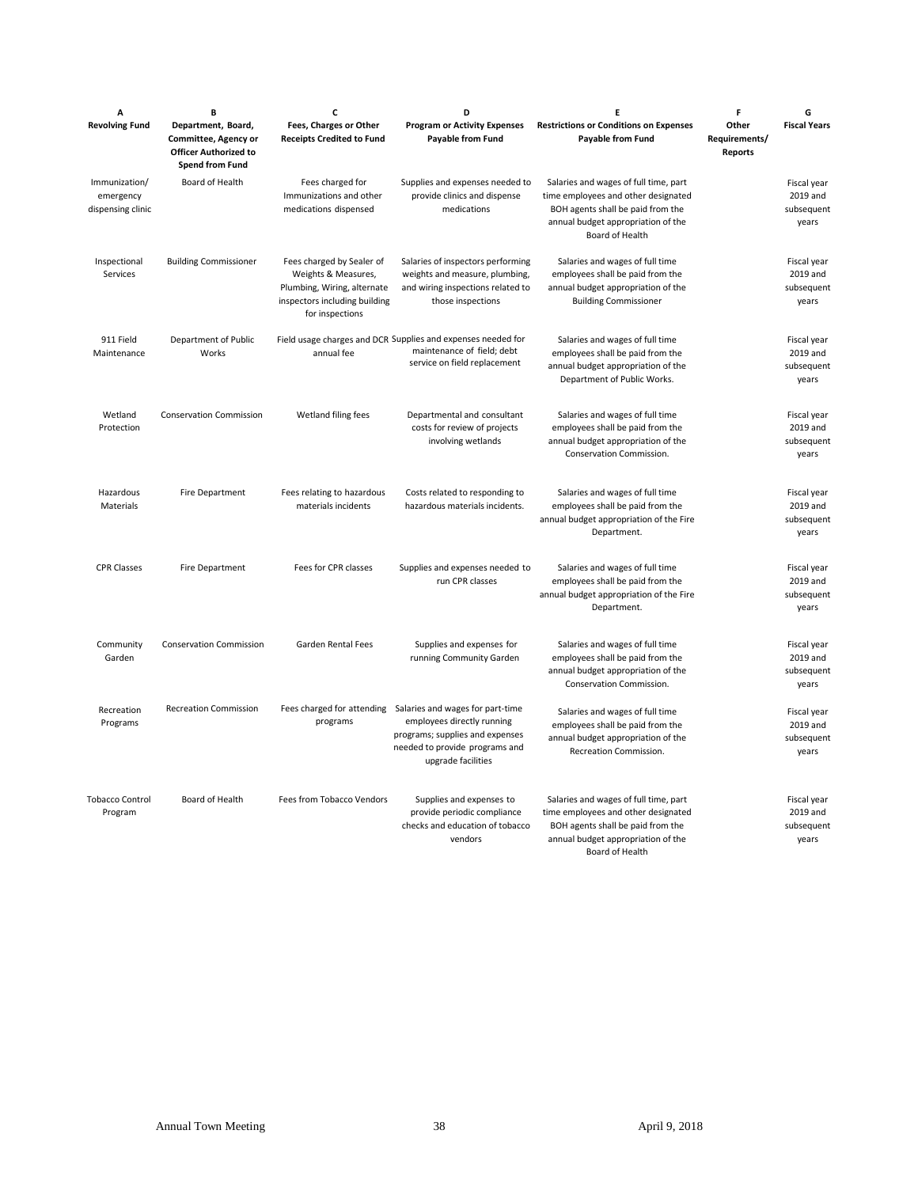| A<br>Revolving Fund | B<br>Department, Board, Committee, Agency or Officer Authorized to Spend from Fund | C<br>Fees, Charges or Other Receipts Credited to Fund | D<br>Program or Activity Expenses Payable from Fund | E<br>Restrictions or Conditions on Expenses Payable from Fund | F<br>Other Requirements/ Reports | G<br>Fiscal Years |
|---|---|---|---|---|---|---|
| Immunization/ emergency dispensing clinic | Board of Health | Fees charged for Immunizations and other medications dispensed | Supplies and expenses needed to provide clinics and dispense medications | Salaries and wages of full time, part time employees and other designated BOH agents shall be paid from the annual budget appropriation of the Board of Health | | Fiscal year 2019 and subsequent years |
| Inspectional Services | Building Commissioner | Fees charged by Sealer of Weights & Measures, Plumbing, Wiring, alternate inspectors including building for inspections | Salaries of inspectors performing weights and measure, plumbing, and wiring inspections related to those inspections | Salaries and wages of full time employees shall be paid from the annual budget appropriation of the Building Commissioner | | Fiscal year 2019 and subsequent years |
| 911 Field Maintenance | Department of Public Works | Field usage charges and DCR annual fee | Supplies and expenses needed for maintenance of field; debt service on field replacement | Salaries and wages of full time employees shall be paid from the annual budget appropriation of the Department of Public Works. | | Fiscal year 2019 and subsequent years |
| Wetland Protection | Conservation Commission | Wetland filing fees | Departmental and consultant costs for review of projects involving wetlands | Salaries and wages of full time employees shall be paid from the annual budget appropriation of the Conservation Commission. | | Fiscal year 2019 and subsequent years |
| Hazardous Materials | Fire Department | Fees relating to hazardous materials incidents | Costs related to responding to hazardous materials incidents. | Salaries and wages of full time employees shall be paid from the annual budget appropriation of the Fire Department. | | Fiscal year 2019 and subsequent years |
| CPR Classes | Fire Department | Fees for CPR classes | Supplies and expenses needed to run CPR classes | Salaries and wages of full time employees shall be paid from the annual budget appropriation of the Fire Department. | | Fiscal year 2019 and subsequent years |
| Community Garden | Conservation Commission | Garden Rental Fees | Supplies and expenses for running Community Garden | Salaries and wages of full time employees shall be paid from the annual budget appropriation of the Conservation Commission. | | Fiscal year 2019 and subsequent years |
| Recreation Programs | Recreation Commission | Fees charged for attending programs | Salaries and wages for part-time employees directly running programs; supplies and expenses needed to provide programs and upgrade facilities | Salaries and wages of full time employees shall be paid from the annual budget appropriation of the Recreation Commission. | | Fiscal year 2019 and subsequent years |
| Tobacco Control Program | Board of Health | Fees from Tobacco Vendors | Supplies and expenses to provide periodic compliance checks and education of tobacco vendors | Salaries and wages of full time, part time employees and other designated BOH agents shall be paid from the annual budget appropriation of the Board of Health | | Fiscal year 2019 and subsequent years |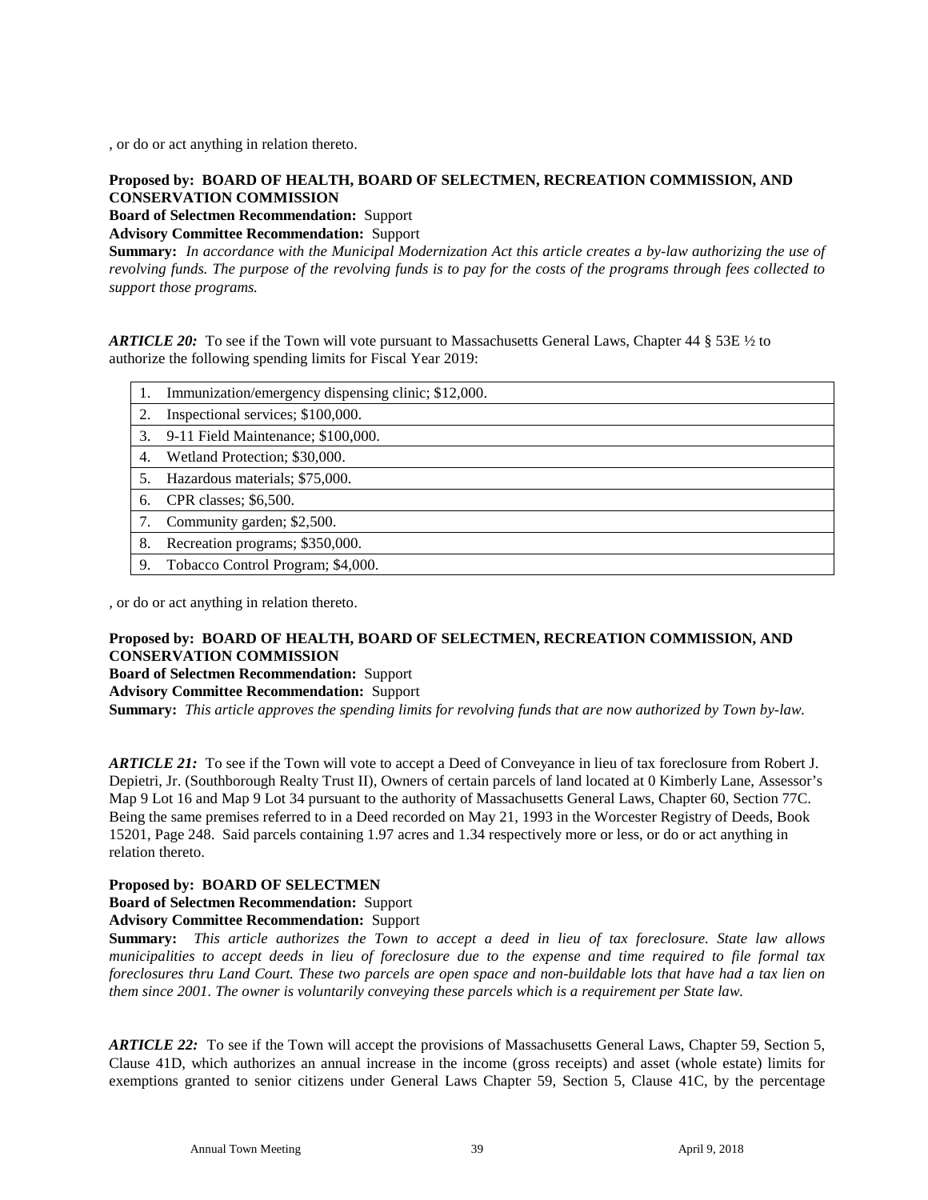, or do or act anything in relation thereto.

**Proposed by: BOARD OF HEALTH, BOARD OF SELECTMEN, RECREATION COMMISSION, AND CONSERVATION COMMISSION**
**Board of Selectmen Recommendation:** Support
**Advisory Committee Recommendation:** Support
**Summary:** *In accordance with the Municipal Modernization Act this article creates a by-law authorizing the use of revolving funds. The purpose of the revolving funds is to pay for the costs of the programs through fees collected to support those programs.*

***ARTICLE 20:*** To see if the Town will vote pursuant to Massachusetts General Laws, Chapter 44 § 53E ½ to authorize the following spending limits for Fiscal Year 2019:

| |
|---|
| 1. Immunization/emergency dispensing clinic; $12,000. |
| 2. Inspectional services; $100,000. |
| 3. 9-11 Field Maintenance; $100,000. |
| 4. Wetland Protection; $30,000. |
| 5. Hazardous materials; $75,000. |
| 6. CPR classes; $6,500. |
| 7. Community garden; $2,500. |
| 8. Recreation programs; $350,000. |
| 9. Tobacco Control Program; $4,000. |

, or do or act anything in relation thereto.

**Proposed by: BOARD OF HEALTH, BOARD OF SELECTMEN, RECREATION COMMISSION, AND CONSERVATION COMMISSION**
**Board of Selectmen Recommendation:** Support
**Advisory Committee Recommendation:** Support
**Summary:** *This article approves the spending limits for revolving funds that are now authorized by Town by-law.*

***ARTICLE 21:*** To see if the Town will vote to accept a Deed of Conveyance in lieu of tax foreclosure from Robert J. Depietri, Jr. (Southborough Realty Trust II), Owners of certain parcels of land located at 0 Kimberly Lane, Assessor's Map 9 Lot 16 and Map 9 Lot 34 pursuant to the authority of Massachusetts General Laws, Chapter 60, Section 77C. Being the same premises referred to in a Deed recorded on May 21, 1993 in the Worcester Registry of Deeds, Book 15201, Page 248. Said parcels containing 1.97 acres and 1.34 respectively more or less, or do or act anything in relation thereto.

**Proposed by: BOARD OF SELECTMEN**
**Board of Selectmen Recommendation:** Support
**Advisory Committee Recommendation:** Support
**Summary:** *This article authorizes the Town to accept a deed in lieu of tax foreclosure. State law allows municipalities to accept deeds in lieu of foreclosure due to the expense and time required to file formal tax foreclosures thru Land Court. These two parcels are open space and non-buildable lots that have had a tax lien on them since 2001. The owner is voluntarily conveying these parcels which is a requirement per State law.*

***ARTICLE 22:*** To see if the Town will accept the provisions of Massachusetts General Laws, Chapter 59, Section 5, Clause 41D, which authorizes an annual increase in the income (gross receipts) and asset (whole estate) limits for exemptions granted to senior citizens under General Laws Chapter 59, Section 5, Clause 41C, by the percentage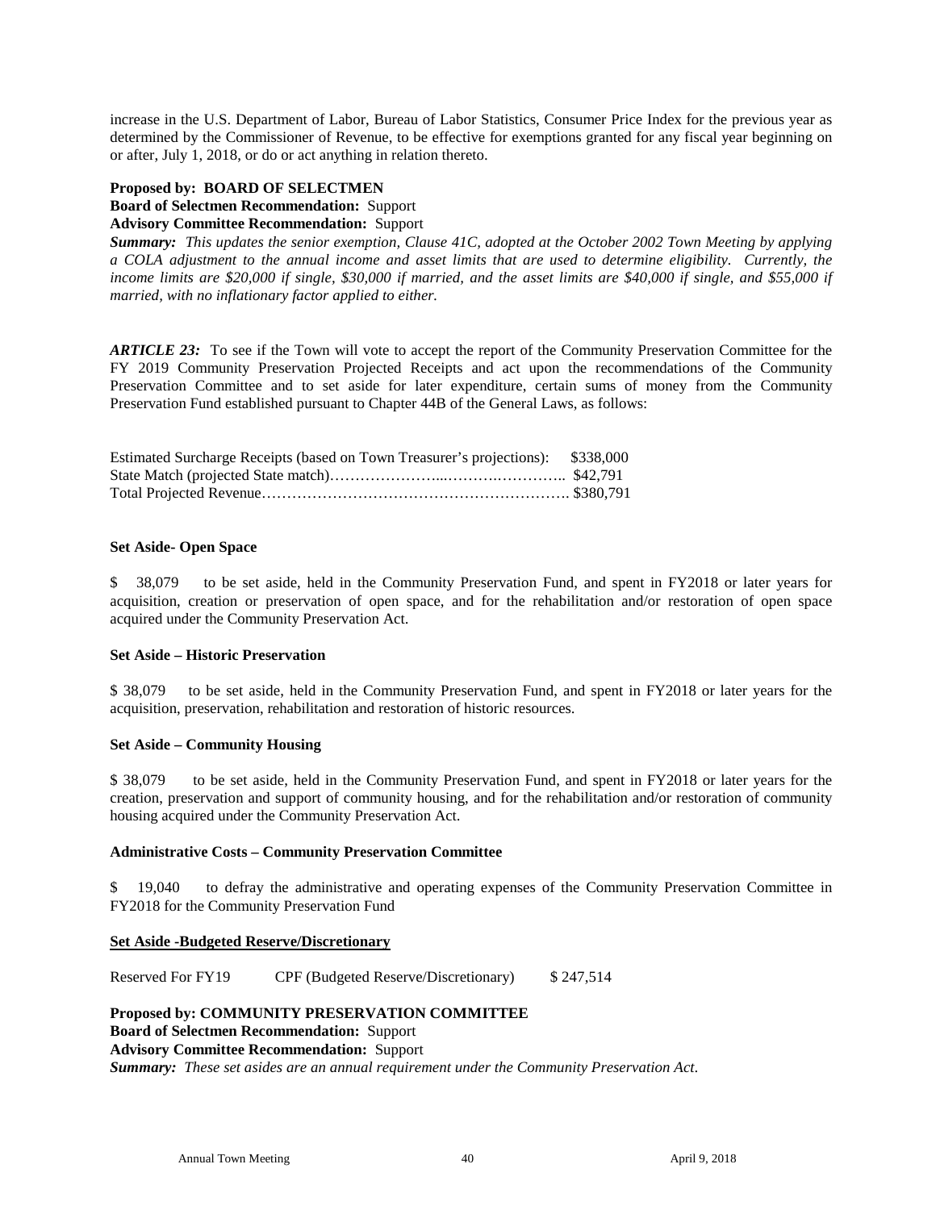increase in the U.S. Department of Labor, Bureau of Labor Statistics, Consumer Price Index for the previous year as determined by the Commissioner of Revenue, to be effective for exemptions granted for any fiscal year beginning on or after, July 1, 2018, or do or act anything in relation thereto.

**Proposed by: BOARD OF SELECTMEN**
**Board of Selectmen Recommendation:** Support
**Advisory Committee Recommendation:** Support
***Summary:*** *This updates the senior exemption, Clause 41C, adopted at the October 2002 Town Meeting by applying a COLA adjustment to the annual income and asset limits that are used to determine eligibility. Currently, the income limits are $20,000 if single, $30,000 if married, and the asset limits are $40,000 if single, and $55,000 if married, with no inflationary factor applied to either.*

***ARTICLE 23:*** To see if the Town will vote to accept the report of the Community Preservation Committee for the FY 2019 Community Preservation Projected Receipts and act upon the recommendations of the Community Preservation Committee and to set aside for later expenditure, certain sums of money from the Community Preservation Fund established pursuant to Chapter 44B of the General Laws, as follows:

Estimated Surcharge Receipts (based on Town Treasurer's projections): $338,000
State Match (projected State match)…………………...……….………….. $42,791
Total Projected Revenue……………………………………………………. $380,791

**Set Aside- Open Space**

$ 38,079 to be set aside, held in the Community Preservation Fund, and spent in FY2018 or later years for acquisition, creation or preservation of open space, and for the rehabilitation and/or restoration of open space acquired under the Community Preservation Act.

**Set Aside – Historic Preservation**

$ 38,079 to be set aside, held in the Community Preservation Fund, and spent in FY2018 or later years for the acquisition, preservation, rehabilitation and restoration of historic resources.

**Set Aside – Community Housing**

$ 38,079 to be set aside, held in the Community Preservation Fund, and spent in FY2018 or later years for the creation, preservation and support of community housing, and for the rehabilitation and/or restoration of community housing acquired under the Community Preservation Act.

**Administrative Costs – Community Preservation Committee**

$ 19,040 to defray the administrative and operating expenses of the Community Preservation Committee in FY2018 for the Community Preservation Fund

**Set Aside -Budgeted Reserve/Discretionary**

Reserved For FY19 CPF (Budgeted Reserve/Discretionary) $ 247,514

**Proposed by: COMMUNITY PRESERVATION COMMITTEE**
**Board of Selectmen Recommendation:** Support
**Advisory Committee Recommendation:** Support
***Summary:*** *These set asides are an annual requirement under the Community Preservation Act.*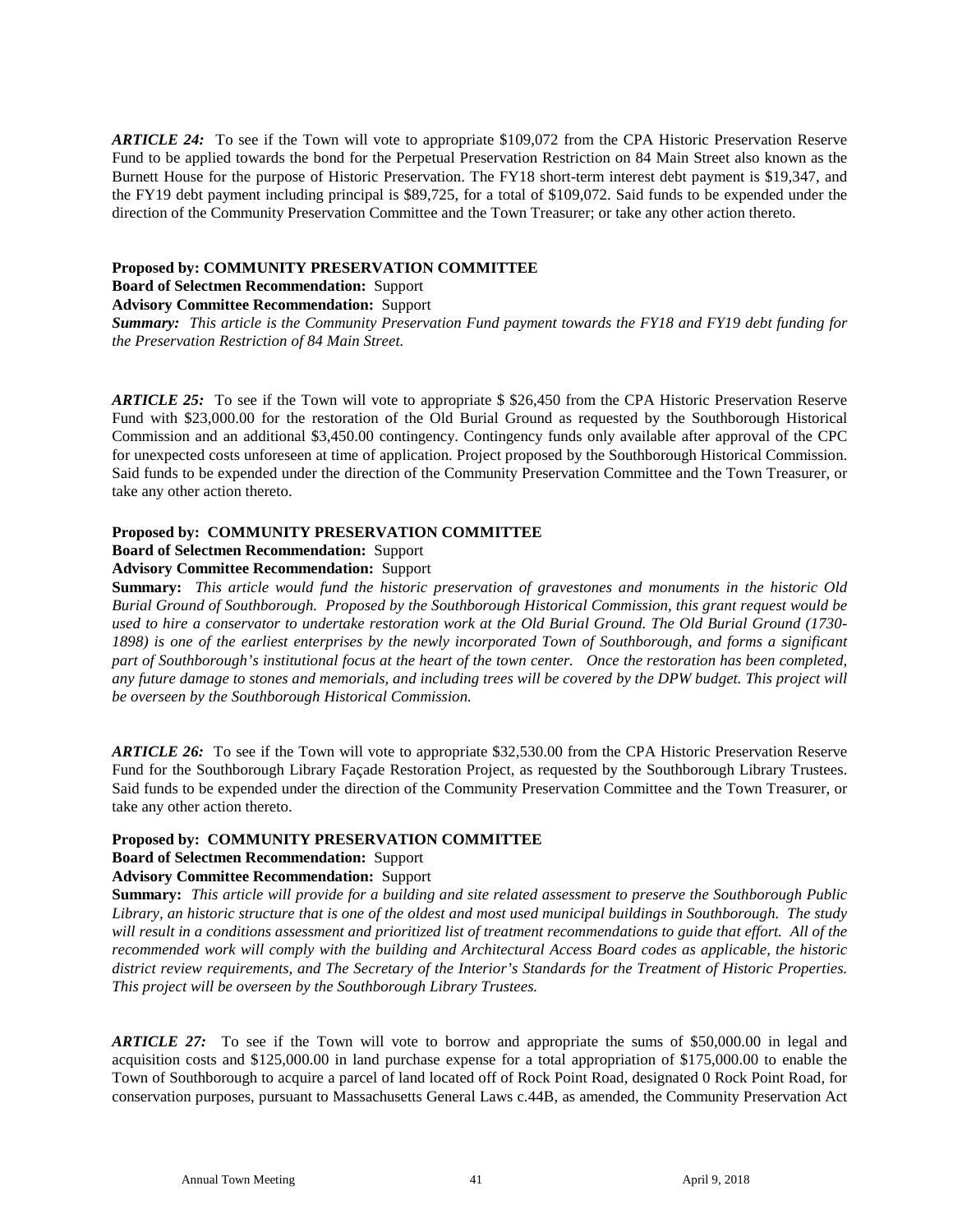***ARTICLE 24:*** To see if the Town will vote to appropriate $109,072 from the CPA Historic Preservation Reserve Fund to be applied towards the bond for the Perpetual Preservation Restriction on 84 Main Street also known as the Burnett House for the purpose of Historic Preservation. The FY18 short-term interest debt payment is $19,347, and the FY19 debt payment including principal is $89,725, for a total of $109,072. Said funds to be expended under the direction of the Community Preservation Committee and the Town Treasurer; or take any other action thereto.

**Proposed by: COMMUNITY PRESERVATION COMMITTEE**
**Board of Selectmen Recommendation:** Support
**Advisory Committee Recommendation:** Support
***Summary:*** *This article is the Community Preservation Fund payment towards the FY18 and FY19 debt funding for the Preservation Restriction of 84 Main Street.*

***ARTICLE 25:*** To see if the Town will vote to appropriate $ $26,450 from the CPA Historic Preservation Reserve Fund with $23,000.00 for the restoration of the Old Burial Ground as requested by the Southborough Historical Commission and an additional $3,450.00 contingency. Contingency funds only available after approval of the CPC for unexpected costs unforeseen at time of application. Project proposed by the Southborough Historical Commission. Said funds to be expended under the direction of the Community Preservation Committee and the Town Treasurer, or take any other action thereto.

**Proposed by: COMMUNITY PRESERVATION COMMITTEE**
**Board of Selectmen Recommendation:** Support
**Advisory Committee Recommendation:** Support
**Summary:** *This article would fund the historic preservation of gravestones and monuments in the historic Old Burial Ground of Southborough. Proposed by the Southborough Historical Commission, this grant request would be used to hire a conservator to undertake restoration work at the Old Burial Ground. The Old Burial Ground (1730-1898) is one of the earliest enterprises by the newly incorporated Town of Southborough, and forms a significant part of Southborough's institutional focus at the heart of the town center. Once the restoration has been completed, any future damage to stones and memorials, and including trees will be covered by the DPW budget. This project will be overseen by the Southborough Historical Commission.*

***ARTICLE 26:*** To see if the Town will vote to appropriate $32,530.00 from the CPA Historic Preservation Reserve Fund for the Southborough Library Façade Restoration Project, as requested by the Southborough Library Trustees. Said funds to be expended under the direction of the Community Preservation Committee and the Town Treasurer, or take any other action thereto.

**Proposed by: COMMUNITY PRESERVATION COMMITTEE**
**Board of Selectmen Recommendation:** Support
**Advisory Committee Recommendation:** Support
**Summary:** *This article will provide for a building and site related assessment to preserve the Southborough Public Library, an historic structure that is one of the oldest and most used municipal buildings in Southborough. The study will result in a conditions assessment and prioritized list of treatment recommendations to guide that effort. All of the recommended work will comply with the building and Architectural Access Board codes as applicable, the historic district review requirements, and The Secretary of the Interior's Standards for the Treatment of Historic Properties. This project will be overseen by the Southborough Library Trustees.*

***ARTICLE 27:*** To see if the Town will vote to borrow and appropriate the sums of $50,000.00 in legal and acquisition costs and $125,000.00 in land purchase expense for a total appropriation of $175,000.00 to enable the Town of Southborough to acquire a parcel of land located off of Rock Point Road, designated 0 Rock Point Road, for conservation purposes, pursuant to Massachusetts General Laws c.44B, as amended, the Community Preservation Act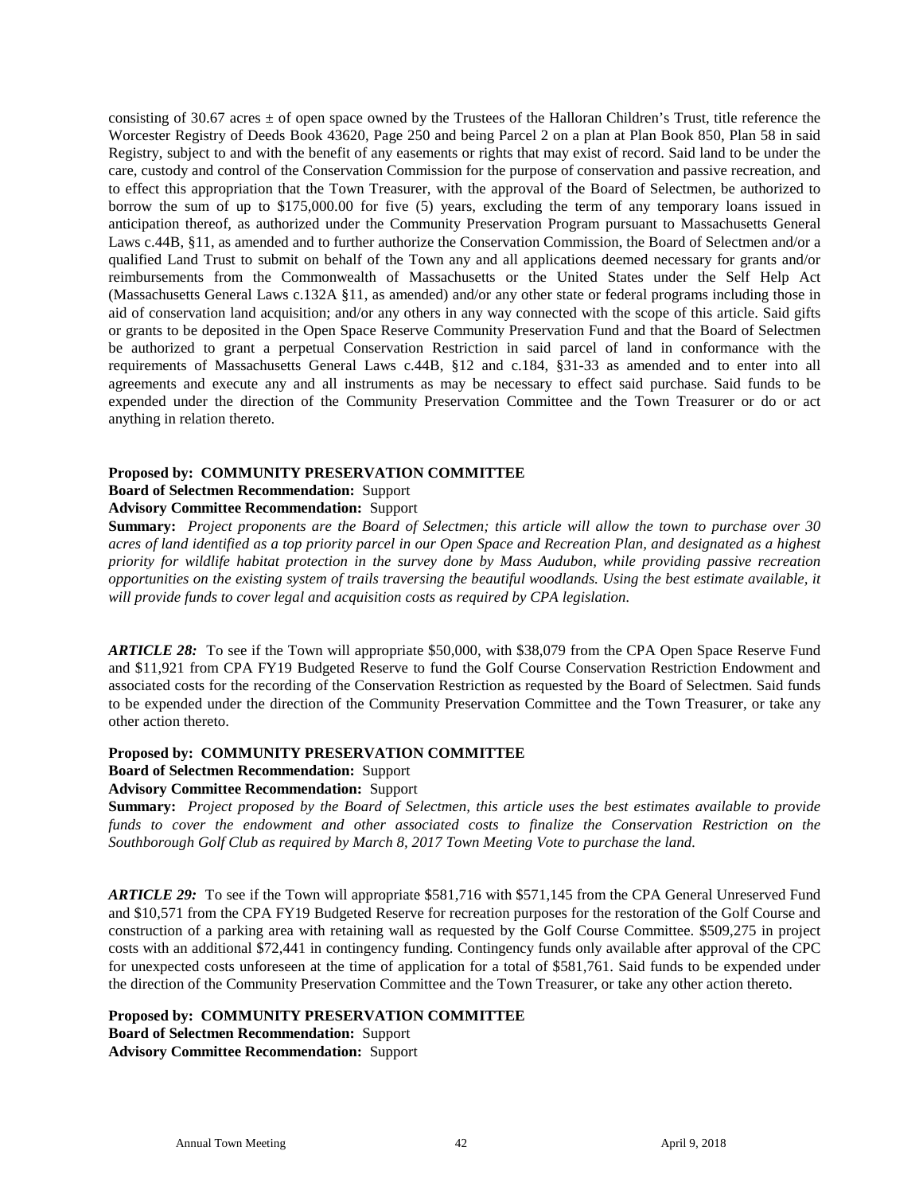consisting of 30.67 acres ± of open space owned by the Trustees of the Halloran Children's Trust, title reference the Worcester Registry of Deeds Book 43620, Page 250 and being Parcel 2 on a plan at Plan Book 850, Plan 58 in said Registry, subject to and with the benefit of any easements or rights that may exist of record. Said land to be under the care, custody and control of the Conservation Commission for the purpose of conservation and passive recreation, and to effect this appropriation that the Town Treasurer, with the approval of the Board of Selectmen, be authorized to borrow the sum of up to $175,000.00 for five (5) years, excluding the term of any temporary loans issued in anticipation thereof, as authorized under the Community Preservation Program pursuant to Massachusetts General Laws c.44B, §11, as amended and to further authorize the Conservation Commission, the Board of Selectmen and/or a qualified Land Trust to submit on behalf of the Town any and all applications deemed necessary for grants and/or reimbursements from the Commonwealth of Massachusetts or the United States under the Self Help Act (Massachusetts General Laws c.132A §11, as amended) and/or any other state or federal programs including those in aid of conservation land acquisition; and/or any others in any way connected with the scope of this article. Said gifts or grants to be deposited in the Open Space Reserve Community Preservation Fund and that the Board of Selectmen be authorized to grant a perpetual Conservation Restriction in said parcel of land in conformance with the requirements of Massachusetts General Laws c.44B, §12 and c.184, §31-33 as amended and to enter into all agreements and execute any and all instruments as may be necessary to effect said purchase. Said funds to be expended under the direction of the Community Preservation Committee and the Town Treasurer or do or act anything in relation thereto.

**Proposed by: COMMUNITY PRESERVATION COMMITTEE**
**Board of Selectmen Recommendation:** Support
**Advisory Committee Recommendation:** Support
**Summary:** *Project proponents are the Board of Selectmen; this article will allow the town to purchase over 30 acres of land identified as a top priority parcel in our Open Space and Recreation Plan, and designated as a highest priority for wildlife habitat protection in the survey done by Mass Audubon, while providing passive recreation opportunities on the existing system of trails traversing the beautiful woodlands. Using the best estimate available, it will provide funds to cover legal and acquisition costs as required by CPA legislation.*

***ARTICLE 28:*** To see if the Town will appropriate $50,000, with $38,079 from the CPA Open Space Reserve Fund and $11,921 from CPA FY19 Budgeted Reserve to fund the Golf Course Conservation Restriction Endowment and associated costs for the recording of the Conservation Restriction as requested by the Board of Selectmen. Said funds to be expended under the direction of the Community Preservation Committee and the Town Treasurer, or take any other action thereto.

**Proposed by: COMMUNITY PRESERVATION COMMITTEE**
**Board of Selectmen Recommendation:** Support
**Advisory Committee Recommendation:** Support
**Summary:** *Project proposed by the Board of Selectmen, this article uses the best estimates available to provide funds to cover the endowment and other associated costs to finalize the Conservation Restriction on the Southborough Golf Club as required by March 8, 2017 Town Meeting Vote to purchase the land.*

***ARTICLE 29:*** To see if the Town will appropriate $581,716 with $571,145 from the CPA General Unreserved Fund and $10,571 from the CPA FY19 Budgeted Reserve for recreation purposes for the restoration of the Golf Course and construction of a parking area with retaining wall as requested by the Golf Course Committee. $509,275 in project costs with an additional $72,441 in contingency funding. Contingency funds only available after approval of the CPC for unexpected costs unforeseen at the time of application for a total of $581,761. Said funds to be expended under the direction of the Community Preservation Committee and the Town Treasurer, or take any other action thereto.

**Proposed by: COMMUNITY PRESERVATION COMMITTEE**
**Board of Selectmen Recommendation:** Support
**Advisory Committee Recommendation:** Support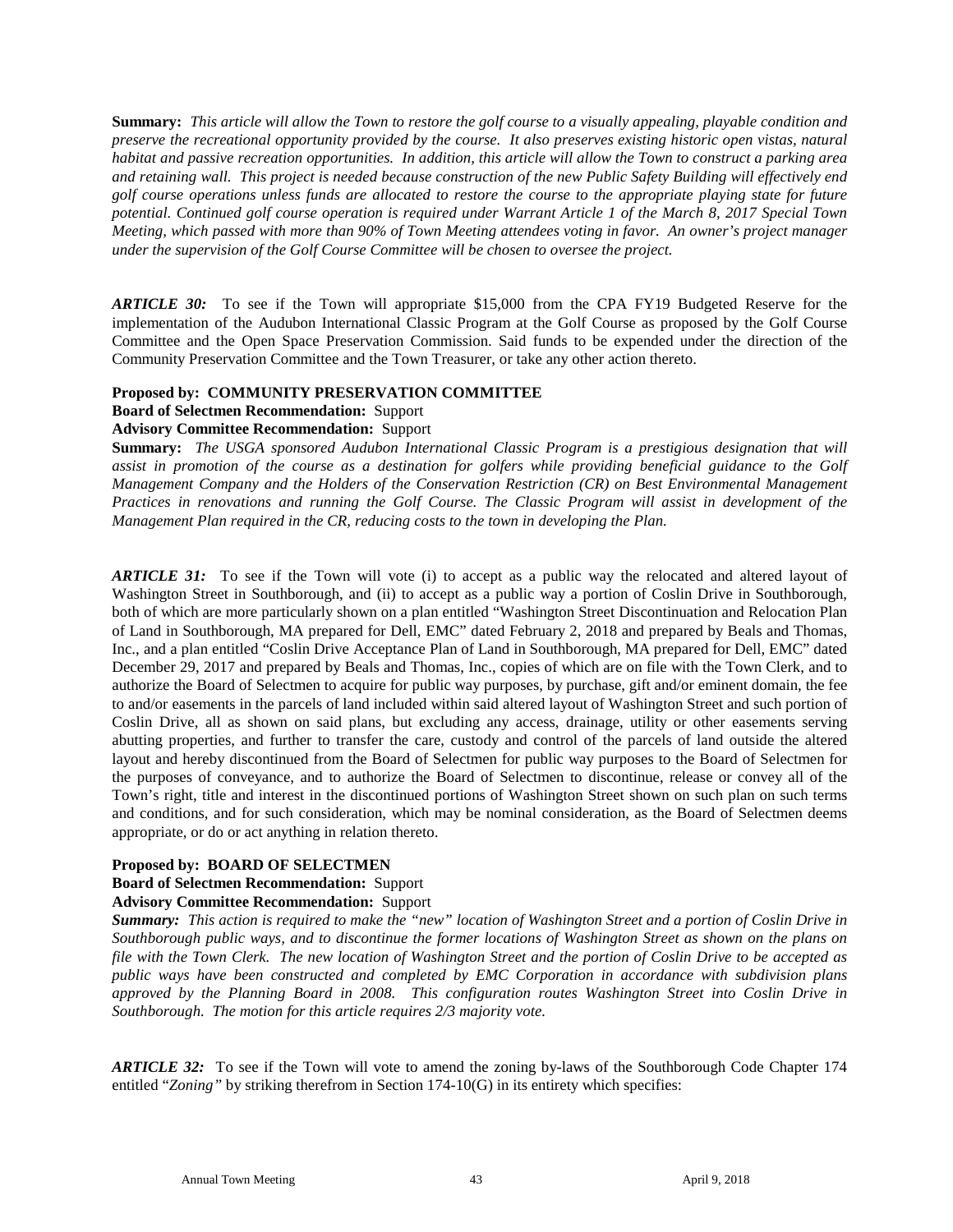**Summary:** *This article will allow the Town to restore the golf course to a visually appealing, playable condition and preserve the recreational opportunity provided by the course. It also preserves existing historic open vistas, natural habitat and passive recreation opportunities. In addition, this article will allow the Town to construct a parking area and retaining wall. This project is needed because construction of the new Public Safety Building will effectively end golf course operations unless funds are allocated to restore the course to the appropriate playing state for future potential. Continued golf course operation is required under Warrant Article 1 of the March 8, 2017 Special Town Meeting, which passed with more than 90% of Town Meeting attendees voting in favor. An owner's project manager under the supervision of the Golf Course Committee will be chosen to oversee the project.*

***ARTICLE 30:*** To see if the Town will appropriate $15,000 from the CPA FY19 Budgeted Reserve for the implementation of the Audubon International Classic Program at the Golf Course as proposed by the Golf Course Committee and the Open Space Preservation Commission. Said funds to be expended under the direction of the Community Preservation Committee and the Town Treasurer, or take any other action thereto.

**Proposed by: COMMUNITY PRESERVATION COMMITTEE**
**Board of Selectmen Recommendation:** Support
**Advisory Committee Recommendation:** Support
**Summary:** *The USGA sponsored Audubon International Classic Program is a prestigious designation that will assist in promotion of the course as a destination for golfers while providing beneficial guidance to the Golf Management Company and the Holders of the Conservation Restriction (CR) on Best Environmental Management Practices in renovations and running the Golf Course. The Classic Program will assist in development of the Management Plan required in the CR, reducing costs to the town in developing the Plan.*

***ARTICLE 31:*** To see if the Town will vote (i) to accept as a public way the relocated and altered layout of Washington Street in Southborough, and (ii) to accept as a public way a portion of Coslin Drive in Southborough, both of which are more particularly shown on a plan entitled "Washington Street Discontinuation and Relocation Plan of Land in Southborough, MA prepared for Dell, EMC" dated February 2, 2018 and prepared by Beals and Thomas, Inc., and a plan entitled "Coslin Drive Acceptance Plan of Land in Southborough, MA prepared for Dell, EMC" dated December 29, 2017 and prepared by Beals and Thomas, Inc., copies of which are on file with the Town Clerk, and to authorize the Board of Selectmen to acquire for public way purposes, by purchase, gift and/or eminent domain, the fee to and/or easements in the parcels of land included within said altered layout of Washington Street and such portion of Coslin Drive, all as shown on said plans, but excluding any access, drainage, utility or other easements serving abutting properties, and further to transfer the care, custody and control of the parcels of land outside the altered layout and hereby discontinued from the Board of Selectmen for public way purposes to the Board of Selectmen for the purposes of conveyance, and to authorize the Board of Selectmen to discontinue, release or convey all of the Town's right, title and interest in the discontinued portions of Washington Street shown on such plan on such terms and conditions, and for such consideration, which may be nominal consideration, as the Board of Selectmen deems appropriate, or do or act anything in relation thereto.

**Proposed by: BOARD OF SELECTMEN**
**Board of Selectmen Recommendation:** Support
**Advisory Committee Recommendation:** Support
***Summary:*** *This action is required to make the "new" location of Washington Street and a portion of Coslin Drive in Southborough public ways, and to discontinue the former locations of Washington Street as shown on the plans on file with the Town Clerk. The new location of Washington Street and the portion of Coslin Drive to be accepted as public ways have been constructed and completed by EMC Corporation in accordance with subdivision plans approved by the Planning Board in 2008. This configuration routes Washington Street into Coslin Drive in Southborough. The motion for this article requires 2/3 majority vote.*

***ARTICLE 32:*** To see if the Town will vote to amend the zoning by-laws of the Southborough Code Chapter 174 entitled "*Zoning"* by striking therefrom in Section 174-10(G) in its entirety which specifies: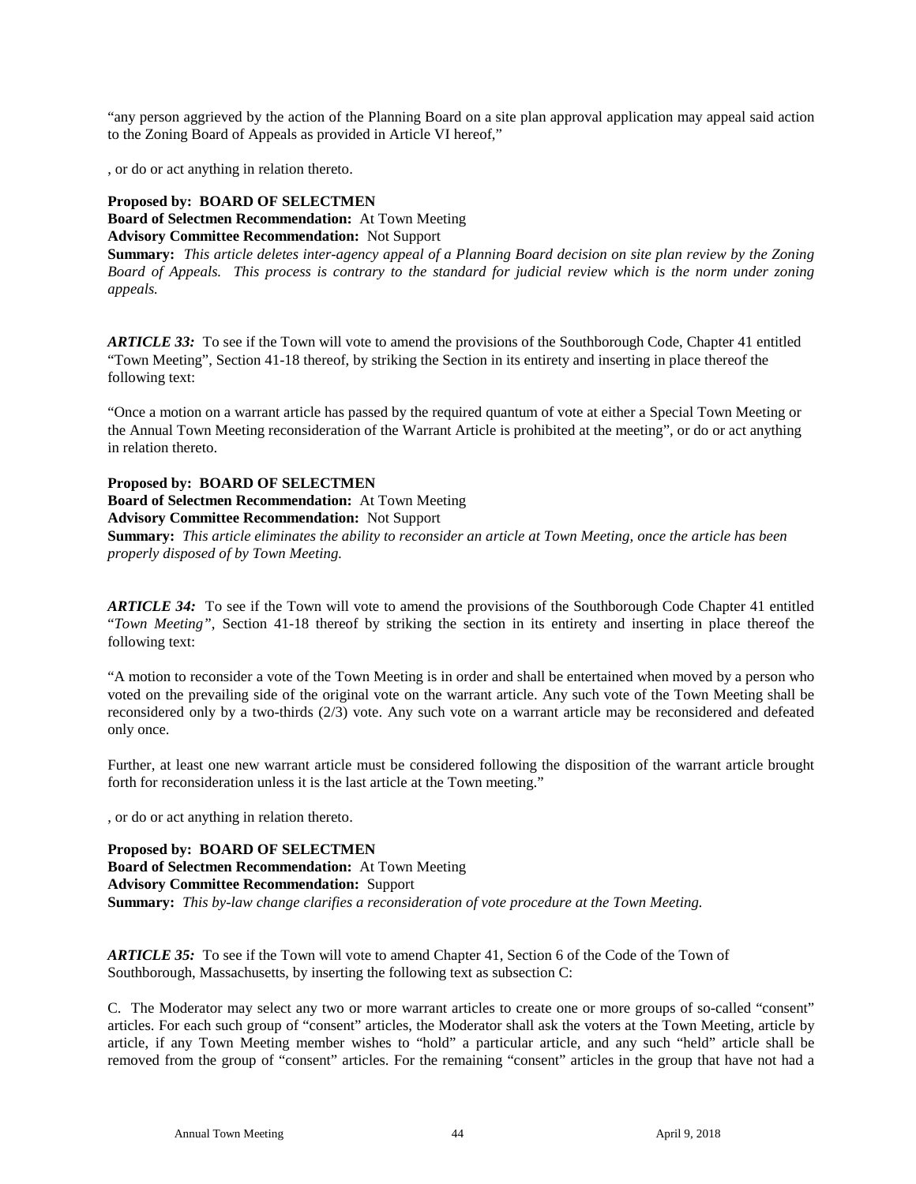"any person aggrieved by the action of the Planning Board on a site plan approval application may appeal said action to the Zoning Board of Appeals as provided in Article VI hereof,"

, or do or act anything in relation thereto.

**Proposed by: BOARD OF SELECTMEN**
**Board of Selectmen Recommendation:** At Town Meeting
**Advisory Committee Recommendation:** Not Support
**Summary:** *This article deletes inter-agency appeal of a Planning Board decision on site plan review by the Zoning Board of Appeals. This process is contrary to the standard for judicial review which is the norm under zoning appeals.*

***ARTICLE 33:*** To see if the Town will vote to amend the provisions of the Southborough Code, Chapter 41 entitled "Town Meeting", Section 41-18 thereof, by striking the Section in its entirety and inserting in place thereof the following text:

"Once a motion on a warrant article has passed by the required quantum of vote at either a Special Town Meeting or the Annual Town Meeting reconsideration of the Warrant Article is prohibited at the meeting", or do or act anything in relation thereto.

**Proposed by: BOARD OF SELECTMEN**
**Board of Selectmen Recommendation:** At Town Meeting
**Advisory Committee Recommendation:** Not Support
**Summary:** *This article eliminates the ability to reconsider an article at Town Meeting, once the article has been properly disposed of by Town Meeting.*

***ARTICLE 34:*** To see if the Town will vote to amend the provisions of the Southborough Code Chapter 41 entitled "*Town Meeting"*, Section 41-18 thereof by striking the section in its entirety and inserting in place thereof the following text:

"A motion to reconsider a vote of the Town Meeting is in order and shall be entertained when moved by a person who voted on the prevailing side of the original vote on the warrant article. Any such vote of the Town Meeting shall be reconsidered only by a two-thirds (2/3) vote. Any such vote on a warrant article may be reconsidered and defeated only once.

Further, at least one new warrant article must be considered following the disposition of the warrant article brought forth for reconsideration unless it is the last article at the Town meeting."

, or do or act anything in relation thereto.

**Proposed by: BOARD OF SELECTMEN**
**Board of Selectmen Recommendation:** At Town Meeting
**Advisory Committee Recommendation:** Support
**Summary:** *This by-law change clarifies a reconsideration of vote procedure at the Town Meeting.*

***ARTICLE 35:*** To see if the Town will vote to amend Chapter 41, Section 6 of the Code of the Town of Southborough, Massachusetts, by inserting the following text as subsection C:

C. The Moderator may select any two or more warrant articles to create one or more groups of so-called "consent" articles. For each such group of "consent" articles, the Moderator shall ask the voters at the Town Meeting, article by article, if any Town Meeting member wishes to "hold" a particular article, and any such "held" article shall be removed from the group of "consent" articles. For the remaining "consent" articles in the group that have not had a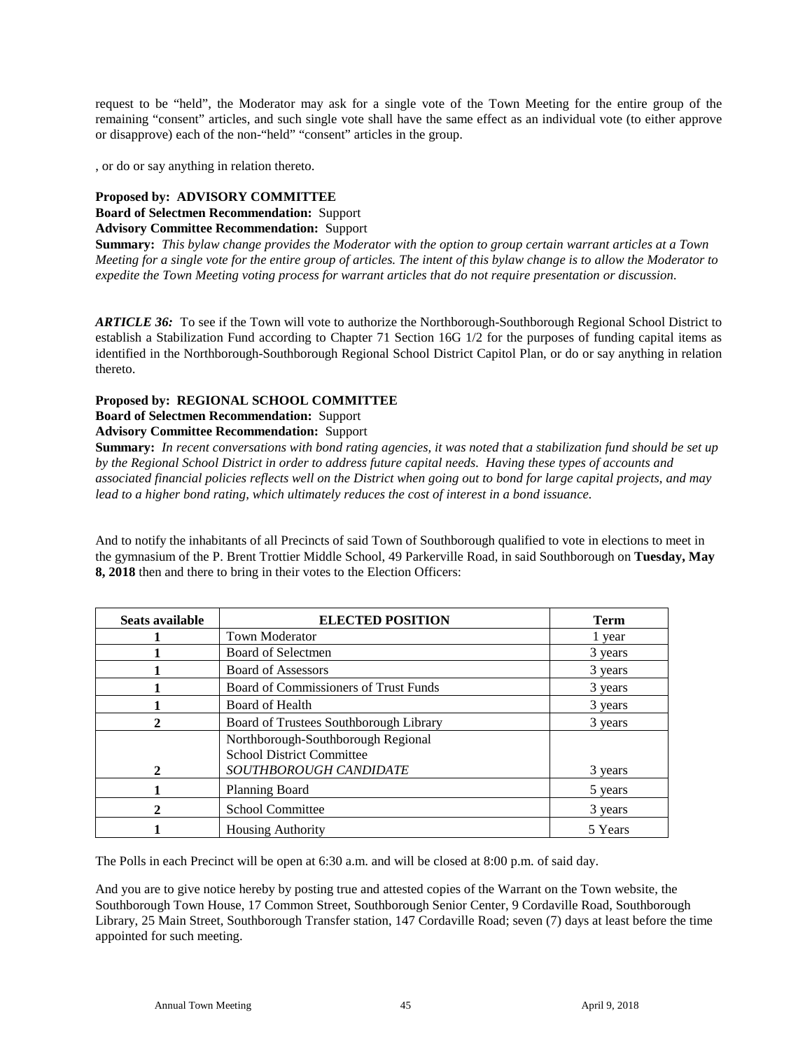request to be "held", the Moderator may ask for a single vote of the Town Meeting for the entire group of the remaining "consent" articles, and such single vote shall have the same effect as an individual vote (to either approve or disapprove) each of the non-"held" "consent" articles in the group.

, or do or say anything in relation thereto.

**Proposed by: ADVISORY COMMITTEE**
**Board of Selectmen Recommendation:** Support
**Advisory Committee Recommendation:** Support
**Summary:** *This bylaw change provides the Moderator with the option to group certain warrant articles at a Town Meeting for a single vote for the entire group of articles. The intent of this bylaw change is to allow the Moderator to expedite the Town Meeting voting process for warrant articles that do not require presentation or discussion.*

***ARTICLE 36:*** To see if the Town will vote to authorize the Northborough-Southborough Regional School District to establish a Stabilization Fund according to Chapter 71 Section 16G 1/2 for the purposes of funding capital items as identified in the Northborough-Southborough Regional School District Capitol Plan, or do or say anything in relation thereto.

**Proposed by: REGIONAL SCHOOL COMMITTEE**
**Board of Selectmen Recommendation:** Support
**Advisory Committee Recommendation:** Support
**Summary:** *In recent conversations with bond rating agencies, it was noted that a stabilization fund should be set up by the Regional School District in order to address future capital needs. Having these types of accounts and associated financial policies reflects well on the District when going out to bond for large capital projects, and may lead to a higher bond rating, which ultimately reduces the cost of interest in a bond issuance.*

And to notify the inhabitants of all Precincts of said Town of Southborough qualified to vote in elections to meet in the gymnasium of the P. Brent Trottier Middle School, 49 Parkerville Road, in said Southborough on **Tuesday, May 8, 2018** then and there to bring in their votes to the Election Officers:

| Seats available | ELECTED POSITION | Term |
|---|---|---|
| 1 | Town Moderator | 1 year |
| 1 | Board of Selectmen | 3 years |
| 1 | Board of Assessors | 3 years |
| 1 | Board of Commissioners of Trust Funds | 3 years |
| 1 | Board of Health | 3 years |
| 2 | Board of Trustees Southborough Library | 3 years |
| 2 | Northborough-Southborough Regional School District Committee *SOUTHBOROUGH CANDIDATE* | 3 years |
| 1 | Planning Board | 5 years |
| 2 | School Committee | 3 years |
| 1 | Housing Authority | 5 Years |

The Polls in each Precinct will be open at 6:30 a.m. and will be closed at 8:00 p.m. of said day.

And you are to give notice hereby by posting true and attested copies of the Warrant on the Town website, the Southborough Town House, 17 Common Street, Southborough Senior Center, 9 Cordaville Road, Southborough Library, 25 Main Street, Southborough Transfer station, 147 Cordaville Road; seven (7) days at least before the time appointed for such meeting.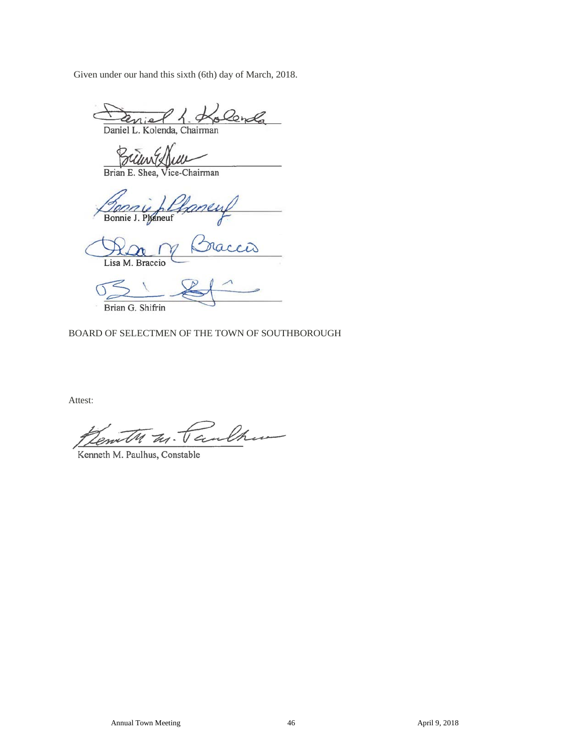Given under our hand this sixth (6th) day of March, 2018.

Daniel L. Kolenda, Chairman

Brian E. Shea, Vice-Chairman

Bonnie J. Phaneuf

Lisa M. Braccio

Brian G. Shifrin

BOARD OF SELECTMEN OF THE TOWN OF SOUTHBOROUGH

Attest:

Kenneth M. Paulhus, Constable